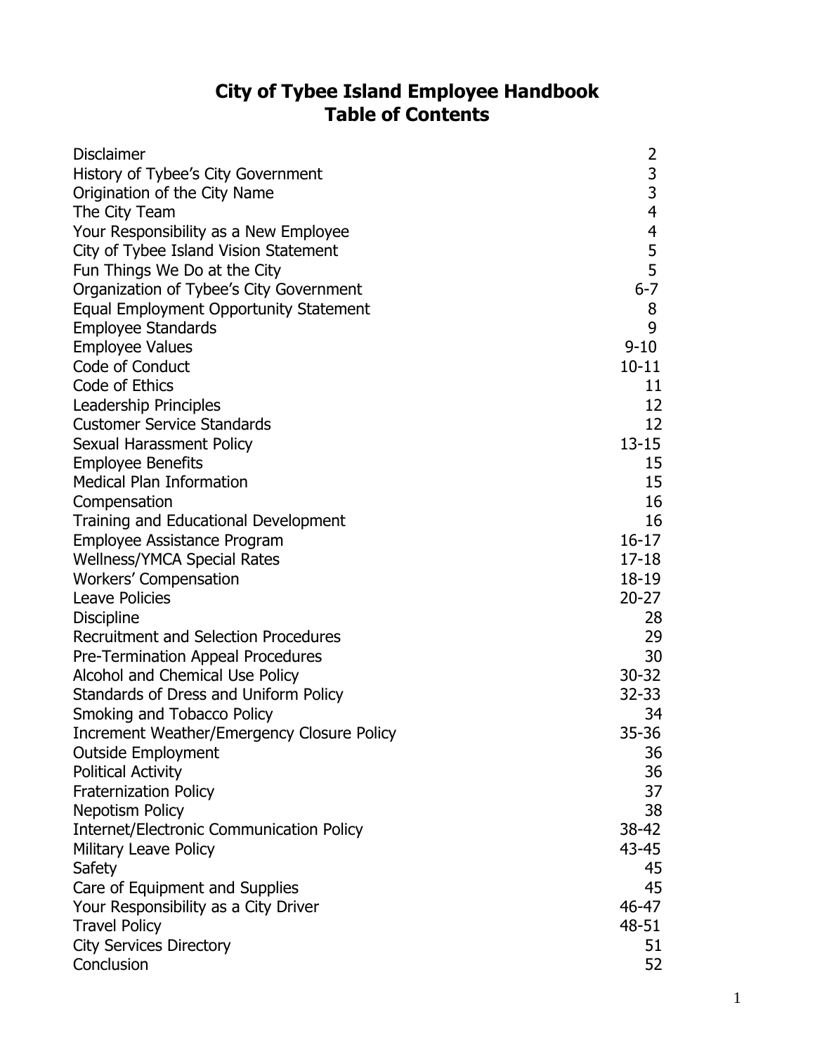# City of Tybee Island Employee Handbook
# Table of Contents

| | |
|---|---|
| Disclaimer | 2 |
| History of Tybee's City Government | 3 |
| Origination of the City Name | 3 |
| The City Team | 4 |
| Your Responsibility as a New Employee | 4 |
| City of Tybee Island Vision Statement | 5 |
| Fun Things We Do at the City | 5 |
| Organization of Tybee's City Government | 6-7 |
| Equal Employment Opportunity Statement | 8 |
| Employee Standards | 9 |
| Employee Values | 9-10 |
| Code of Conduct | 10-11 |
| Code of Ethics | 11 |
| Leadership Principles | 12 |
| Customer Service Standards | 12 |
| Sexual Harassment Policy | 13-15 |
| Employee Benefits | 15 |
| Medical Plan Information | 15 |
| Compensation | 16 |
| Training and Educational Development | 16 |
| Employee Assistance Program | 16-17 |
| Wellness/YMCA Special Rates | 17-18 |
| Workers' Compensation | 18-19 |
| Leave Policies | 20-27 |
| Discipline | 28 |
| Recruitment and Selection Procedures | 29 |
| Pre-Termination Appeal Procedures | 30 |
| Alcohol and Chemical Use Policy | 30-32 |
| Standards of Dress and Uniform Policy | 32-33 |
| Smoking and Tobacco Policy | 34 |
| Increment Weather/Emergency Closure Policy | 35-36 |
| Outside Employment | 36 |
| Political Activity | 36 |
| Fraternization Policy | 37 |
| Nepotism Policy | 38 |
| Internet/Electronic Communication Policy | 38-42 |
| Military Leave Policy | 43-45 |
| Safety | 45 |
| Care of Equipment and Supplies | 45 |
| Your Responsibility as a City Driver | 46-47 |
| Travel Policy | 48-51 |
| City Services Directory | 51 |
| Conclusion | 52 |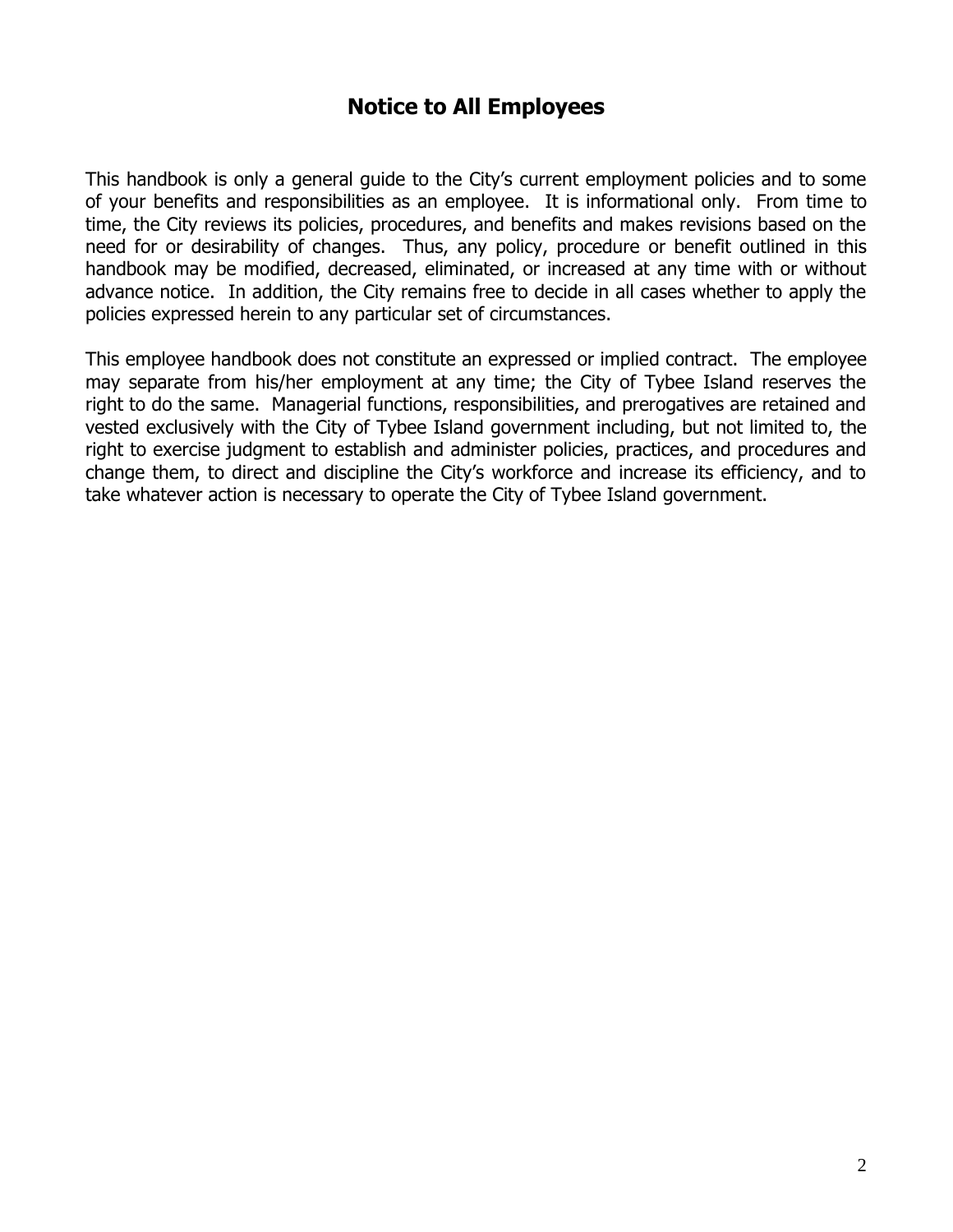## Notice to All Employees

This handbook is only a general guide to the City's current employment policies and to some of your benefits and responsibilities as an employee. It is informational only. From time to time, the City reviews its policies, procedures, and benefits and makes revisions based on the need for or desirability of changes. Thus, any policy, procedure or benefit outlined in this handbook may be modified, decreased, eliminated, or increased at any time with or without advance notice. In addition, the City remains free to decide in all cases whether to apply the policies expressed herein to any particular set of circumstances.

This employee handbook does not constitute an expressed or implied contract. The employee may separate from his/her employment at any time; the City of Tybee Island reserves the right to do the same. Managerial functions, responsibilities, and prerogatives are retained and vested exclusively with the City of Tybee Island government including, but not limited to, the right to exercise judgment to establish and administer policies, practices, and procedures and change them, to direct and discipline the City's workforce and increase its efficiency, and to take whatever action is necessary to operate the City of Tybee Island government.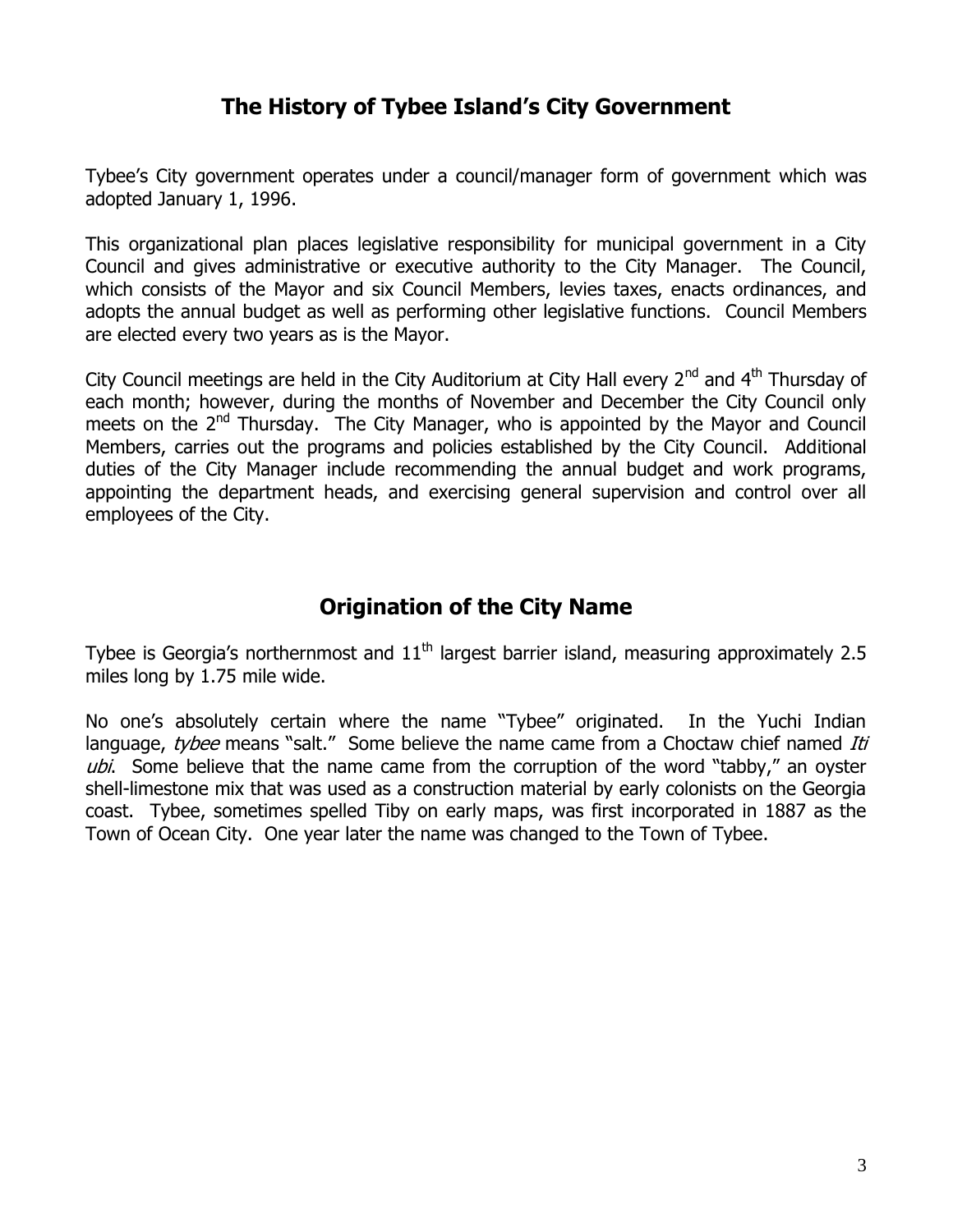## The History of Tybee Island's City Government

Tybee's City government operates under a council/manager form of government which was adopted January 1, 1996.

This organizational plan places legislative responsibility for municipal government in a City Council and gives administrative or executive authority to the City Manager. The Council, which consists of the Mayor and six Council Members, levies taxes, enacts ordinances, and adopts the annual budget as well as performing other legislative functions. Council Members are elected every two years as is the Mayor.

City Council meetings are held in the City Auditorium at City Hall every 2nd and 4th Thursday of each month; however, during the months of November and December the City Council only meets on the 2nd Thursday. The City Manager, who is appointed by the Mayor and Council Members, carries out the programs and policies established by the City Council. Additional duties of the City Manager include recommending the annual budget and work programs, appointing the department heads, and exercising general supervision and control over all employees of the City.

## Origination of the City Name

Tybee is Georgia's northernmost and 11th largest barrier island, measuring approximately 2.5 miles long by 1.75 mile wide.

No one's absolutely certain where the name "Tybee" originated. In the Yuchi Indian language, *tybee* means "salt." Some believe the name came from a Choctaw chief named *Iti ubi*. Some believe that the name came from the corruption of the word "tabby," an oyster shell-limestone mix that was used as a construction material by early colonists on the Georgia coast. Tybee, sometimes spelled Tiby on early maps, was first incorporated in 1887 as the Town of Ocean City. One year later the name was changed to the Town of Tybee.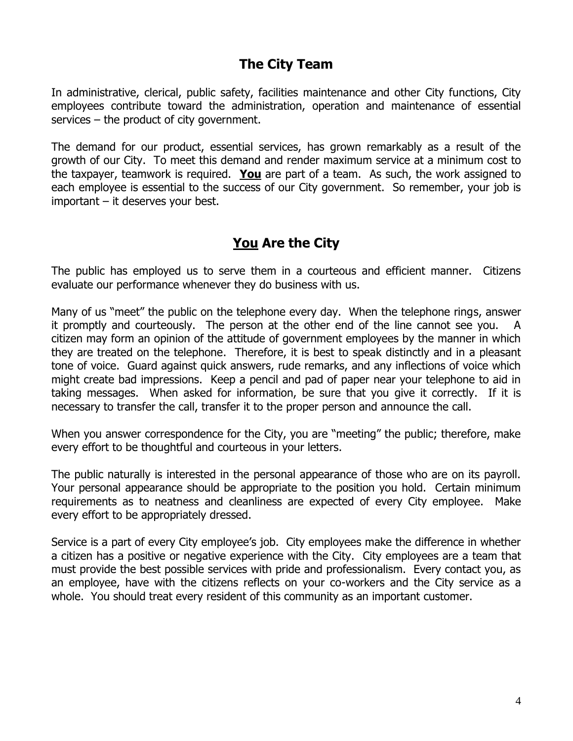## The City Team

In administrative, clerical, public safety, facilities maintenance and other City functions, City employees contribute toward the administration, operation and maintenance of essential services – the product of city government.

The demand for our product, essential services, has grown remarkably as a result of the growth of our City. To meet this demand and render maximum service at a minimum cost to the taxpayer, teamwork is required. **You** are part of a team. As such, the work assigned to each employee is essential to the success of our City government. So remember, your job is important – it deserves your best.

## You Are the City

The public has employed us to serve them in a courteous and efficient manner. Citizens evaluate our performance whenever they do business with us.

Many of us "meet" the public on the telephone every day. When the telephone rings, answer it promptly and courteously. The person at the other end of the line cannot see you. A citizen may form an opinion of the attitude of government employees by the manner in which they are treated on the telephone. Therefore, it is best to speak distinctly and in a pleasant tone of voice. Guard against quick answers, rude remarks, and any inflections of voice which might create bad impressions. Keep a pencil and pad of paper near your telephone to aid in taking messages. When asked for information, be sure that you give it correctly. If it is necessary to transfer the call, transfer it to the proper person and announce the call.

When you answer correspondence for the City, you are "meeting" the public; therefore, make every effort to be thoughtful and courteous in your letters.

The public naturally is interested in the personal appearance of those who are on its payroll. Your personal appearance should be appropriate to the position you hold. Certain minimum requirements as to neatness and cleanliness are expected of every City employee. Make every effort to be appropriately dressed.

Service is a part of every City employee's job. City employees make the difference in whether a citizen has a positive or negative experience with the City. City employees are a team that must provide the best possible services with pride and professionalism. Every contact you, as an employee, have with the citizens reflects on your co-workers and the City service as a whole. You should treat every resident of this community as an important customer.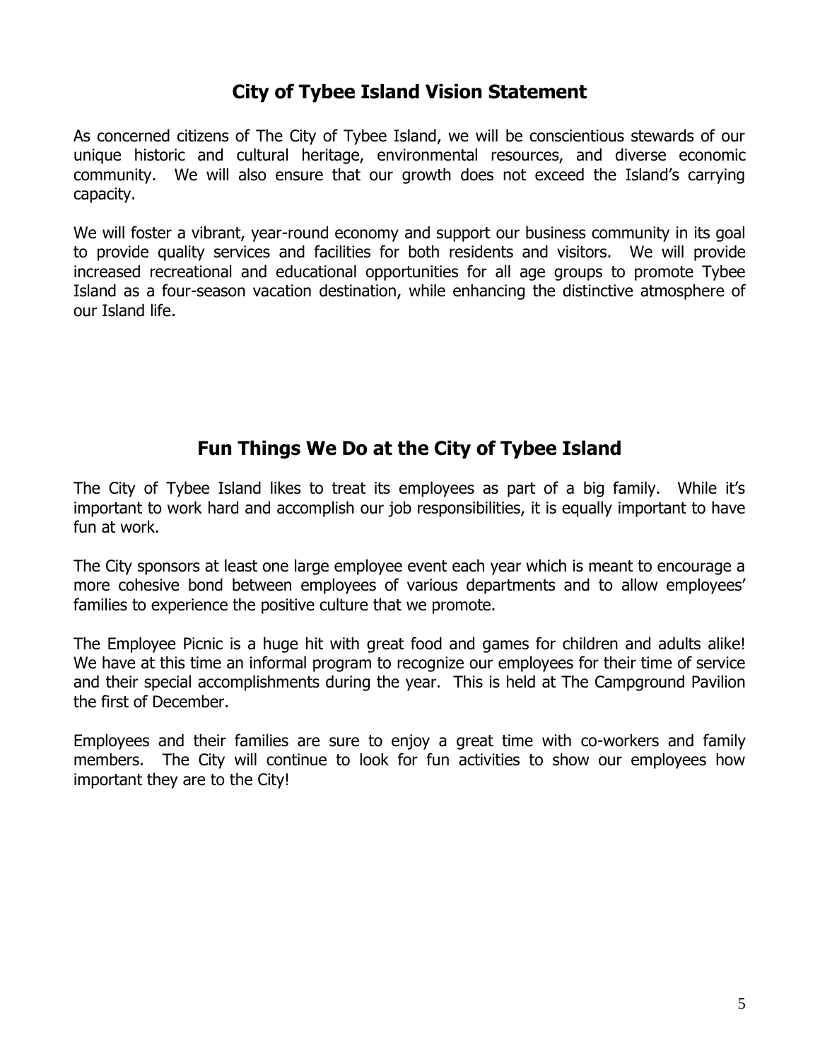## City of Tybee Island Vision Statement

As concerned citizens of The City of Tybee Island, we will be conscientious stewards of our unique historic and cultural heritage, environmental resources, and diverse economic community. We will also ensure that our growth does not exceed the Island's carrying capacity.

We will foster a vibrant, year-round economy and support our business community in its goal to provide quality services and facilities for both residents and visitors. We will provide increased recreational and educational opportunities for all age groups to promote Tybee Island as a four-season vacation destination, while enhancing the distinctive atmosphere of our Island life.

## Fun Things We Do at the City of Tybee Island

The City of Tybee Island likes to treat its employees as part of a big family. While it's important to work hard and accomplish our job responsibilities, it is equally important to have fun at work.

The City sponsors at least one large employee event each year which is meant to encourage a more cohesive bond between employees of various departments and to allow employees' families to experience the positive culture that we promote.

The Employee Picnic is a huge hit with great food and games for children and adults alike! We have at this time an informal program to recognize our employees for their time of service and their special accomplishments during the year. This is held at The Campground Pavilion the first of December.

Employees and their families are sure to enjoy a great time with co-workers and family members. The City will continue to look for fun activities to show our employees how important they are to the City!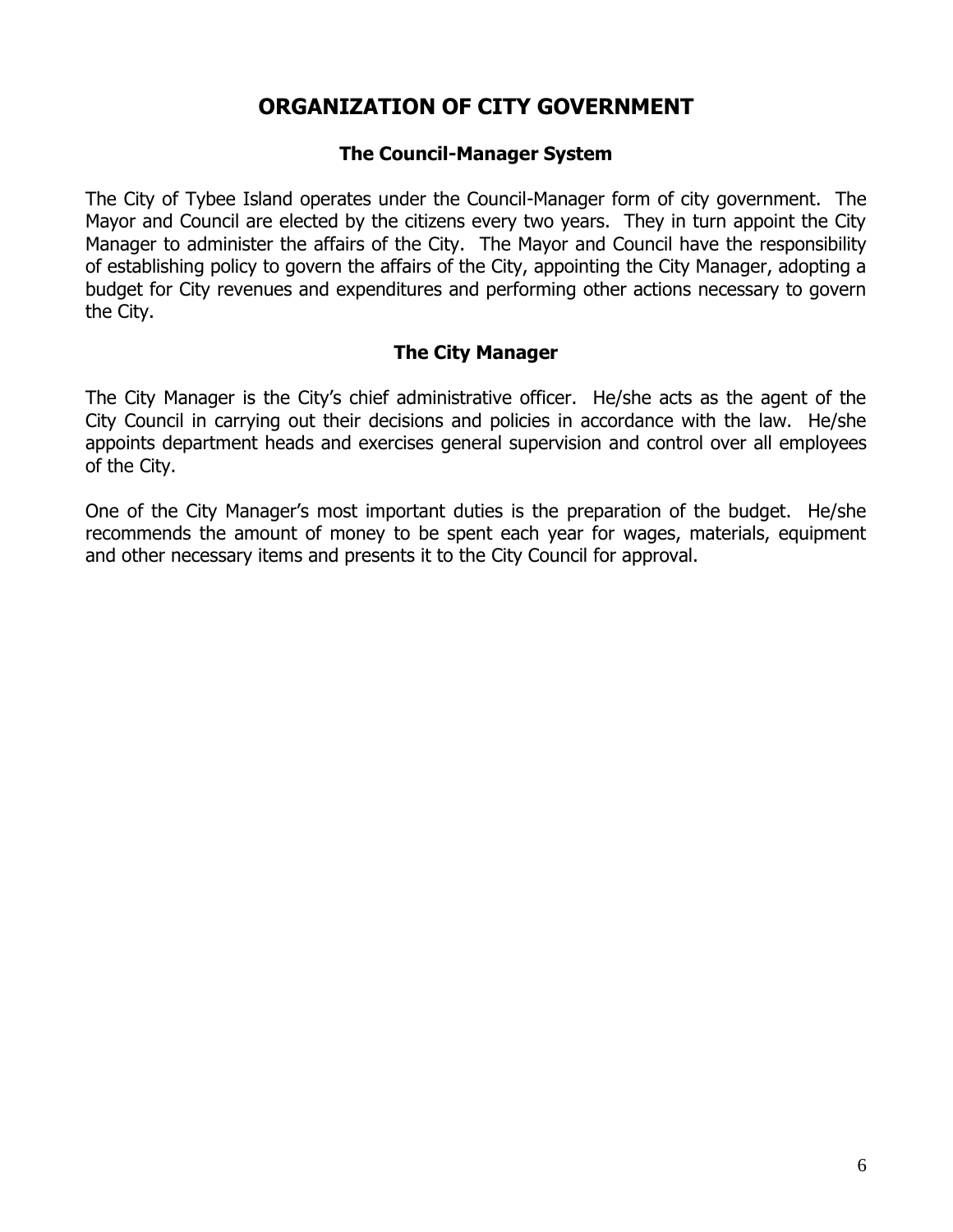# ORGANIZATION OF CITY GOVERNMENT

## The Council-Manager System

The City of Tybee Island operates under the Council-Manager form of city government. The Mayor and Council are elected by the citizens every two years. They in turn appoint the City Manager to administer the affairs of the City. The Mayor and Council have the responsibility of establishing policy to govern the affairs of the City, appointing the City Manager, adopting a budget for City revenues and expenditures and performing other actions necessary to govern the City.

## The City Manager

The City Manager is the City's chief administrative officer. He/she acts as the agent of the City Council in carrying out their decisions and policies in accordance with the law. He/she appoints department heads and exercises general supervision and control over all employees of the City.

One of the City Manager's most important duties is the preparation of the budget. He/she recommends the amount of money to be spent each year for wages, materials, equipment and other necessary items and presents it to the City Council for approval.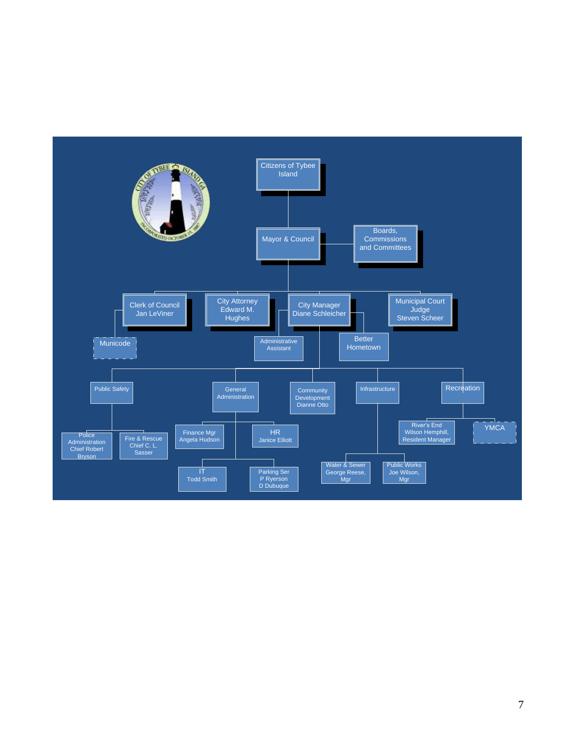- Citizens of Tybee Island
  - Mayor & Council
    - Boards, Commissions and Committees
    - Clerk of Council Jan LeViner
      - Municode
    - City Attorney Edward M. Hughes
    - City Manager Diane Schleicher
      - Administrative Assistant
      - Better Hometown
      - Public Safety
        - Police Administration Chief Robert Bryson
        - Fire & Rescue Chief C. L. Sasser
      - General Administration
        - Finance Mgr Angela Hudson
        - HR Janice Elliott
        - IT Todd Smith
        - Parking Ser P Ryerson D Dubuque
      - Community Development Dianne Otto
      - Infrastructure
        - Water & Sewer George Reese, Mgr
        - Public Works Joe Wilson, Mgr
      - Recreation
        - River's End Wilson Hemphill, Resident Manager
        - YMCA
    - Municipal Court Judge Steven Scheer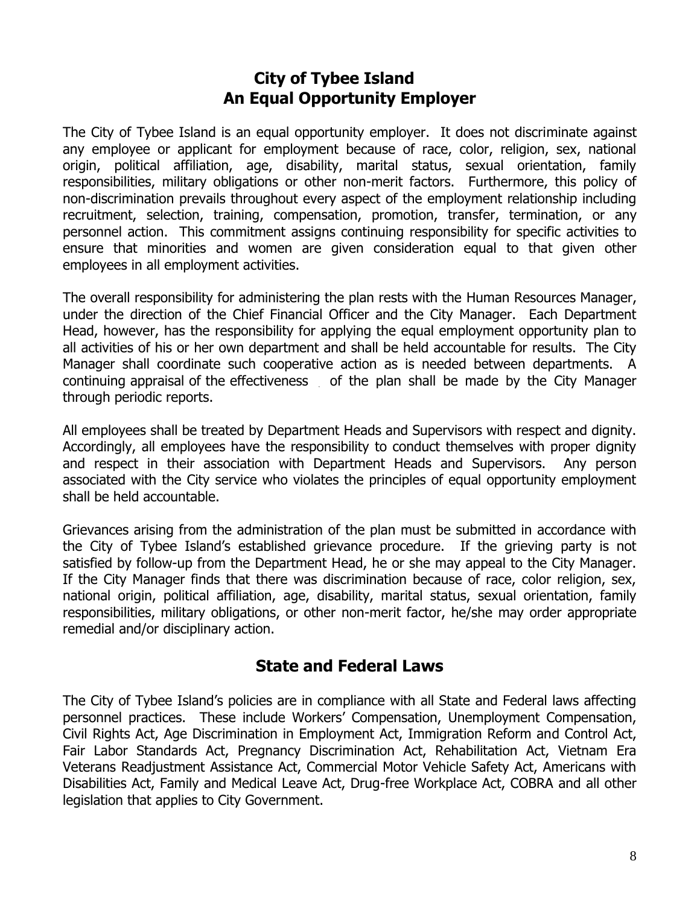## City of Tybee Island
## An Equal Opportunity Employer

The City of Tybee Island is an equal opportunity employer. It does not discriminate against any employee or applicant for employment because of race, color, religion, sex, national origin, political affiliation, age, disability, marital status, sexual orientation, family responsibilities, military obligations or other non-merit factors. Furthermore, this policy of non-discrimination prevails throughout every aspect of the employment relationship including recruitment, selection, training, compensation, promotion, transfer, termination, or any personnel action. This commitment assigns continuing responsibility for specific activities to ensure that minorities and women are given consideration equal to that given other employees in all employment activities.

The overall responsibility for administering the plan rests with the Human Resources Manager, under the direction of the Chief Financial Officer and the City Manager. Each Department Head, however, has the responsibility for applying the equal employment opportunity plan to all activities of his or her own department and shall be held accountable for results. The City Manager shall coordinate such cooperative action as is needed between departments. A continuing appraisal of the effectiveness of the plan shall be made by the City Manager through periodic reports.

All employees shall be treated by Department Heads and Supervisors with respect and dignity. Accordingly, all employees have the responsibility to conduct themselves with proper dignity and respect in their association with Department Heads and Supervisors. Any person associated with the City service who violates the principles of equal opportunity employment shall be held accountable.

Grievances arising from the administration of the plan must be submitted in accordance with the City of Tybee Island's established grievance procedure. If the grieving party is not satisfied by follow-up from the Department Head, he or she may appeal to the City Manager. If the City Manager finds that there was discrimination because of race, color religion, sex, national origin, political affiliation, age, disability, marital status, sexual orientation, family responsibilities, military obligations, or other non-merit factor, he/she may order appropriate remedial and/or disciplinary action.

## State and Federal Laws

The City of Tybee Island's policies are in compliance with all State and Federal laws affecting personnel practices. These include Workers' Compensation, Unemployment Compensation, Civil Rights Act, Age Discrimination in Employment Act, Immigration Reform and Control Act, Fair Labor Standards Act, Pregnancy Discrimination Act, Rehabilitation Act, Vietnam Era Veterans Readjustment Assistance Act, Commercial Motor Vehicle Safety Act, Americans with Disabilities Act, Family and Medical Leave Act, Drug-free Workplace Act, COBRA and all other legislation that applies to City Government.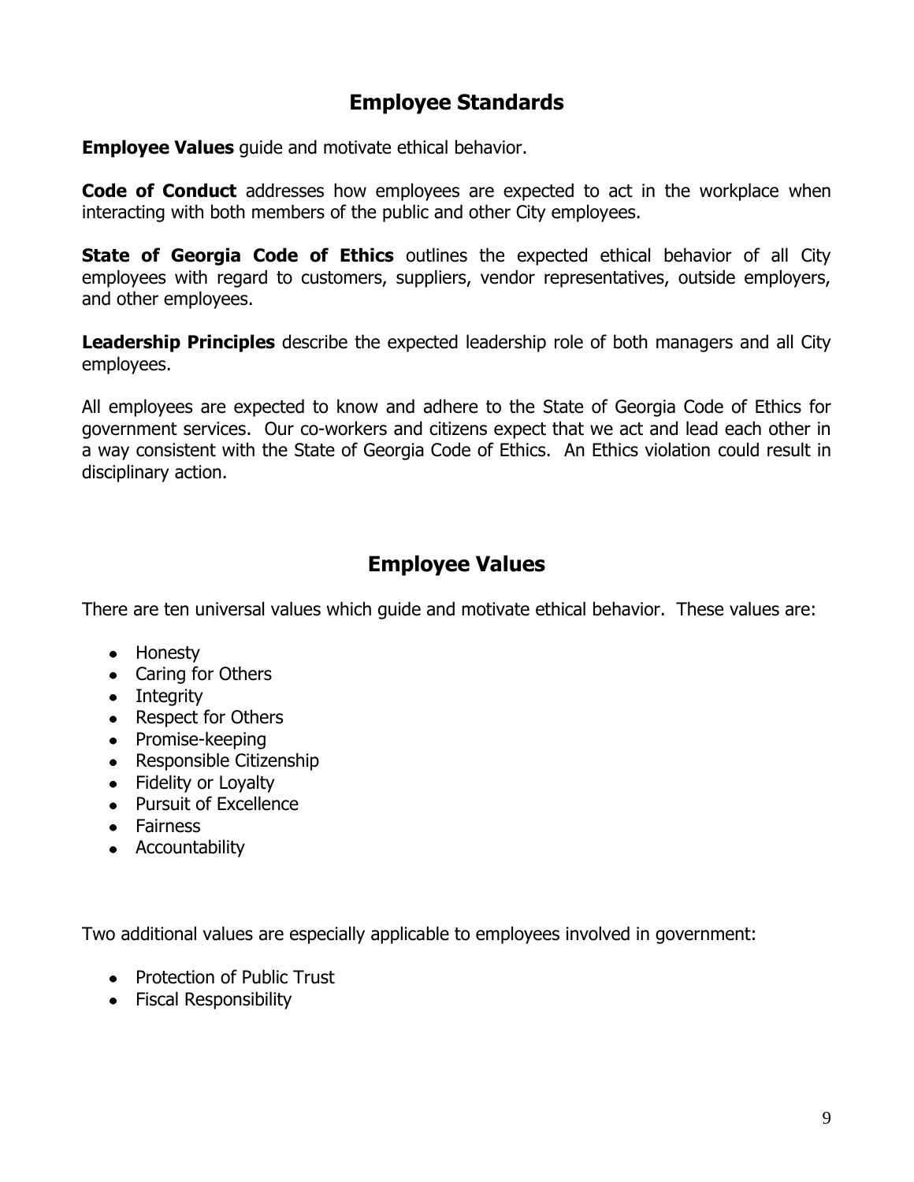## Employee Standards

**Employee Values** guide and motivate ethical behavior.

**Code of Conduct** addresses how employees are expected to act in the workplace when interacting with both members of the public and other City employees.

**State of Georgia Code of Ethics** outlines the expected ethical behavior of all City employees with regard to customers, suppliers, vendor representatives, outside employers, and other employees.

**Leadership Principles** describe the expected leadership role of both managers and all City employees.

All employees are expected to know and adhere to the State of Georgia Code of Ethics for government services. Our co-workers and citizens expect that we act and lead each other in a way consistent with the State of Georgia Code of Ethics. An Ethics violation could result in disciplinary action.

## Employee Values

There are ten universal values which guide and motivate ethical behavior. These values are:

- Honesty
- Caring for Others
- Integrity
- Respect for Others
- Promise-keeping
- Responsible Citizenship
- Fidelity or Loyalty
- Pursuit of Excellence
- Fairness
- Accountability

Two additional values are especially applicable to employees involved in government:

- Protection of Public Trust
- Fiscal Responsibility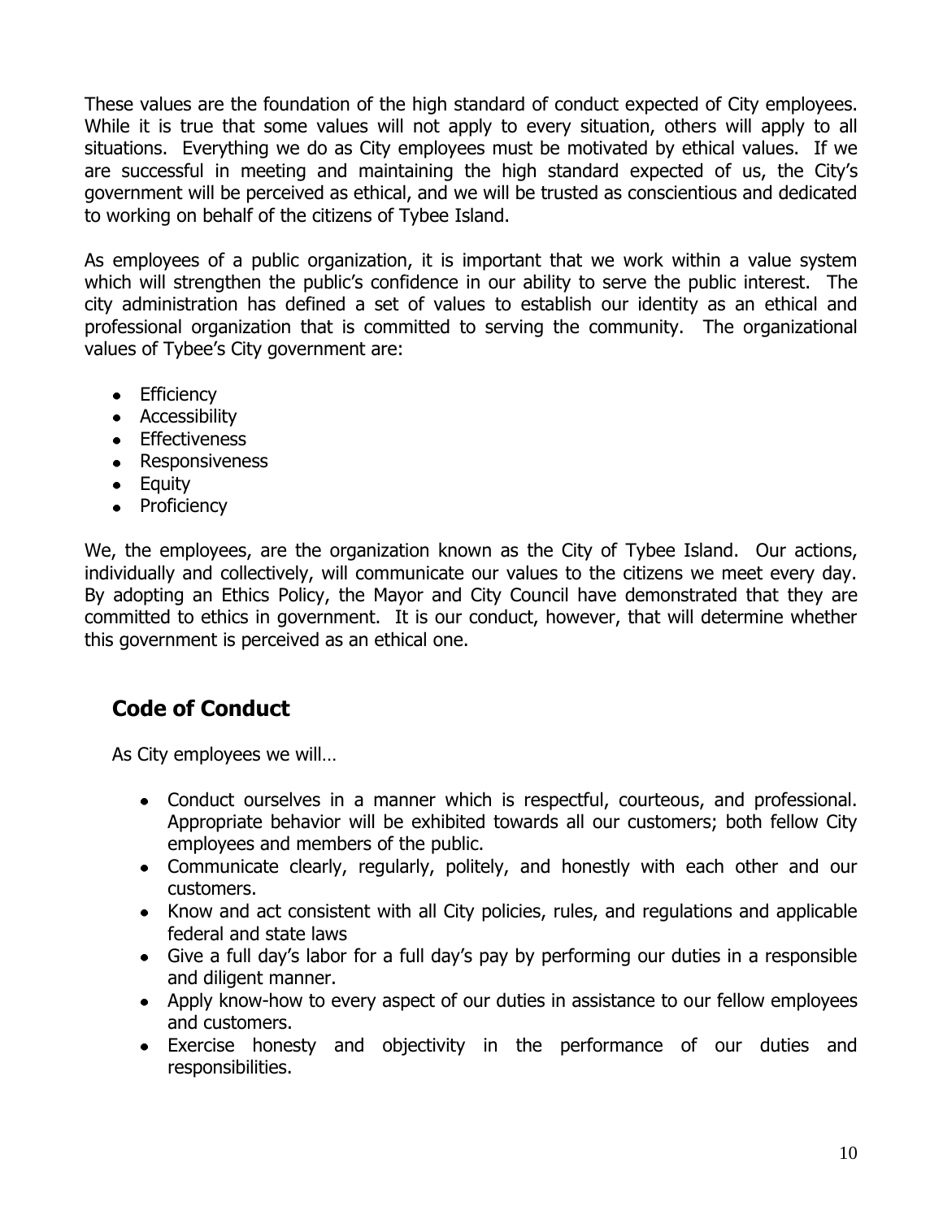These values are the foundation of the high standard of conduct expected of City employees. While it is true that some values will not apply to every situation, others will apply to all situations. Everything we do as City employees must be motivated by ethical values. If we are successful in meeting and maintaining the high standard expected of us, the City's government will be perceived as ethical, and we will be trusted as conscientious and dedicated to working on behalf of the citizens of Tybee Island.

As employees of a public organization, it is important that we work within a value system which will strengthen the public's confidence in our ability to serve the public interest. The city administration has defined a set of values to establish our identity as an ethical and professional organization that is committed to serving the community. The organizational values of Tybee's City government are:

- Efficiency
- Accessibility
- Effectiveness
- Responsiveness
- Equity
- Proficiency

We, the employees, are the organization known as the City of Tybee Island. Our actions, individually and collectively, will communicate our values to the citizens we meet every day. By adopting an Ethics Policy, the Mayor and City Council have demonstrated that they are committed to ethics in government. It is our conduct, however, that will determine whether this government is perceived as an ethical one.

## Code of Conduct

As City employees we will…

- Conduct ourselves in a manner which is respectful, courteous, and professional. Appropriate behavior will be exhibited towards all our customers; both fellow City employees and members of the public.
- Communicate clearly, regularly, politely, and honestly with each other and our customers.
- Know and act consistent with all City policies, rules, and regulations and applicable federal and state laws
- Give a full day's labor for a full day's pay by performing our duties in a responsible and diligent manner.
- Apply know-how to every aspect of our duties in assistance to our fellow employees and customers.
- Exercise honesty and objectivity in the performance of our duties and responsibilities.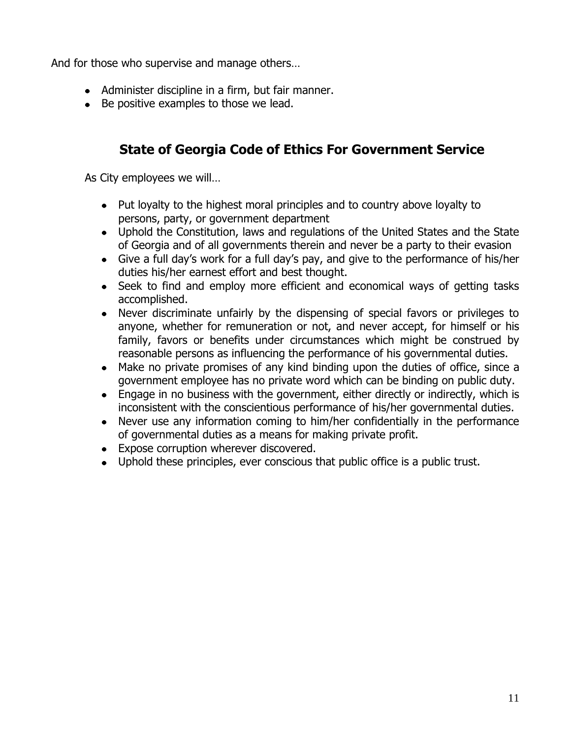And for those who supervise and manage others…

- Administer discipline in a firm, but fair manner.
- Be positive examples to those we lead.

## State of Georgia Code of Ethics For Government Service

As City employees we will…

- Put loyalty to the highest moral principles and to country above loyalty to persons, party, or government department
- Uphold the Constitution, laws and regulations of the United States and the State of Georgia and of all governments therein and never be a party to their evasion
- Give a full day's work for a full day's pay, and give to the performance of his/her duties his/her earnest effort and best thought.
- Seek to find and employ more efficient and economical ways of getting tasks accomplished.
- Never discriminate unfairly by the dispensing of special favors or privileges to anyone, whether for remuneration or not, and never accept, for himself or his family, favors or benefits under circumstances which might be construed by reasonable persons as influencing the performance of his governmental duties.
- Make no private promises of any kind binding upon the duties of office, since a government employee has no private word which can be binding on public duty.
- Engage in no business with the government, either directly or indirectly, which is inconsistent with the conscientious performance of his/her governmental duties.
- Never use any information coming to him/her confidentially in the performance of governmental duties as a means for making private profit.
- Expose corruption wherever discovered.
- Uphold these principles, ever conscious that public office is a public trust.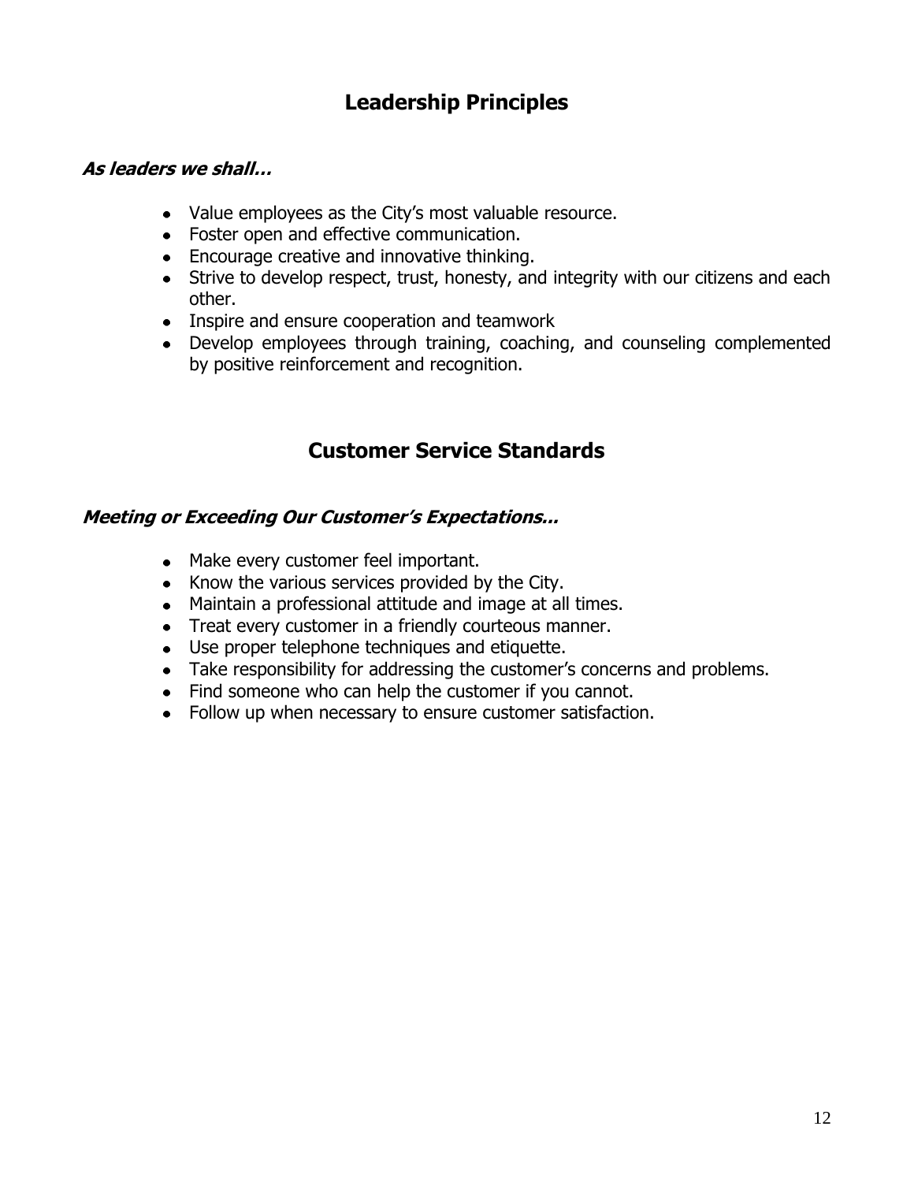## Leadership Principles

***As leaders we shall…***

- Value employees as the City's most valuable resource.
- Foster open and effective communication.
- Encourage creative and innovative thinking.
- Strive to develop respect, trust, honesty, and integrity with our citizens and each other.
- Inspire and ensure cooperation and teamwork
- Develop employees through training, coaching, and counseling complemented by positive reinforcement and recognition.

## Customer Service Standards

***Meeting or Exceeding Our Customer's Expectations...***

- Make every customer feel important.
- Know the various services provided by the City.
- Maintain a professional attitude and image at all times.
- Treat every customer in a friendly courteous manner.
- Use proper telephone techniques and etiquette.
- Take responsibility for addressing the customer's concerns and problems.
- Find someone who can help the customer if you cannot.
- Follow up when necessary to ensure customer satisfaction.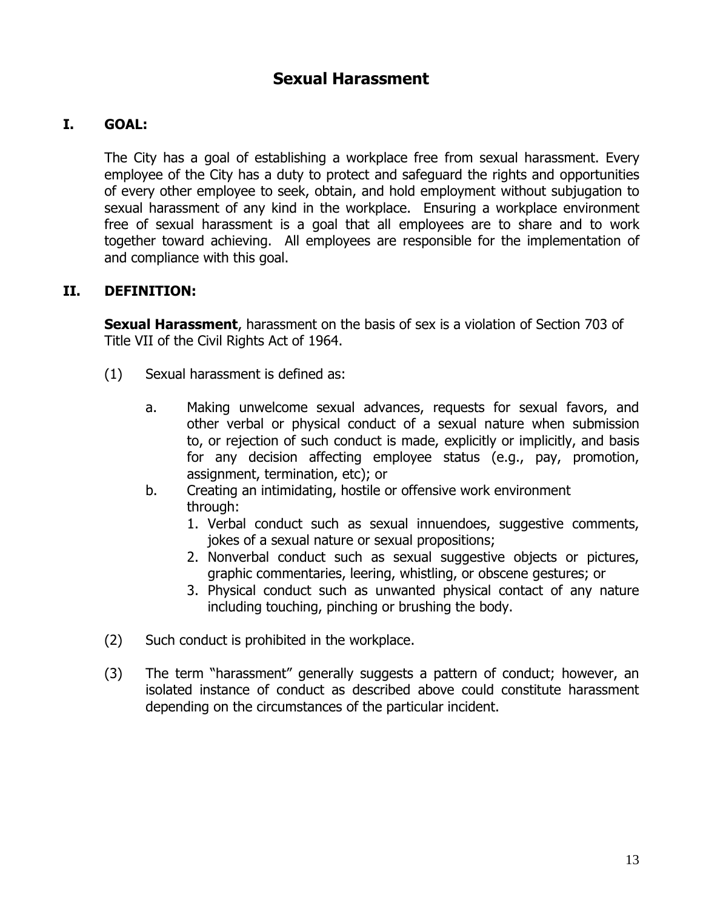# Sexual Harassment

## I. GOAL:

The City has a goal of establishing a workplace free from sexual harassment. Every employee of the City has a duty to protect and safeguard the rights and opportunities of every other employee to seek, obtain, and hold employment without subjugation to sexual harassment of any kind in the workplace. Ensuring a workplace environment free of sexual harassment is a goal that all employees are to share and to work together toward achieving. All employees are responsible for the implementation of and compliance with this goal.

## II. DEFINITION:

**Sexual Harassment**, harassment on the basis of sex is a violation of Section 703 of Title VII of the Civil Rights Act of 1964.

(1) Sexual harassment is defined as:

   a. Making unwelcome sexual advances, requests for sexual favors, and other verbal or physical conduct of a sexual nature when submission to, or rejection of such conduct is made, explicitly or implicitly, and basis for any decision affecting employee status (e.g., pay, promotion, assignment, termination, etc); or

   b. Creating an intimidating, hostile or offensive work environment through:

      1. Verbal conduct such as sexual innuendoes, suggestive comments, jokes of a sexual nature or sexual propositions;
      2. Nonverbal conduct such as sexual suggestive objects or pictures, graphic commentaries, leering, whistling, or obscene gestures; or
      3. Physical conduct such as unwanted physical contact of any nature including touching, pinching or brushing the body.

(2) Such conduct is prohibited in the workplace.

(3) The term "harassment" generally suggests a pattern of conduct; however, an isolated instance of conduct as described above could constitute harassment depending on the circumstances of the particular incident.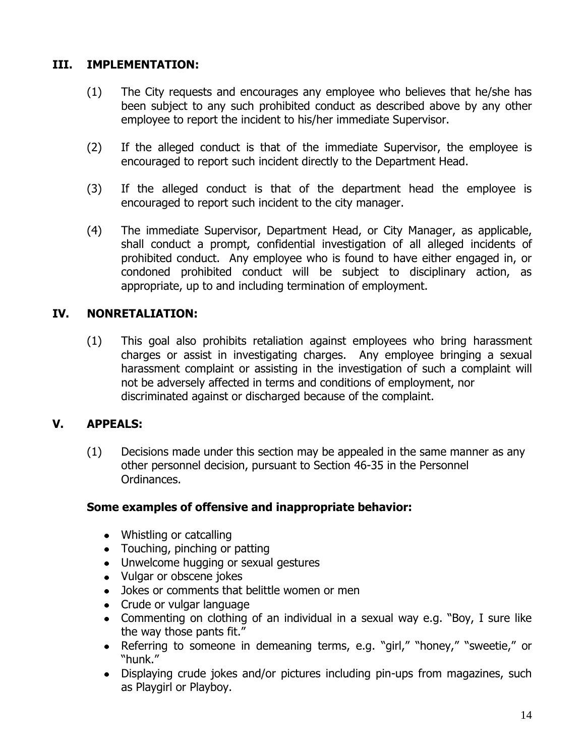## III. IMPLEMENTATION:

(1) The City requests and encourages any employee who believes that he/she has been subject to any such prohibited conduct as described above by any other employee to report the incident to his/her immediate Supervisor.

(2) If the alleged conduct is that of the immediate Supervisor, the employee is encouraged to report such incident directly to the Department Head.

(3) If the alleged conduct is that of the department head the employee is encouraged to report such incident to the city manager.

(4) The immediate Supervisor, Department Head, or City Manager, as applicable, shall conduct a prompt, confidential investigation of all alleged incidents of prohibited conduct. Any employee who is found to have either engaged in, or condoned prohibited conduct will be subject to disciplinary action, as appropriate, up to and including termination of employment.

## IV. NONRETALIATION:

(1) This goal also prohibits retaliation against employees who bring harassment charges or assist in investigating charges. Any employee bringing a sexual harassment complaint or assisting in the investigation of such a complaint will not be adversely affected in terms and conditions of employment, nor discriminated against or discharged because of the complaint.

## V. APPEALS:

(1) Decisions made under this section may be appealed in the same manner as any other personnel decision, pursuant to Section 46-35 in the Personnel Ordinances.

**Some examples of offensive and inappropriate behavior:**

- Whistling or catcalling
- Touching, pinching or patting
- Unwelcome hugging or sexual gestures
- Vulgar or obscene jokes
- Jokes or comments that belittle women or men
- Crude or vulgar language
- Commenting on clothing of an individual in a sexual way e.g. "Boy, I sure like the way those pants fit."
- Referring to someone in demeaning terms, e.g. "girl," "honey," "sweetie," or "hunk."
- Displaying crude jokes and/or pictures including pin-ups from magazines, such as Playgirl or Playboy.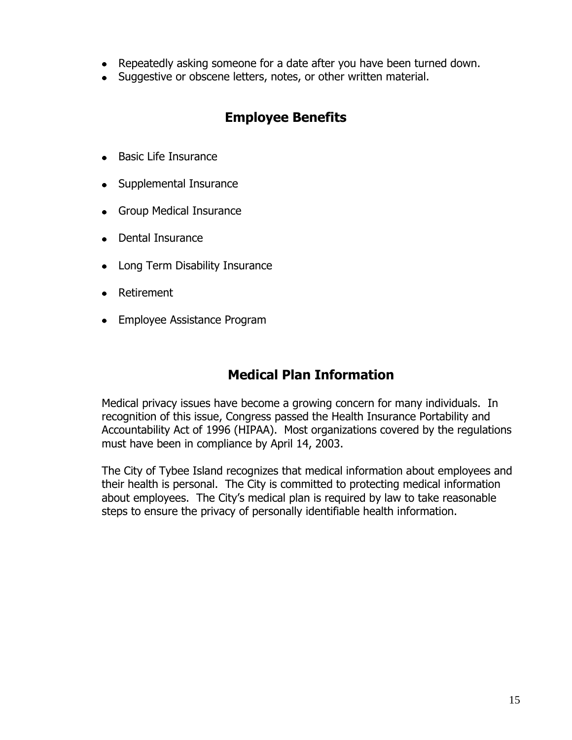- Repeatedly asking someone for a date after you have been turned down.
- Suggestive or obscene letters, notes, or other written material.

## Employee Benefits

- Basic Life Insurance
- Supplemental Insurance
- Group Medical Insurance
- Dental Insurance
- Long Term Disability Insurance
- Retirement
- Employee Assistance Program

## Medical Plan Information

Medical privacy issues have become a growing concern for many individuals. In recognition of this issue, Congress passed the Health Insurance Portability and Accountability Act of 1996 (HIPAA). Most organizations covered by the regulations must have been in compliance by April 14, 2003.

The City of Tybee Island recognizes that medical information about employees and their health is personal. The City is committed to protecting medical information about employees. The City's medical plan is required by law to take reasonable steps to ensure the privacy of personally identifiable health information.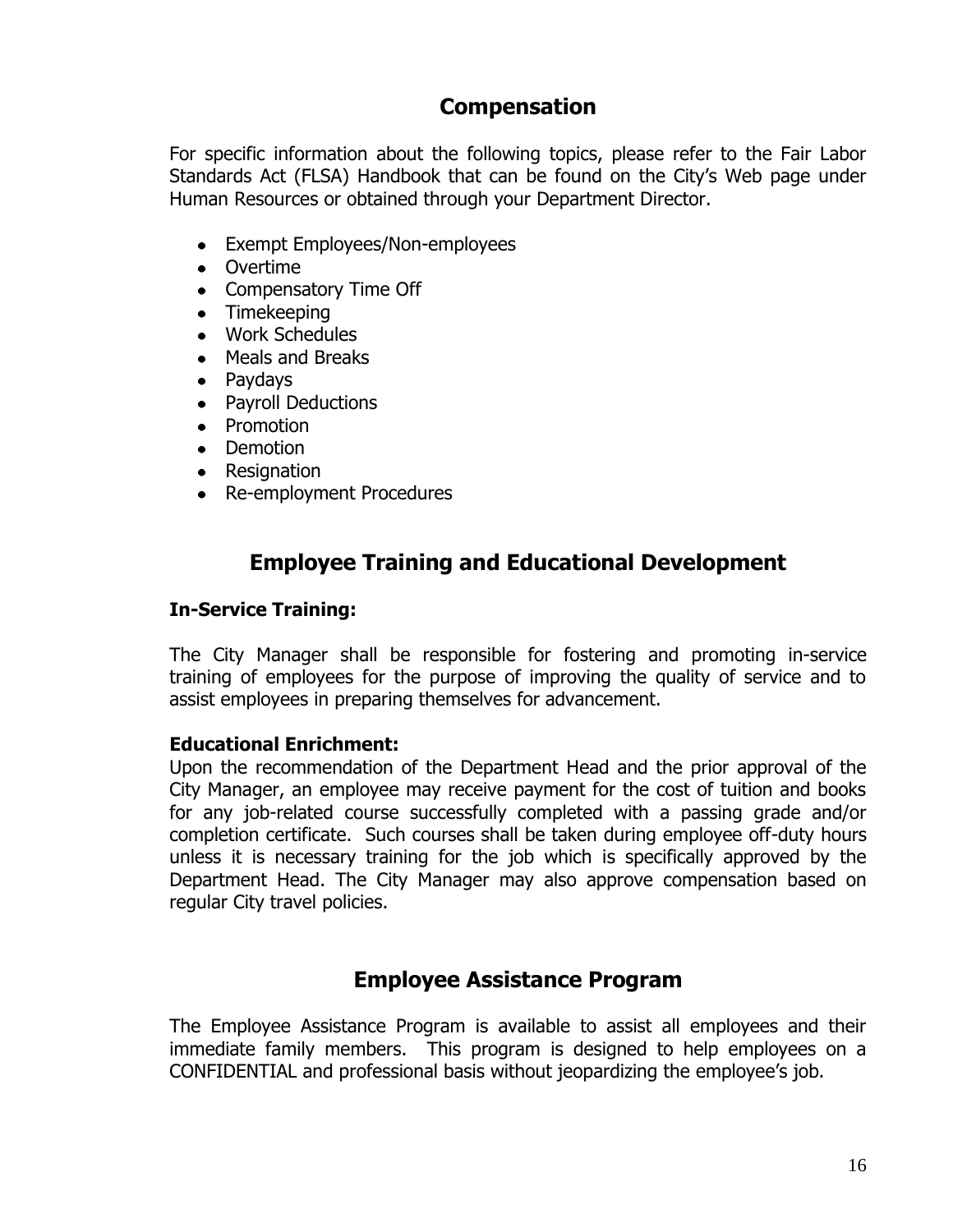## Compensation

For specific information about the following topics, please refer to the Fair Labor Standards Act (FLSA) Handbook that can be found on the City's Web page under Human Resources or obtained through your Department Director.

- Exempt Employees/Non-employees
- Overtime
- Compensatory Time Off
- Timekeeping
- Work Schedules
- Meals and Breaks
- Paydays
- Payroll Deductions
- Promotion
- Demotion
- Resignation
- Re-employment Procedures

## Employee Training and Educational Development

**In-Service Training:**

The City Manager shall be responsible for fostering and promoting in-service training of employees for the purpose of improving the quality of service and to assist employees in preparing themselves for advancement.

**Educational Enrichment:**
Upon the recommendation of the Department Head and the prior approval of the City Manager, an employee may receive payment for the cost of tuition and books for any job-related course successfully completed with a passing grade and/or completion certificate. Such courses shall be taken during employee off-duty hours unless it is necessary training for the job which is specifically approved by the Department Head. The City Manager may also approve compensation based on regular City travel policies.

## Employee Assistance Program

The Employee Assistance Program is available to assist all employees and their immediate family members. This program is designed to help employees on a CONFIDENTIAL and professional basis without jeopardizing the employee's job.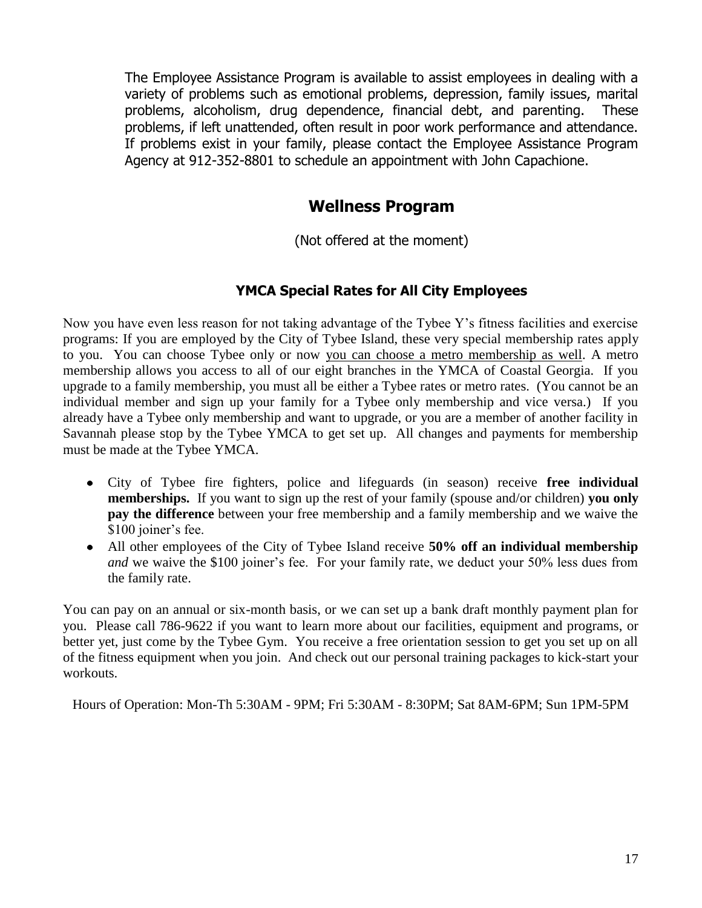The Employee Assistance Program is available to assist employees in dealing with a variety of problems such as emotional problems, depression, family issues, marital problems, alcoholism, drug dependence, financial debt, and parenting. These problems, if left unattended, often result in poor work performance and attendance. If problems exist in your family, please contact the Employee Assistance Program Agency at 912-352-8801 to schedule an appointment with John Capachione.

## Wellness Program

(Not offered at the moment)

### YMCA Special Rates for All City Employees

Now you have even less reason for not taking advantage of the Tybee Y's fitness facilities and exercise programs: If you are employed by the City of Tybee Island, these very special membership rates apply to you. You can choose Tybee only or now <u>you can choose a metro membership as well</u>. A metro membership allows you access to all of our eight branches in the YMCA of Coastal Georgia. If you upgrade to a family membership, you must all be either a Tybee rates or metro rates. (You cannot be an individual member and sign up your family for a Tybee only membership and vice versa.) If you already have a Tybee only membership and want to upgrade, or you are a member of another facility in Savannah please stop by the Tybee YMCA to get set up. All changes and payments for membership must be made at the Tybee YMCA.

- City of Tybee fire fighters, police and lifeguards (in season) receive **free individual memberships.** If you want to sign up the rest of your family (spouse and/or children) **you only pay the difference** between your free membership and a family membership and we waive the $100 joiner's fee.
- All other employees of the City of Tybee Island receive **50% off an individual membership** *and* we waive the $100 joiner's fee. For your family rate, we deduct your 50% less dues from the family rate.

You can pay on an annual or six-month basis, or we can set up a bank draft monthly payment plan for you. Please call 786-9622 if you want to learn more about our facilities, equipment and programs, or better yet, just come by the Tybee Gym. You receive a free orientation session to get you set up on all of the fitness equipment when you join. And check out our personal training packages to kick-start your workouts.

Hours of Operation: Mon-Th 5:30AM - 9PM; Fri 5:30AM - 8:30PM; Sat 8AM-6PM; Sun 1PM-5PM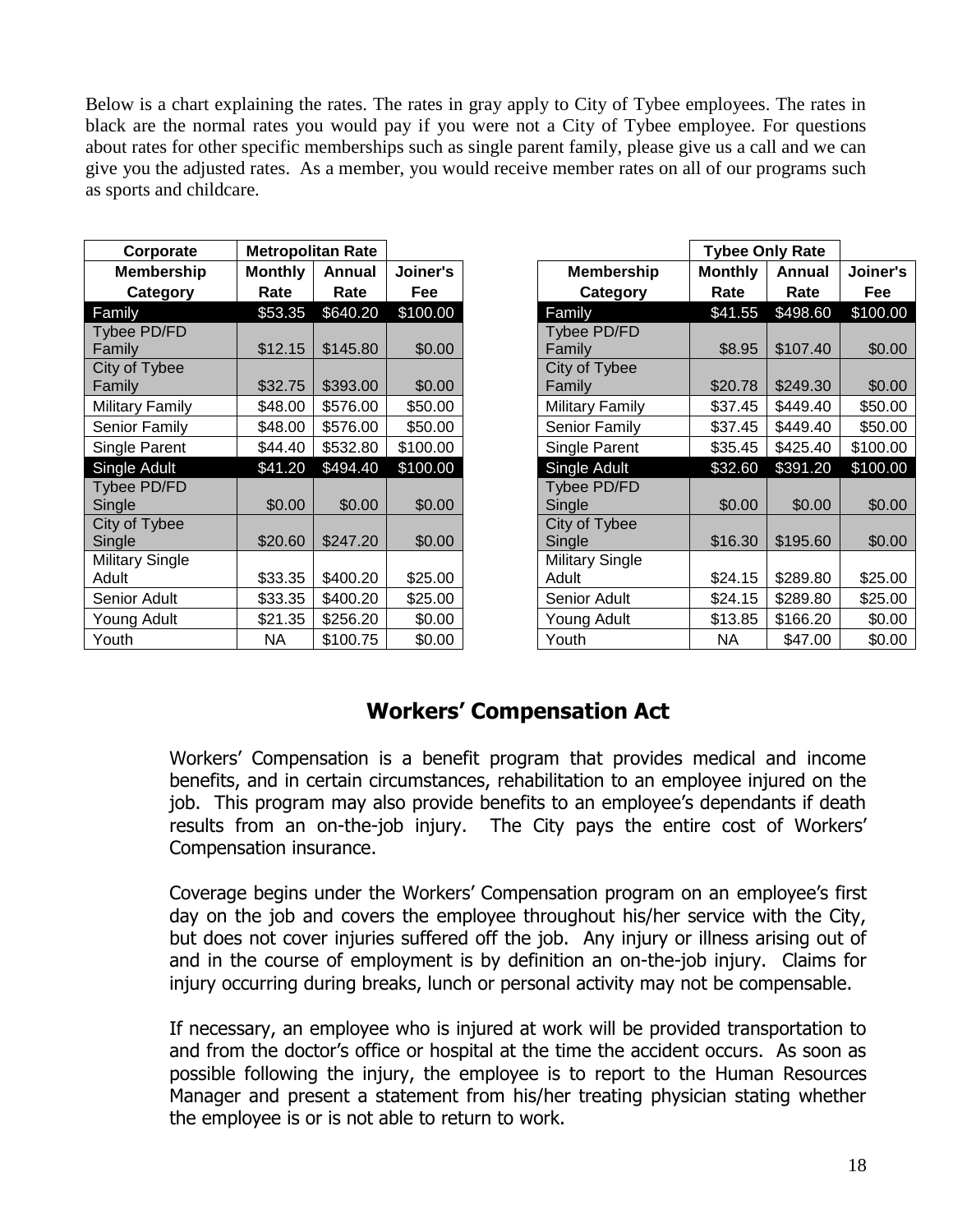Below is a chart explaining the rates. The rates in gray apply to City of Tybee employees. The rates in black are the normal rates you would pay if you were not a City of Tybee employee. For questions about rates for other specific memberships such as single parent family, please give us a call and we can give you the adjusted rates. As a member, you would receive member rates on all of our programs such as sports and childcare.

| Corporate | Metropolitan Rate | | |
|---|---|---|---|
| **Membership Category** | **Monthly Rate** | **Annual Rate** | **Joiner's Fee** |
| Family | $53.35 | $640.20 | $100.00 |
| Tybee PD/FD Family | $12.15 | $145.80 | $0.00 |
| City of Tybee Family | $32.75 | $393.00 | $0.00 |
| Military Family | $48.00 | $576.00 | $50.00 |
| Senior Family | $48.00 | $576.00 | $50.00 |
| Single Parent | $44.40 | $532.80 | $100.00 |
| Single Adult | $41.20 | $494.40 | $100.00 |
| Tybee PD/FD Single | $0.00 | $0.00 | $0.00 |
| City of Tybee Single | $20.60 | $247.20 | $0.00 |
| Military Single Adult | $33.35 | $400.20 | $25.00 |
| Senior Adult | $33.35 | $400.20 | $25.00 |
| Young Adult | $21.35 | $256.20 | $0.00 |
| Youth | NA | $100.75 | $0.00 |

| | Tybee Only Rate | | |
|---|---|---|---|
| **Membership Category** | **Monthly Rate** | **Annual Rate** | **Joiner's Fee** |
| Family | $41.55 | $498.60 | $100.00 |
| Tybee PD/FD Family | $8.95 | $107.40 | $0.00 |
| City of Tybee Family | $20.78 | $249.30 | $0.00 |
| Military Family | $37.45 | $449.40 | $50.00 |
| Senior Family | $37.45 | $449.40 | $50.00 |
| Single Parent | $35.45 | $425.40 | $100.00 |
| Single Adult | $32.60 | $391.20 | $100.00 |
| Tybee PD/FD Single | $0.00 | $0.00 | $0.00 |
| City of Tybee Single | $16.30 | $195.60 | $0.00 |
| Military Single Adult | $24.15 | $289.80 | $25.00 |
| Senior Adult | $24.15 | $289.80 | $25.00 |
| Young Adult | $13.85 | $166.20 | $0.00 |
| Youth | NA | $47.00 | $0.00 |

## Workers' Compensation Act

Workers' Compensation is a benefit program that provides medical and income benefits, and in certain circumstances, rehabilitation to an employee injured on the job. This program may also provide benefits to an employee's dependants if death results from an on-the-job injury. The City pays the entire cost of Workers' Compensation insurance.

Coverage begins under the Workers' Compensation program on an employee's first day on the job and covers the employee throughout his/her service with the City, but does not cover injuries suffered off the job. Any injury or illness arising out of and in the course of employment is by definition an on-the-job injury. Claims for injury occurring during breaks, lunch or personal activity may not be compensable.

If necessary, an employee who is injured at work will be provided transportation to and from the doctor's office or hospital at the time the accident occurs. As soon as possible following the injury, the employee is to report to the Human Resources Manager and present a statement from his/her treating physician stating whether the employee is or is not able to return to work.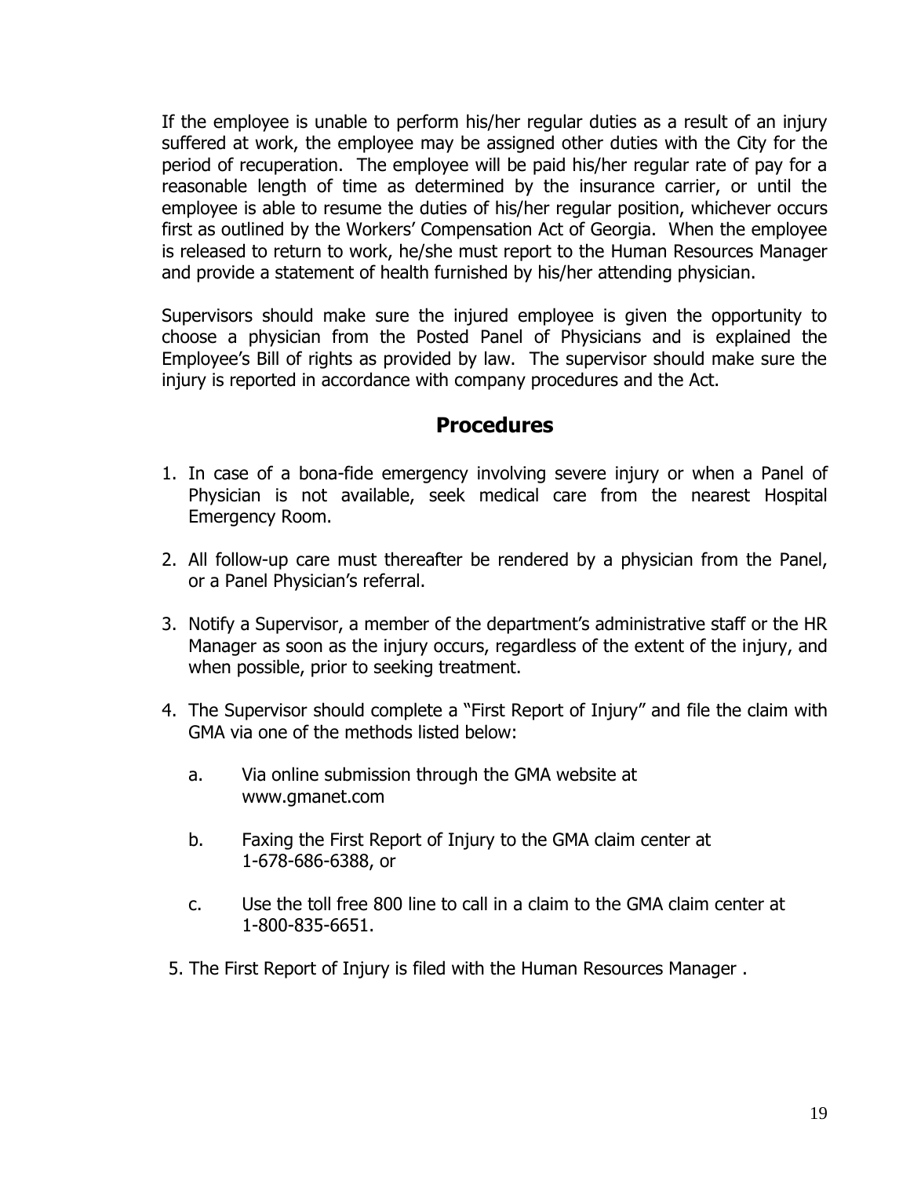If the employee is unable to perform his/her regular duties as a result of an injury suffered at work, the employee may be assigned other duties with the City for the period of recuperation. The employee will be paid his/her regular rate of pay for a reasonable length of time as determined by the insurance carrier, or until the employee is able to resume the duties of his/her regular position, whichever occurs first as outlined by the Workers' Compensation Act of Georgia. When the employee is released to return to work, he/she must report to the Human Resources Manager and provide a statement of health furnished by his/her attending physician.

Supervisors should make sure the injured employee is given the opportunity to choose a physician from the Posted Panel of Physicians and is explained the Employee's Bill of rights as provided by law. The supervisor should make sure the injury is reported in accordance with company procedures and the Act.

## Procedures

1. In case of a bona-fide emergency involving severe injury or when a Panel of Physician is not available, seek medical care from the nearest Hospital Emergency Room.
2. All follow-up care must thereafter be rendered by a physician from the Panel, or a Panel Physician's referral.
3. Notify a Supervisor, a member of the department's administrative staff or the HR Manager as soon as the injury occurs, regardless of the extent of the injury, and when possible, prior to seeking treatment.
4. The Supervisor should complete a "First Report of Injury" and file the claim with GMA via one of the methods listed below:
   a. Via online submission through the GMA website at www.gmanet.com
   b. Faxing the First Report of Injury to the GMA claim center at 1-678-686-6388, or
   c. Use the toll free 800 line to call in a claim to the GMA claim center at 1-800-835-6651.
5. The First Report of Injury is filed with the Human Resources Manager .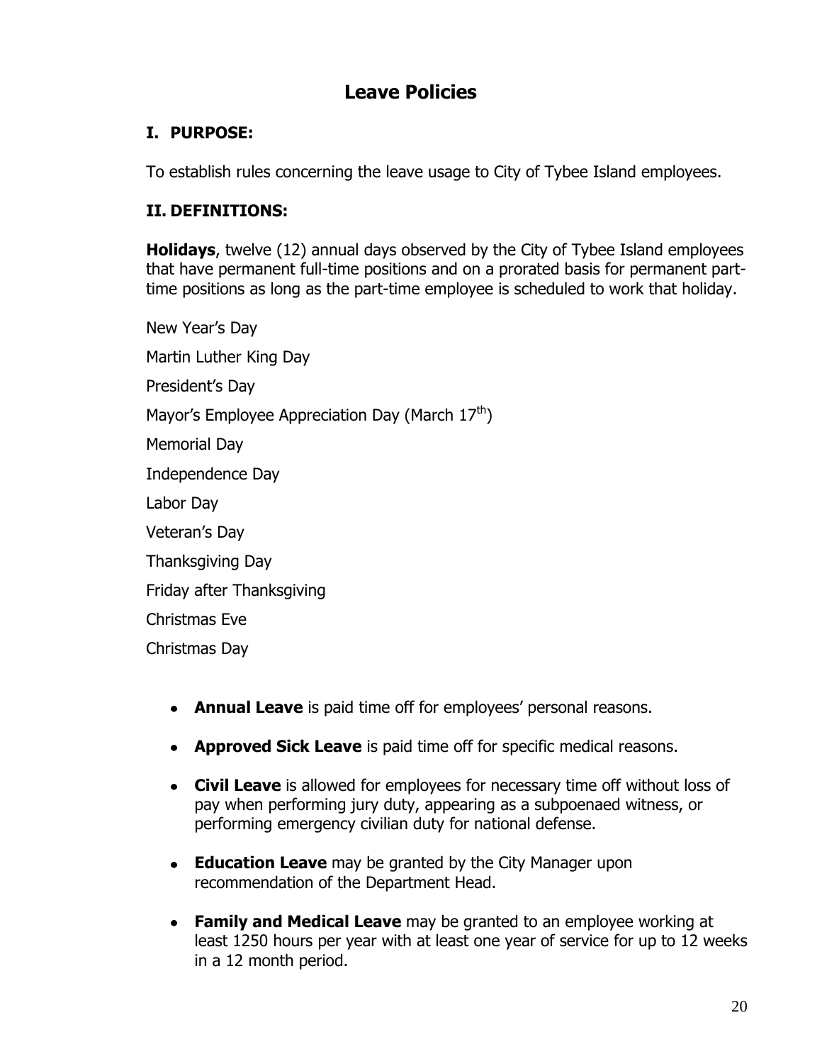# Leave Policies

## I. PURPOSE:

To establish rules concerning the leave usage to City of Tybee Island employees.

## II. DEFINITIONS:

**Holidays**, twelve (12) annual days observed by the City of Tybee Island employees that have permanent full-time positions and on a prorated basis for permanent part-time positions as long as the part-time employee is scheduled to work that holiday.

New Year's Day

Martin Luther King Day

President's Day

Mayor's Employee Appreciation Day (March $17^{th}$)

Memorial Day

Independence Day

Labor Day

Veteran's Day

Thanksgiving Day

Friday after Thanksgiving

Christmas Eve

Christmas Day

- **Annual Leave** is paid time off for employees' personal reasons.
- **Approved Sick Leave** is paid time off for specific medical reasons.
- **Civil Leave** is allowed for employees for necessary time off without loss of pay when performing jury duty, appearing as a subpoenaed witness, or performing emergency civilian duty for national defense.
- **Education Leave** may be granted by the City Manager upon recommendation of the Department Head.
- **Family and Medical Leave** may be granted to an employee working at least 1250 hours per year with at least one year of service for up to 12 weeks in a 12 month period.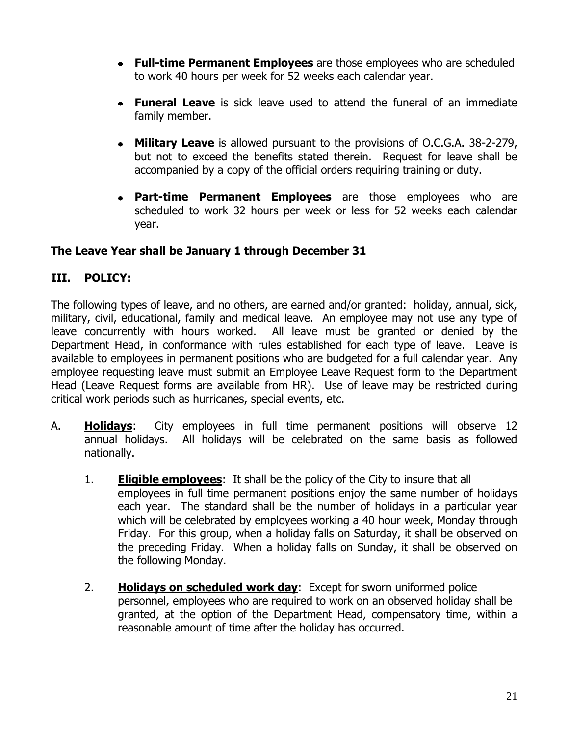- **Full-time Permanent Employees** are those employees who are scheduled to work 40 hours per week for 52 weeks each calendar year.

- **Funeral Leave** is sick leave used to attend the funeral of an immediate family member.

- **Military Leave** is allowed pursuant to the provisions of O.C.G.A. 38-2-279, but not to exceed the benefits stated therein. Request for leave shall be accompanied by a copy of the official orders requiring training or duty.

- **Part-time Permanent Employees** are those employees who are scheduled to work 32 hours per week or less for 52 weeks each calendar year.

**The Leave Year shall be January 1 through December 31**

## III. POLICY:

The following types of leave, and no others, are earned and/or granted: holiday, annual, sick, military, civil, educational, family and medical leave. An employee may not use any type of leave concurrently with hours worked. All leave must be granted or denied by the Department Head, in conformance with rules established for each type of leave. Leave is available to employees in permanent positions who are budgeted for a full calendar year. Any employee requesting leave must submit an Employee Leave Request form to the Department Head (Leave Request forms are available from HR). Use of leave may be restricted during critical work periods such as hurricanes, special events, etc.

A. **<u>Holidays</u>**: City employees in full time permanent positions will observe 12 annual holidays. All holidays will be celebrated on the same basis as followed nationally.

1. **<u>Eligible employees</u>**: It shall be the policy of the City to insure that all employees in full time permanent positions enjoy the same number of holidays each year. The standard shall be the number of holidays in a particular year which will be celebrated by employees working a 40 hour week, Monday through Friday. For this group, when a holiday falls on Saturday, it shall be observed on the preceding Friday. When a holiday falls on Sunday, it shall be observed on the following Monday.

2. **<u>Holidays on scheduled work day</u>**: Except for sworn uniformed police personnel, employees who are required to work on an observed holiday shall be granted, at the option of the Department Head, compensatory time, within a reasonable amount of time after the holiday has occurred.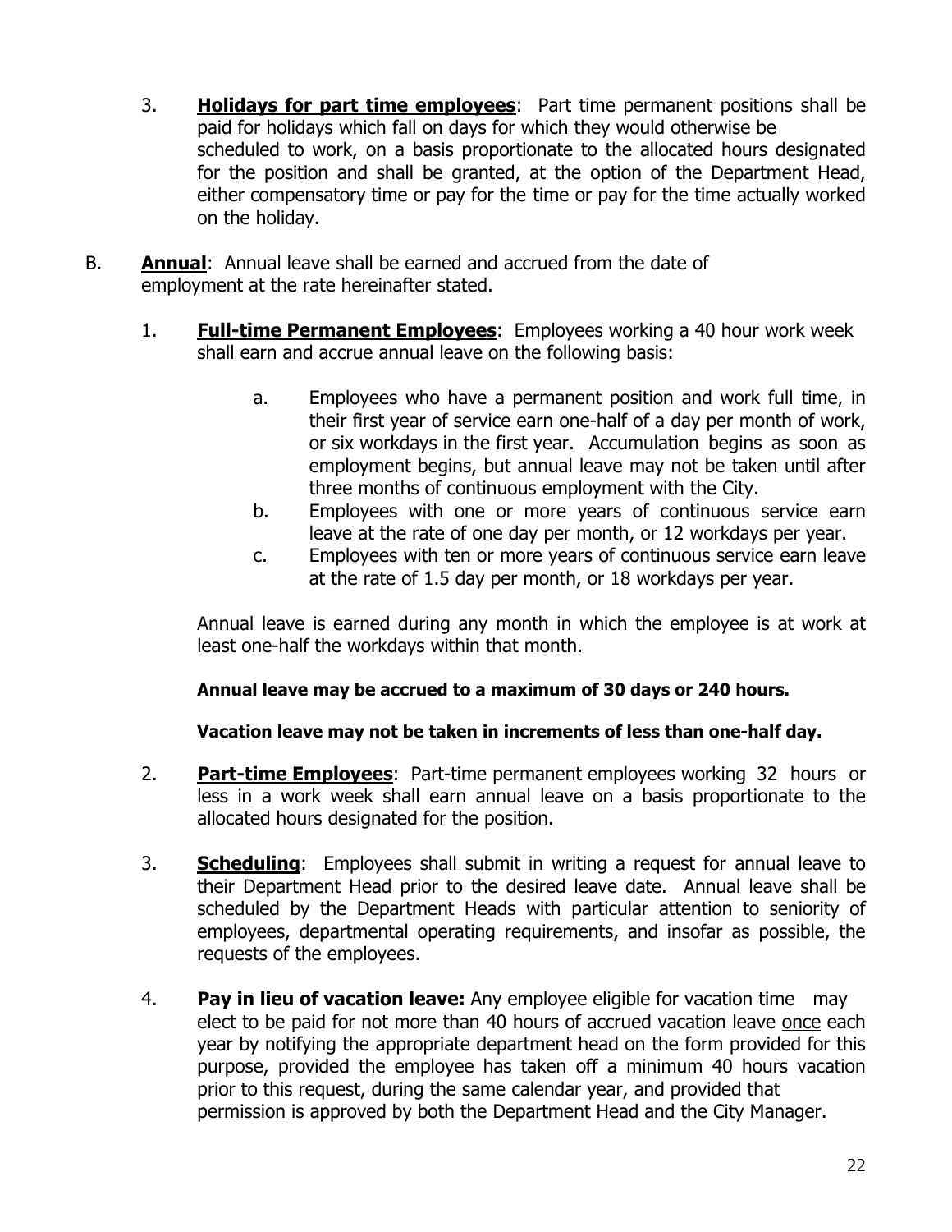3. **Holidays for part time employees**: Part time permanent positions shall be paid for holidays which fall on days for which they would otherwise be scheduled to work, on a basis proportionate to the allocated hours designated for the position and shall be granted, at the option of the Department Head, either compensatory time or pay for the time or pay for the time actually worked on the holiday.

B. **Annual**: Annual leave shall be earned and accrued from the date of employment at the rate hereinafter stated.

1. **Full-time Permanent Employees**: Employees working a 40 hour work week shall earn and accrue annual leave on the following basis:

   a. Employees who have a permanent position and work full time, in their first year of service earn one-half of a day per month of work, or six workdays in the first year. Accumulation begins as soon as employment begins, but annual leave may not be taken until after three months of continuous employment with the City.
   
   b. Employees with one or more years of continuous service earn leave at the rate of one day per month, or 12 workdays per year.
   
   c. Employees with ten or more years of continuous service earn leave at the rate of 1.5 day per month, or 18 workdays per year.

   Annual leave is earned during any month in which the employee is at work at least one-half the workdays within that month.

   **Annual leave may be accrued to a maximum of 30 days or 240 hours.**

   **Vacation leave may not be taken in increments of less than one-half day.**

2. **Part-time Employees**: Part-time permanent employees working 32 hours or less in a work week shall earn annual leave on a basis proportionate to the allocated hours designated for the position.

3. **Scheduling**: Employees shall submit in writing a request for annual leave to their Department Head prior to the desired leave date. Annual leave shall be scheduled by the Department Heads with particular attention to seniority of employees, departmental operating requirements, and insofar as possible, the requests of the employees.

4. **Pay in lieu of vacation leave:** Any employee eligible for vacation time may elect to be paid for not more than 40 hours of accrued vacation leave once each year by notifying the appropriate department head on the form provided for this purpose, provided the employee has taken off a minimum 40 hours vacation prior to this request, during the same calendar year, and provided that permission is approved by both the Department Head and the City Manager.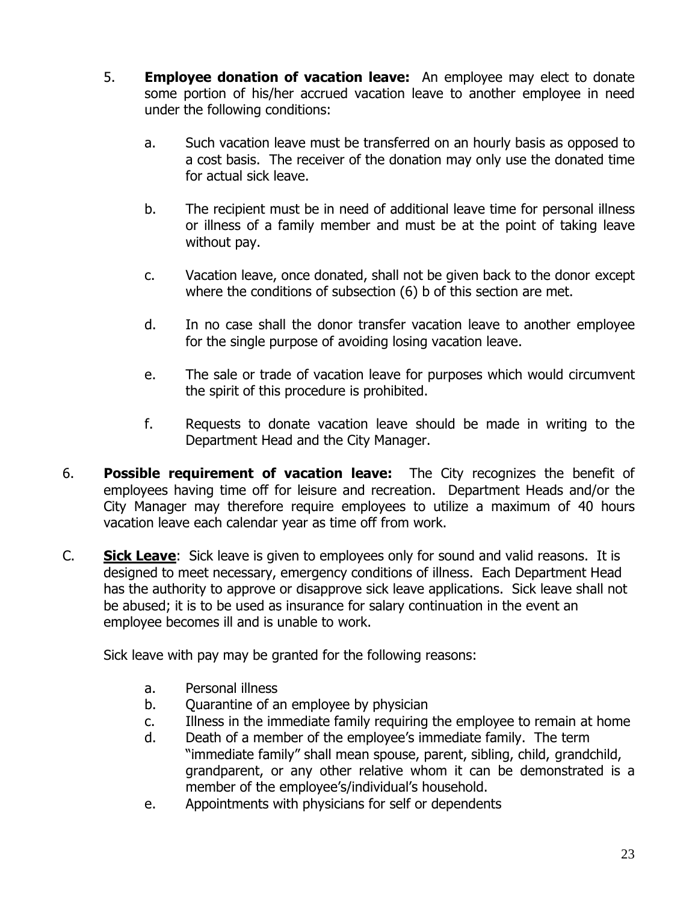5. **Employee donation of vacation leave:** An employee may elect to donate some portion of his/her accrued vacation leave to another employee in need under the following conditions:

   a. Such vacation leave must be transferred on an hourly basis as opposed to a cost basis. The receiver of the donation may only use the donated time for actual sick leave.

   b. The recipient must be in need of additional leave time for personal illness or illness of a family member and must be at the point of taking leave without pay.

   c. Vacation leave, once donated, shall not be given back to the donor except where the conditions of subsection (6) b of this section are met.

   d. In no case shall the donor transfer vacation leave to another employee for the single purpose of avoiding losing vacation leave.

   e. The sale or trade of vacation leave for purposes which would circumvent the spirit of this procedure is prohibited.

   f. Requests to donate vacation leave should be made in writing to the Department Head and the City Manager.

6. **Possible requirement of vacation leave:** The City recognizes the benefit of employees having time off for leisure and recreation. Department Heads and/or the City Manager may therefore require employees to utilize a maximum of 40 hours vacation leave each calendar year as time off from work.

C. **Sick Leave**: Sick leave is given to employees only for sound and valid reasons. It is designed to meet necessary, emergency conditions of illness. Each Department Head has the authority to approve or disapprove sick leave applications. Sick leave shall not be abused; it is to be used as insurance for salary continuation in the event an employee becomes ill and is unable to work.

   Sick leave with pay may be granted for the following reasons:

   a. Personal illness
   b. Quarantine of an employee by physician
   c. Illness in the immediate family requiring the employee to remain at home
   d. Death of a member of the employee's immediate family. The term "immediate family" shall mean spouse, parent, sibling, child, grandchild, grandparent, or any other relative whom it can be demonstrated is a member of the employee's/individual's household.
   e. Appointments with physicians for self or dependents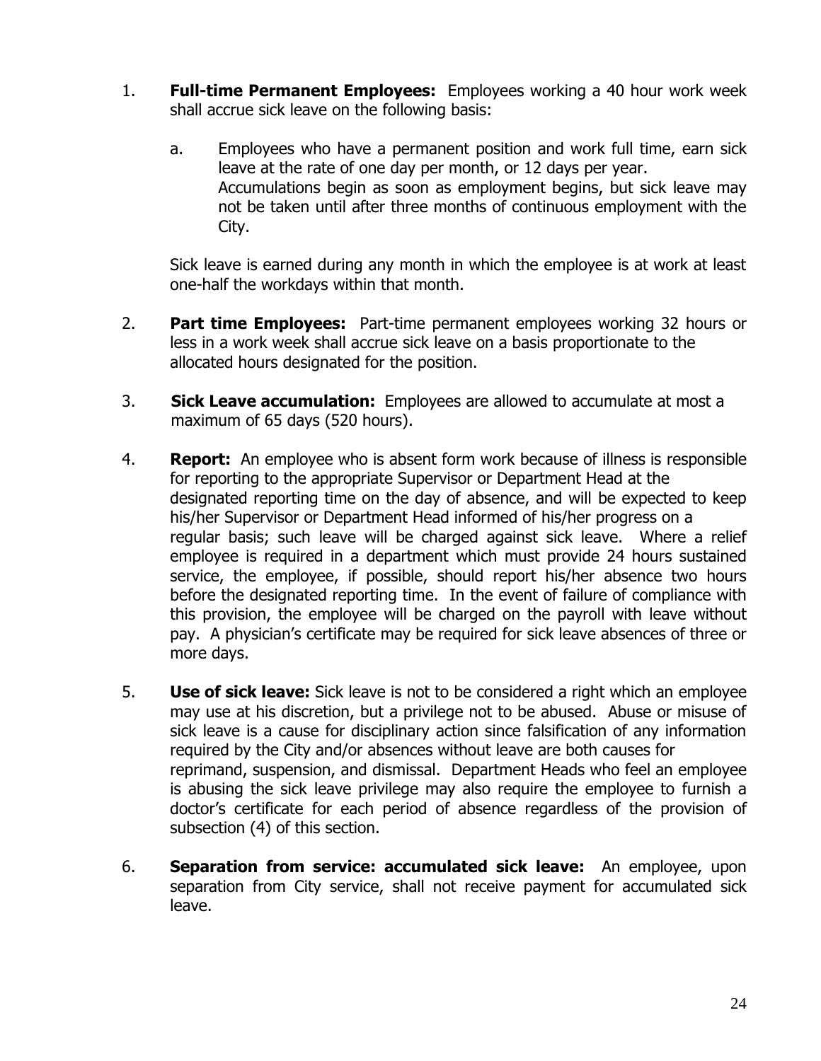1. **Full-time Permanent Employees:** Employees working a 40 hour work week shall accrue sick leave on the following basis:

   a. Employees who have a permanent position and work full time, earn sick leave at the rate of one day per month, or 12 days per year. Accumulations begin as soon as employment begins, but sick leave may not be taken until after three months of continuous employment with the City.

   Sick leave is earned during any month in which the employee is at work at least one-half the workdays within that month.

2. **Part time Employees:** Part-time permanent employees working 32 hours or less in a work week shall accrue sick leave on a basis proportionate to the allocated hours designated for the position.

3. **Sick Leave accumulation:** Employees are allowed to accumulate at most a maximum of 65 days (520 hours).

4. **Report:** An employee who is absent form work because of illness is responsible for reporting to the appropriate Supervisor or Department Head at the designated reporting time on the day of absence, and will be expected to keep his/her Supervisor or Department Head informed of his/her progress on a regular basis; such leave will be charged against sick leave. Where a relief employee is required in a department which must provide 24 hours sustained service, the employee, if possible, should report his/her absence two hours before the designated reporting time. In the event of failure of compliance with this provision, the employee will be charged on the payroll with leave without pay. A physician's certificate may be required for sick leave absences of three or more days.

5. **Use of sick leave:** Sick leave is not to be considered a right which an employee may use at his discretion, but a privilege not to be abused. Abuse or misuse of sick leave is a cause for disciplinary action since falsification of any information required by the City and/or absences without leave are both causes for reprimand, suspension, and dismissal. Department Heads who feel an employee is abusing the sick leave privilege may also require the employee to furnish a doctor's certificate for each period of absence regardless of the provision of subsection (4) of this section.

6. **Separation from service: accumulated sick leave:** An employee, upon separation from City service, shall not receive payment for accumulated sick leave.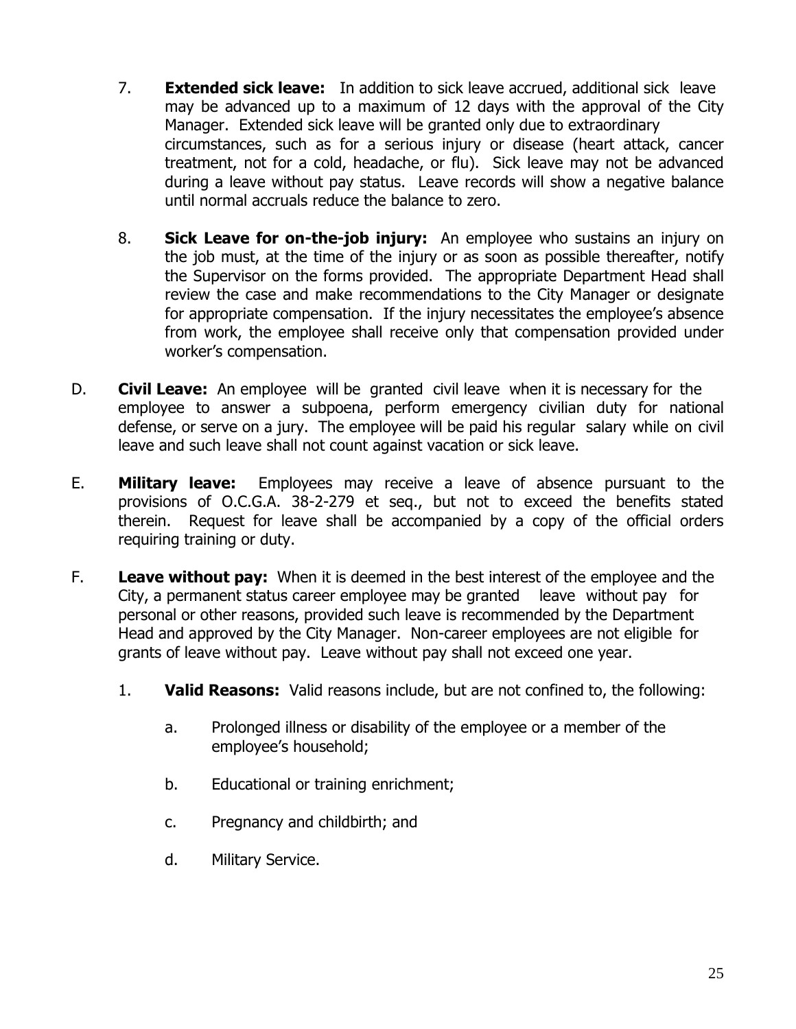7. **Extended sick leave:** In addition to sick leave accrued, additional sick leave may be advanced up to a maximum of 12 days with the approval of the City Manager. Extended sick leave will be granted only due to extraordinary circumstances, such as for a serious injury or disease (heart attack, cancer treatment, not for a cold, headache, or flu). Sick leave may not be advanced during a leave without pay status. Leave records will show a negative balance until normal accruals reduce the balance to zero.

8. **Sick Leave for on-the-job injury:** An employee who sustains an injury on the job must, at the time of the injury or as soon as possible thereafter, notify the Supervisor on the forms provided. The appropriate Department Head shall review the case and make recommendations to the City Manager or designate for appropriate compensation. If the injury necessitates the employee's absence from work, the employee shall receive only that compensation provided under worker's compensation.

D. **Civil Leave:** An employee will be granted civil leave when it is necessary for the employee to answer a subpoena, perform emergency civilian duty for national defense, or serve on a jury. The employee will be paid his regular salary while on civil leave and such leave shall not count against vacation or sick leave.

E. **Military leave:** Employees may receive a leave of absence pursuant to the provisions of O.C.G.A. 38-2-279 et seq., but not to exceed the benefits stated therein. Request for leave shall be accompanied by a copy of the official orders requiring training or duty.

F. **Leave without pay:** When it is deemed in the best interest of the employee and the City, a permanent status career employee may be granted leave without pay for personal or other reasons, provided such leave is recommended by the Department Head and approved by the City Manager. Non-career employees are not eligible for grants of leave without pay. Leave without pay shall not exceed one year.

1. **Valid Reasons:** Valid reasons include, but are not confined to, the following:

    a. Prolonged illness or disability of the employee or a member of the employee's household;

    b. Educational or training enrichment;

    c. Pregnancy and childbirth; and

    d. Military Service.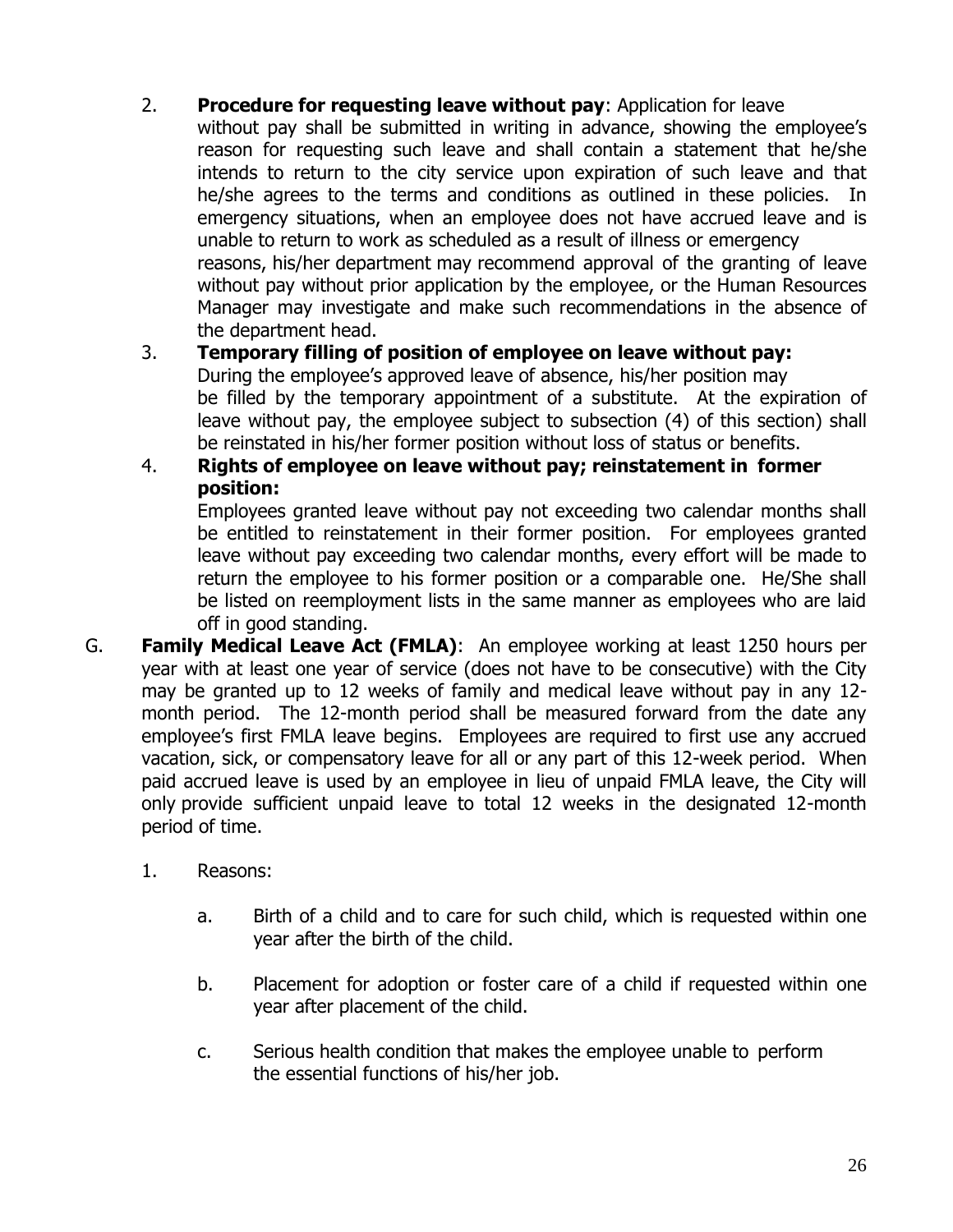2. **Procedure for requesting leave without pay**: Application for leave without pay shall be submitted in writing in advance, showing the employee's reason for requesting such leave and shall contain a statement that he/she intends to return to the city service upon expiration of such leave and that he/she agrees to the terms and conditions as outlined in these policies. In emergency situations, when an employee does not have accrued leave and is unable to return to work as scheduled as a result of illness or emergency reasons, his/her department may recommend approval of the granting of leave without pay without prior application by the employee, or the Human Resources Manager may investigate and make such recommendations in the absence of the department head.

3. **Temporary filling of position of employee on leave without pay:** During the employee's approved leave of absence, his/her position may be filled by the temporary appointment of a substitute. At the expiration of leave without pay, the employee subject to subsection (4) of this section) shall be reinstated in his/her former position without loss of status or benefits.

4. **Rights of employee on leave without pay; reinstatement in former position:** Employees granted leave without pay not exceeding two calendar months shall be entitled to reinstatement in their former position. For employees granted leave without pay exceeding two calendar months, every effort will be made to return the employee to his former position or a comparable one. He/She shall be listed on reemployment lists in the same manner as employees who are laid off in good standing.

G. **Family Medical Leave Act (FMLA)**: An employee working at least 1250 hours per year with at least one year of service (does not have to be consecutive) with the City may be granted up to 12 weeks of family and medical leave without pay in any 12-month period. The 12-month period shall be measured forward from the date any employee's first FMLA leave begins. Employees are required to first use any accrued vacation, sick, or compensatory leave for all or any part of this 12-week period. When paid accrued leave is used by an employee in lieu of unpaid FMLA leave, the City will only provide sufficient unpaid leave to total 12 weeks in the designated 12-month period of time.

1. Reasons:

   a. Birth of a child and to care for such child, which is requested within one year after the birth of the child.

   b. Placement for adoption or foster care of a child if requested within one year after placement of the child.

   c. Serious health condition that makes the employee unable to perform the essential functions of his/her job.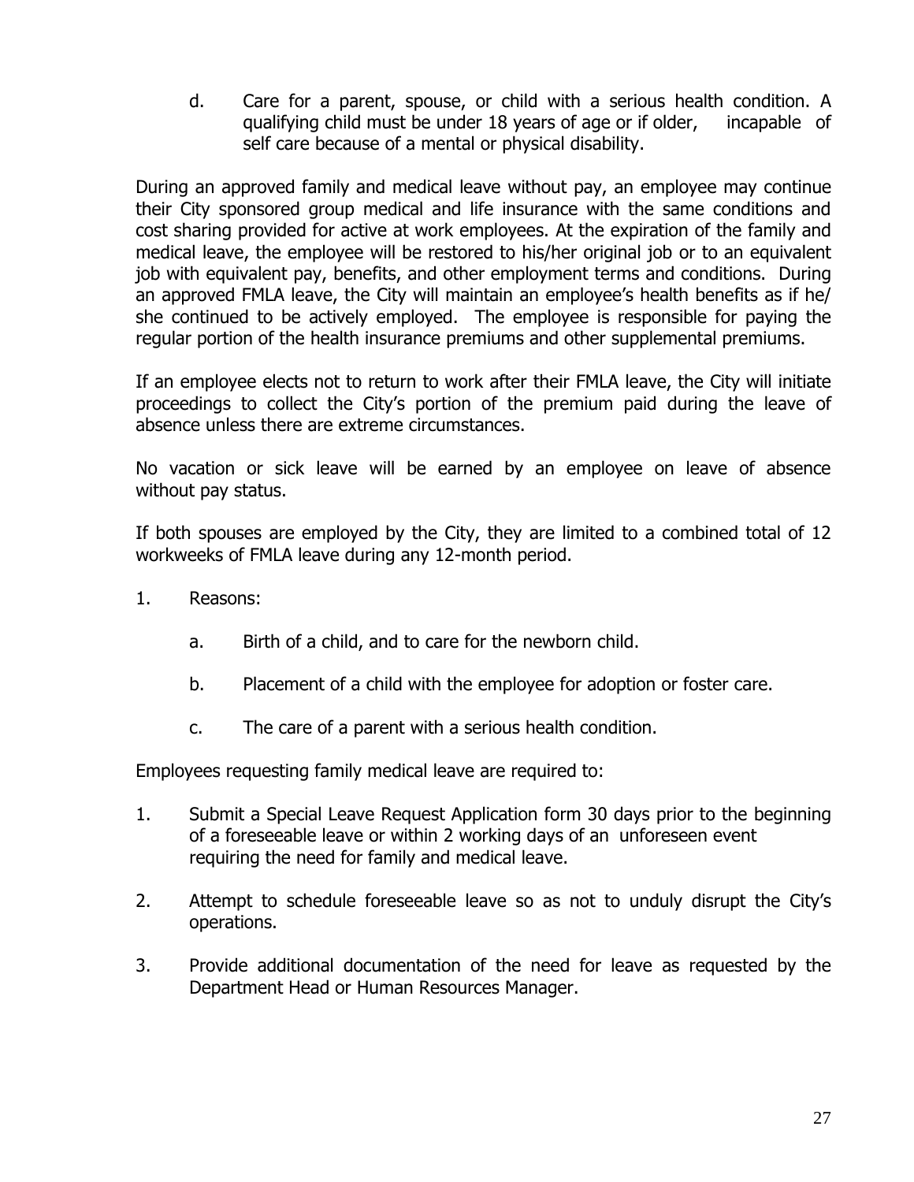d. Care for a parent, spouse, or child with a serious health condition. A qualifying child must be under 18 years of age or if older, incapable of self care because of a mental or physical disability.

During an approved family and medical leave without pay, an employee may continue their City sponsored group medical and life insurance with the same conditions and cost sharing provided for active at work employees. At the expiration of the family and medical leave, the employee will be restored to his/her original job or to an equivalent job with equivalent pay, benefits, and other employment terms and conditions. During an approved FMLA leave, the City will maintain an employee's health benefits as if he/ she continued to be actively employed. The employee is responsible for paying the regular portion of the health insurance premiums and other supplemental premiums.

If an employee elects not to return to work after their FMLA leave, the City will initiate proceedings to collect the City's portion of the premium paid during the leave of absence unless there are extreme circumstances.

No vacation or sick leave will be earned by an employee on leave of absence without pay status.

If both spouses are employed by the City, they are limited to a combined total of 12 workweeks of FMLA leave during any 12-month period.

1. Reasons:

   a. Birth of a child, and to care for the newborn child.

   b. Placement of a child with the employee for adoption or foster care.

   c. The care of a parent with a serious health condition.

Employees requesting family medical leave are required to:

1. Submit a Special Leave Request Application form 30 days prior to the beginning of a foreseeable leave or within 2 working days of an unforeseen event requiring the need for family and medical leave.

2. Attempt to schedule foreseeable leave so as not to unduly disrupt the City's operations.

3. Provide additional documentation of the need for leave as requested by the Department Head or Human Resources Manager.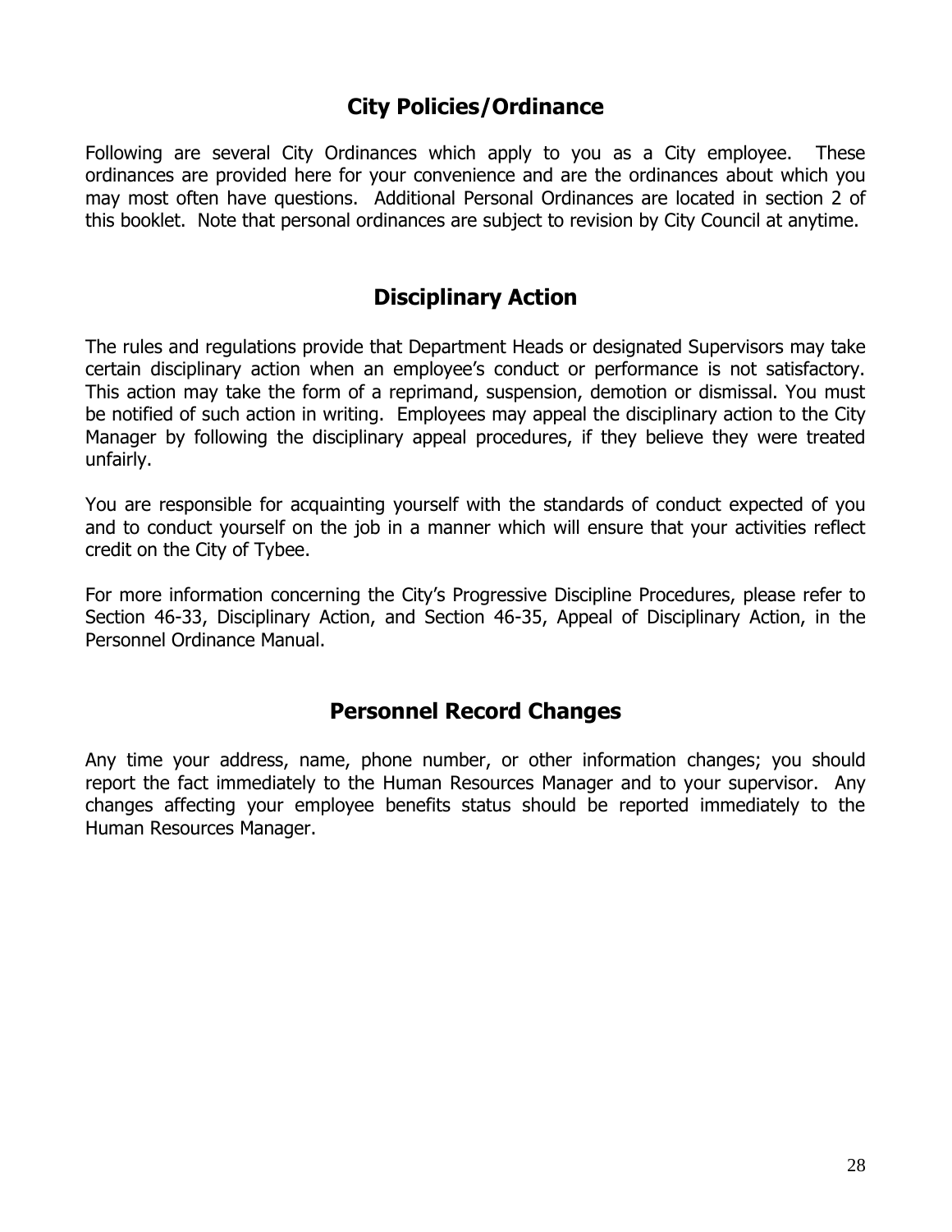## City Policies/Ordinance

Following are several City Ordinances which apply to you as a City employee. These ordinances are provided here for your convenience and are the ordinances about which you may most often have questions. Additional Personal Ordinances are located in section 2 of this booklet. Note that personal ordinances are subject to revision by City Council at anytime.

## Disciplinary Action

The rules and regulations provide that Department Heads or designated Supervisors may take certain disciplinary action when an employee's conduct or performance is not satisfactory. This action may take the form of a reprimand, suspension, demotion or dismissal. You must be notified of such action in writing. Employees may appeal the disciplinary action to the City Manager by following the disciplinary appeal procedures, if they believe they were treated unfairly.

You are responsible for acquainting yourself with the standards of conduct expected of you and to conduct yourself on the job in a manner which will ensure that your activities reflect credit on the City of Tybee.

For more information concerning the City's Progressive Discipline Procedures, please refer to Section 46-33, Disciplinary Action, and Section 46-35, Appeal of Disciplinary Action, in the Personnel Ordinance Manual.

## Personnel Record Changes

Any time your address, name, phone number, or other information changes; you should report the fact immediately to the Human Resources Manager and to your supervisor. Any changes affecting your employee benefits status should be reported immediately to the Human Resources Manager.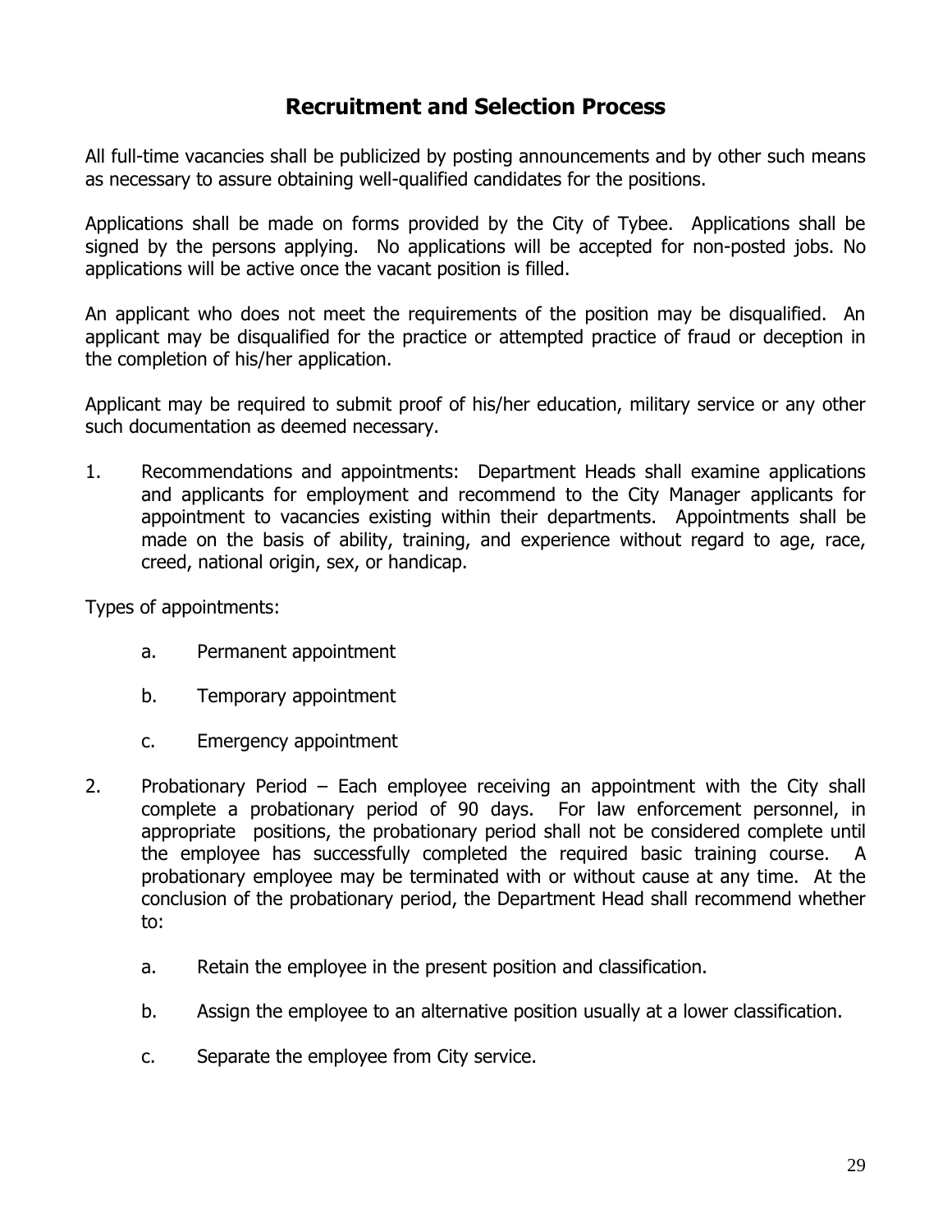# Recruitment and Selection Process

All full-time vacancies shall be publicized by posting announcements and by other such means as necessary to assure obtaining well-qualified candidates for the positions.

Applications shall be made on forms provided by the City of Tybee. Applications shall be signed by the persons applying. No applications will be accepted for non-posted jobs. No applications will be active once the vacant position is filled.

An applicant who does not meet the requirements of the position may be disqualified. An applicant may be disqualified for the practice or attempted practice of fraud or deception in the completion of his/her application.

Applicant may be required to submit proof of his/her education, military service or any other such documentation as deemed necessary.

1. Recommendations and appointments: Department Heads shall examine applications and applicants for employment and recommend to the City Manager applicants for appointment to vacancies existing within their departments. Appointments shall be made on the basis of ability, training, and experience without regard to age, race, creed, national origin, sex, or handicap.

Types of appointments:

   a. Permanent appointment

   b. Temporary appointment

   c. Emergency appointment

2. Probationary Period – Each employee receiving an appointment with the City shall complete a probationary period of 90 days. For law enforcement personnel, in appropriate positions, the probationary period shall not be considered complete until the employee has successfully completed the required basic training course. A probationary employee may be terminated with or without cause at any time. At the conclusion of the probationary period, the Department Head shall recommend whether to:

   a. Retain the employee in the present position and classification.

   b. Assign the employee to an alternative position usually at a lower classification.

   c. Separate the employee from City service.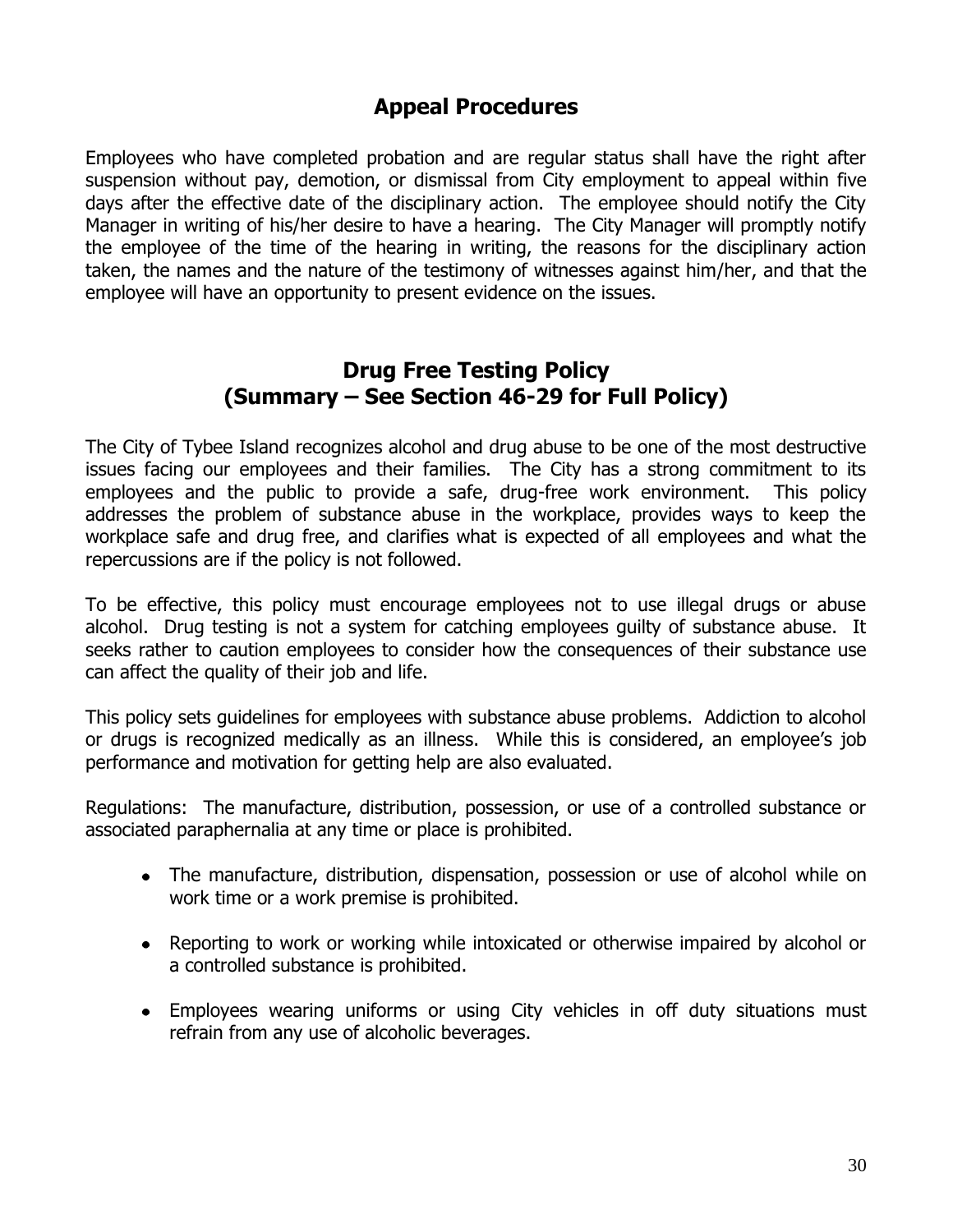## Appeal Procedures

Employees who have completed probation and are regular status shall have the right after suspension without pay, demotion, or dismissal from City employment to appeal within five days after the effective date of the disciplinary action. The employee should notify the City Manager in writing of his/her desire to have a hearing. The City Manager will promptly notify the employee of the time of the hearing in writing, the reasons for the disciplinary action taken, the names and the nature of the testimony of witnesses against him/her, and that the employee will have an opportunity to present evidence on the issues.

## Drug Free Testing Policy
## (Summary – See Section 46-29 for Full Policy)

The City of Tybee Island recognizes alcohol and drug abuse to be one of the most destructive issues facing our employees and their families. The City has a strong commitment to its employees and the public to provide a safe, drug-free work environment. This policy addresses the problem of substance abuse in the workplace, provides ways to keep the workplace safe and drug free, and clarifies what is expected of all employees and what the repercussions are if the policy is not followed.

To be effective, this policy must encourage employees not to use illegal drugs or abuse alcohol. Drug testing is not a system for catching employees guilty of substance abuse. It seeks rather to caution employees to consider how the consequences of their substance use can affect the quality of their job and life.

This policy sets guidelines for employees with substance abuse problems. Addiction to alcohol or drugs is recognized medically as an illness. While this is considered, an employee's job performance and motivation for getting help are also evaluated.

Regulations: The manufacture, distribution, possession, or use of a controlled substance or associated paraphernalia at any time or place is prohibited.

- The manufacture, distribution, dispensation, possession or use of alcohol while on work time or a work premise is prohibited.
- Reporting to work or working while intoxicated or otherwise impaired by alcohol or a controlled substance is prohibited.
- Employees wearing uniforms or using City vehicles in off duty situations must refrain from any use of alcoholic beverages.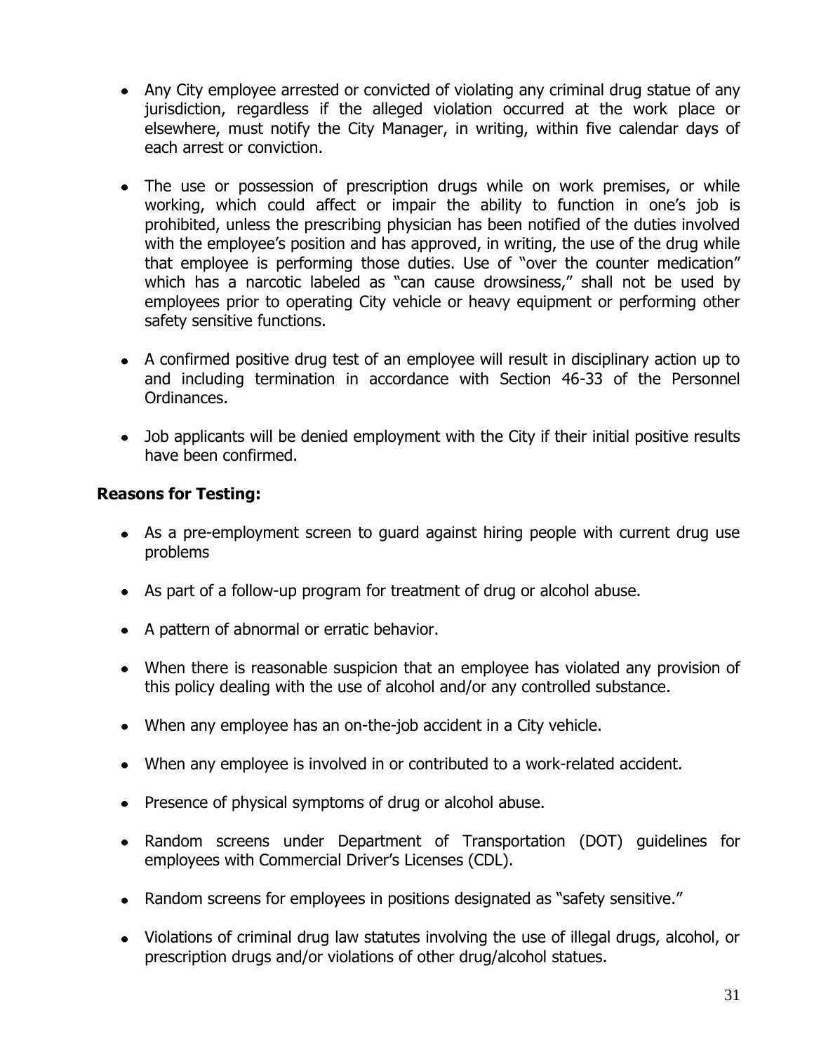- Any City employee arrested or convicted of violating any criminal drug statue of any jurisdiction, regardless if the alleged violation occurred at the work place or elsewhere, must notify the City Manager, in writing, within five calendar days of each arrest or conviction.

- The use or possession of prescription drugs while on work premises, or while working, which could affect or impair the ability to function in one's job is prohibited, unless the prescribing physician has been notified of the duties involved with the employee's position and has approved, in writing, the use of the drug while that employee is performing those duties. Use of "over the counter medication" which has a narcotic labeled as "can cause drowsiness," shall not be used by employees prior to operating City vehicle or heavy equipment or performing other safety sensitive functions.

- A confirmed positive drug test of an employee will result in disciplinary action up to and including termination in accordance with Section 46-33 of the Personnel Ordinances.

- Job applicants will be denied employment with the City if their initial positive results have been confirmed.

**Reasons for Testing:**

- As a pre-employment screen to guard against hiring people with current drug use problems

- As part of a follow-up program for treatment of drug or alcohol abuse.

- A pattern of abnormal or erratic behavior.

- When there is reasonable suspicion that an employee has violated any provision of this policy dealing with the use of alcohol and/or any controlled substance.

- When any employee has an on-the-job accident in a City vehicle.

- When any employee is involved in or contributed to a work-related accident.

- Presence of physical symptoms of drug or alcohol abuse.

- Random screens under Department of Transportation (DOT) guidelines for employees with Commercial Driver's Licenses (CDL).

- Random screens for employees in positions designated as "safety sensitive."

- Violations of criminal drug law statutes involving the use of illegal drugs, alcohol, or prescription drugs and/or violations of other drug/alcohol statues.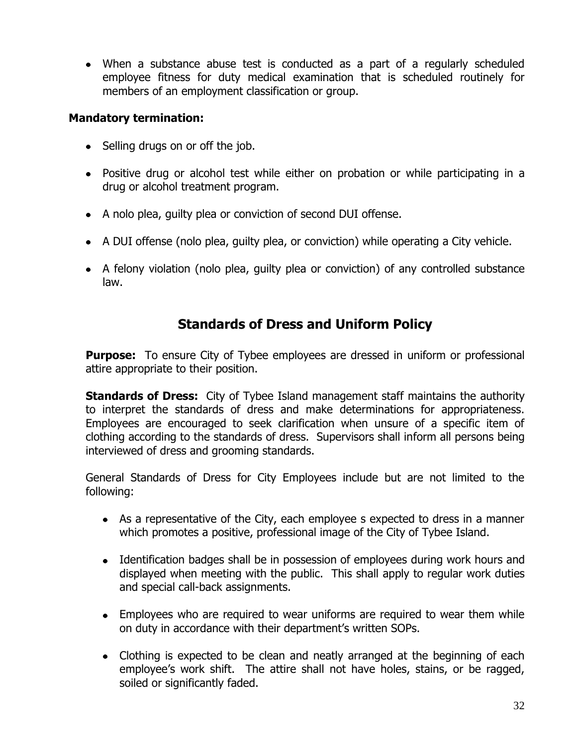- When a substance abuse test is conducted as a part of a regularly scheduled employee fitness for duty medical examination that is scheduled routinely for members of an employment classification or group.

**Mandatory termination:**

- Selling drugs on or off the job.
- Positive drug or alcohol test while either on probation or while participating in a drug or alcohol treatment program.
- A nolo plea, guilty plea or conviction of second DUI offense.
- A DUI offense (nolo plea, guilty plea, or conviction) while operating a City vehicle.
- A felony violation (nolo plea, guilty plea or conviction) of any controlled substance law.

## Standards of Dress and Uniform Policy

**Purpose:** To ensure City of Tybee employees are dressed in uniform or professional attire appropriate to their position.

**Standards of Dress:** City of Tybee Island management staff maintains the authority to interpret the standards of dress and make determinations for appropriateness. Employees are encouraged to seek clarification when unsure of a specific item of clothing according to the standards of dress. Supervisors shall inform all persons being interviewed of dress and grooming standards.

General Standards of Dress for City Employees include but are not limited to the following:

- As a representative of the City, each employee s expected to dress in a manner which promotes a positive, professional image of the City of Tybee Island.
- Identification badges shall be in possession of employees during work hours and displayed when meeting with the public. This shall apply to regular work duties and special call-back assignments.
- Employees who are required to wear uniforms are required to wear them while on duty in accordance with their department's written SOPs.
- Clothing is expected to be clean and neatly arranged at the beginning of each employee's work shift. The attire shall not have holes, stains, or be ragged, soiled or significantly faded.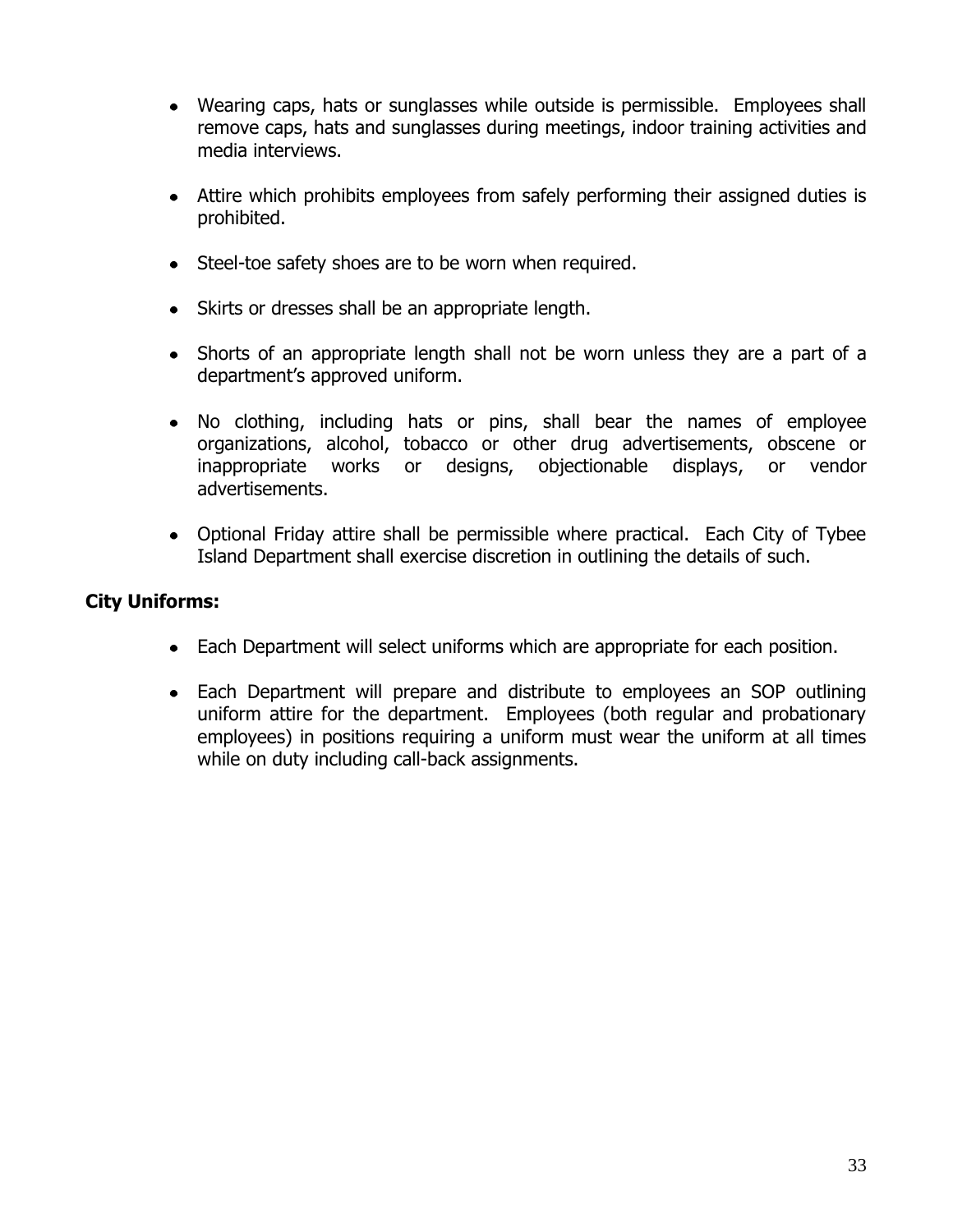- Wearing caps, hats or sunglasses while outside is permissible. Employees shall remove caps, hats and sunglasses during meetings, indoor training activities and media interviews.

- Attire which prohibits employees from safely performing their assigned duties is prohibited.

- Steel-toe safety shoes are to be worn when required.

- Skirts or dresses shall be an appropriate length.

- Shorts of an appropriate length shall not be worn unless they are a part of a department's approved uniform.

- No clothing, including hats or pins, shall bear the names of employee organizations, alcohol, tobacco or other drug advertisements, obscene or inappropriate works or designs, objectionable displays, or vendor advertisements.

- Optional Friday attire shall be permissible where practical. Each City of Tybee Island Department shall exercise discretion in outlining the details of such.

**City Uniforms:**

- Each Department will select uniforms which are appropriate for each position.

- Each Department will prepare and distribute to employees an SOP outlining uniform attire for the department. Employees (both regular and probationary employees) in positions requiring a uniform must wear the uniform at all times while on duty including call-back assignments.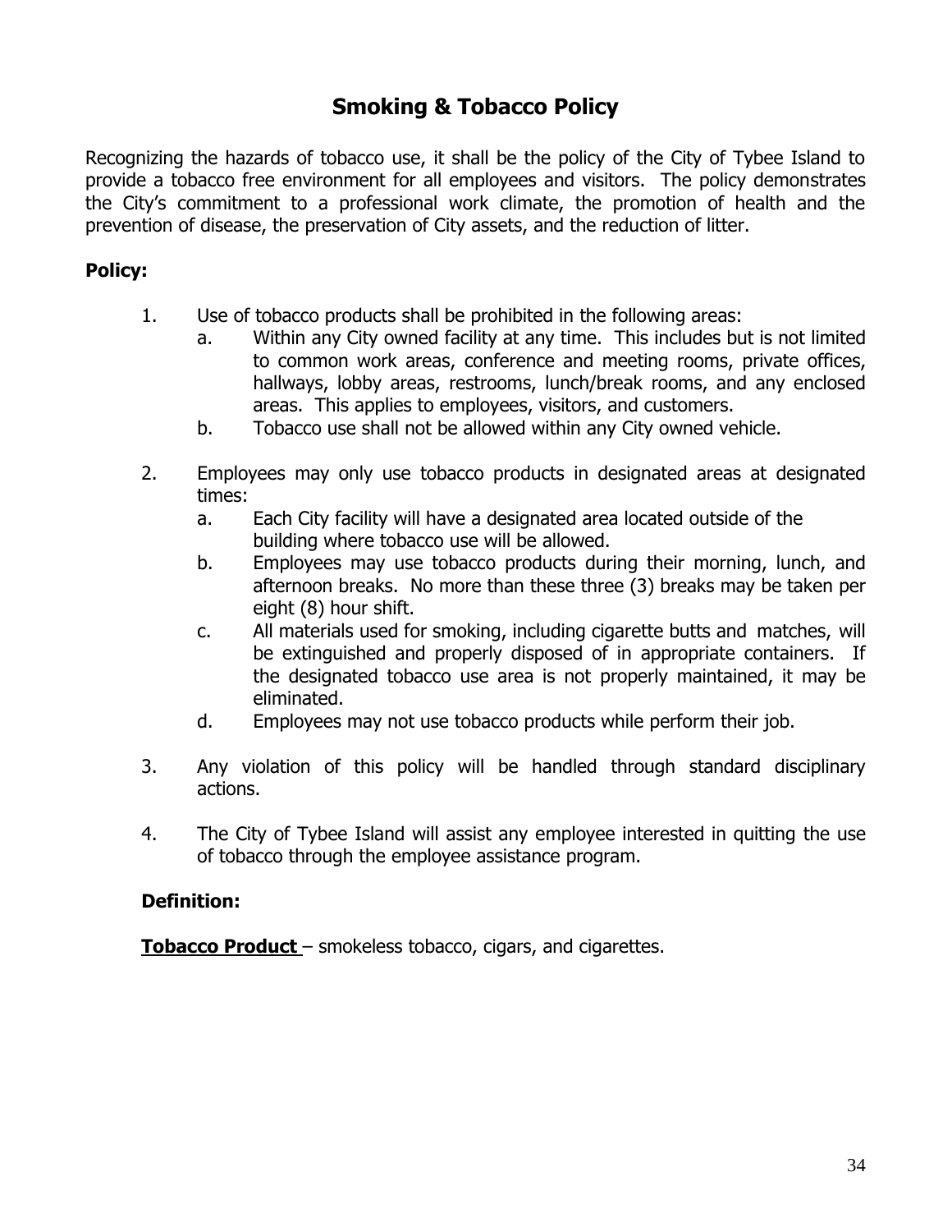# Smoking & Tobacco Policy

Recognizing the hazards of tobacco use, it shall be the policy of the City of Tybee Island to provide a tobacco free environment for all employees and visitors. The policy demonstrates the City's commitment to a professional work climate, the promotion of health and the prevention of disease, the preservation of City assets, and the reduction of litter.

**Policy:**

1. Use of tobacco products shall be prohibited in the following areas:
   a. Within any City owned facility at any time. This includes but is not limited to common work areas, conference and meeting rooms, private offices, hallways, lobby areas, restrooms, lunch/break rooms, and any enclosed areas. This applies to employees, visitors, and customers.
   b. Tobacco use shall not be allowed within any City owned vehicle.

2. Employees may only use tobacco products in designated areas at designated times:
   a. Each City facility will have a designated area located outside of the building where tobacco use will be allowed.
   b. Employees may use tobacco products during their morning, lunch, and afternoon breaks. No more than these three (3) breaks may be taken per eight (8) hour shift.
   c. All materials used for smoking, including cigarette butts and matches, will be extinguished and properly disposed of in appropriate containers. If the designated tobacco use area is not properly maintained, it may be eliminated.
   d. Employees may not use tobacco products while perform their job.

3. Any violation of this policy will be handled through standard disciplinary actions.

4. The City of Tybee Island will assist any employee interested in quitting the use of tobacco through the employee assistance program.

**Definition:**

**<u>Tobacco Product</u>** – smokeless tobacco, cigars, and cigarettes.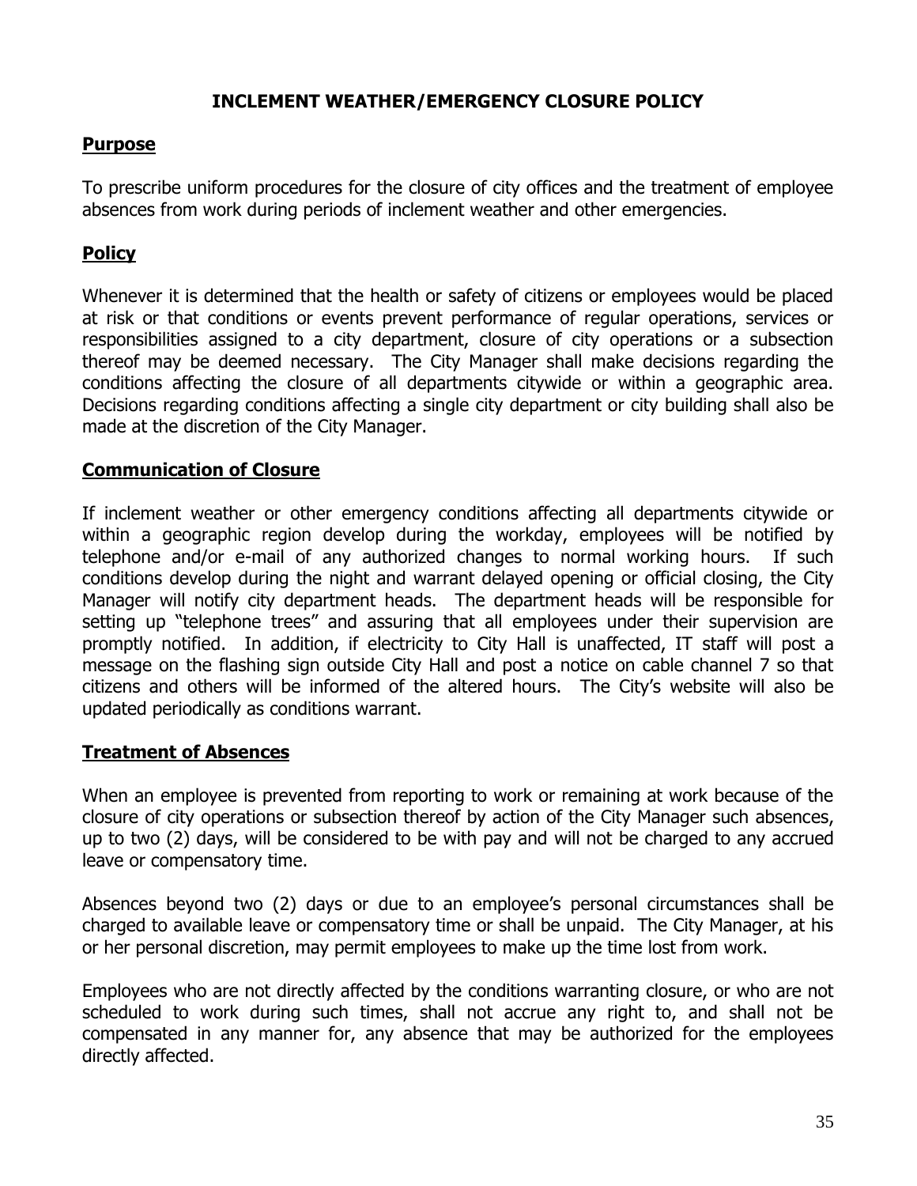# INCLEMENT WEATHER/EMERGENCY CLOSURE POLICY

## Purpose

To prescribe uniform procedures for the closure of city offices and the treatment of employee absences from work during periods of inclement weather and other emergencies.

## Policy

Whenever it is determined that the health or safety of citizens or employees would be placed at risk or that conditions or events prevent performance of regular operations, services or responsibilities assigned to a city department, closure of city operations or a subsection thereof may be deemed necessary. The City Manager shall make decisions regarding the conditions affecting the closure of all departments citywide or within a geographic area. Decisions regarding conditions affecting a single city department or city building shall also be made at the discretion of the City Manager.

## Communication of Closure

If inclement weather or other emergency conditions affecting all departments citywide or within a geographic region develop during the workday, employees will be notified by telephone and/or e-mail of any authorized changes to normal working hours. If such conditions develop during the night and warrant delayed opening or official closing, the City Manager will notify city department heads. The department heads will be responsible for setting up "telephone trees" and assuring that all employees under their supervision are promptly notified. In addition, if electricity to City Hall is unaffected, IT staff will post a message on the flashing sign outside City Hall and post a notice on cable channel 7 so that citizens and others will be informed of the altered hours. The City's website will also be updated periodically as conditions warrant.

## Treatment of Absences

When an employee is prevented from reporting to work or remaining at work because of the closure of city operations or subsection thereof by action of the City Manager such absences, up to two (2) days, will be considered to be with pay and will not be charged to any accrued leave or compensatory time.

Absences beyond two (2) days or due to an employee's personal circumstances shall be charged to available leave or compensatory time or shall be unpaid. The City Manager, at his or her personal discretion, may permit employees to make up the time lost from work.

Employees who are not directly affected by the conditions warranting closure, or who are not scheduled to work during such times, shall not accrue any right to, and shall not be compensated in any manner for, any absence that may be authorized for the employees directly affected.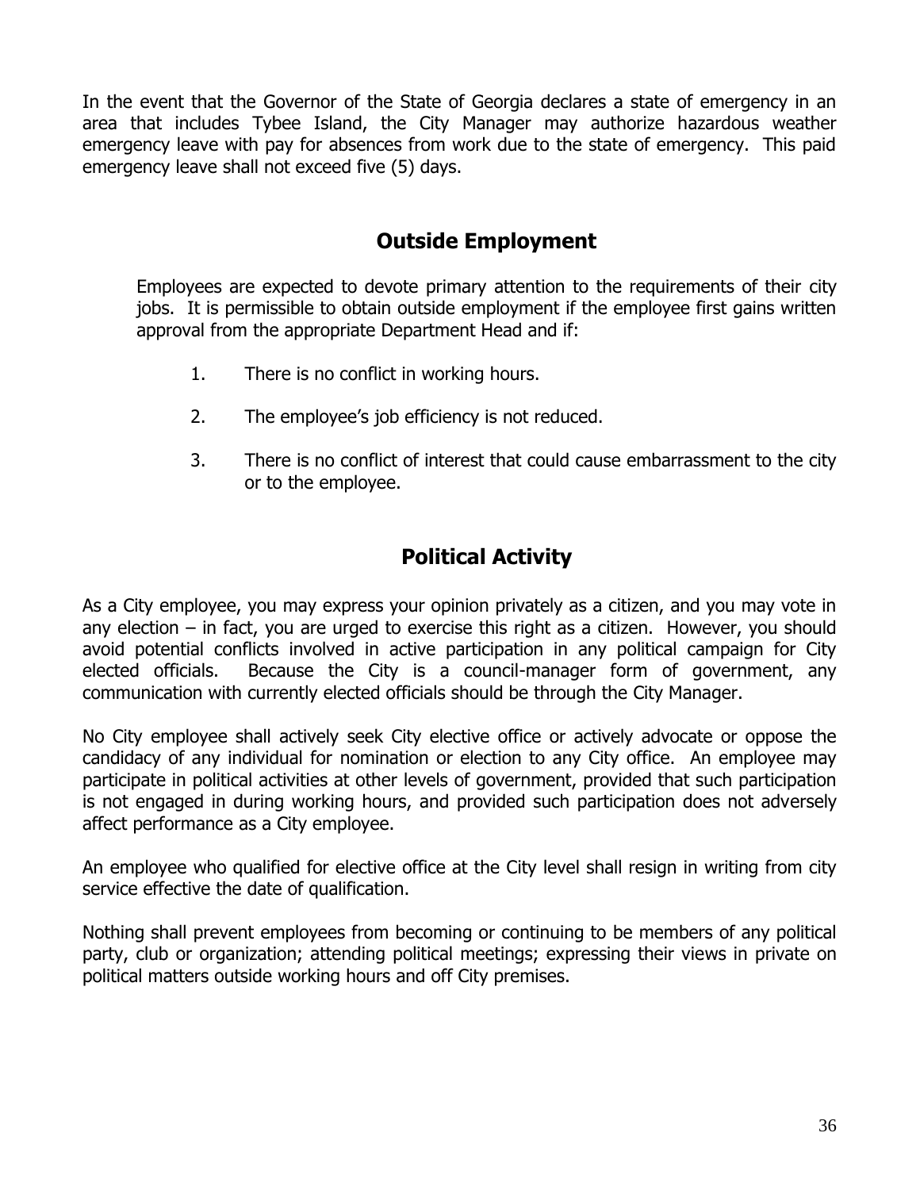In the event that the Governor of the State of Georgia declares a state of emergency in an area that includes Tybee Island, the City Manager may authorize hazardous weather emergency leave with pay for absences from work due to the state of emergency. This paid emergency leave shall not exceed five (5) days.

## Outside Employment

Employees are expected to devote primary attention to the requirements of their city jobs. It is permissible to obtain outside employment if the employee first gains written approval from the appropriate Department Head and if:

1. There is no conflict in working hours.
2. The employee's job efficiency is not reduced.
3. There is no conflict of interest that could cause embarrassment to the city or to the employee.

## Political Activity

As a City employee, you may express your opinion privately as a citizen, and you may vote in any election – in fact, you are urged to exercise this right as a citizen. However, you should avoid potential conflicts involved in active participation in any political campaign for City elected officials. Because the City is a council-manager form of government, any communication with currently elected officials should be through the City Manager.

No City employee shall actively seek City elective office or actively advocate or oppose the candidacy of any individual for nomination or election to any City office. An employee may participate in political activities at other levels of government, provided that such participation is not engaged in during working hours, and provided such participation does not adversely affect performance as a City employee.

An employee who qualified for elective office at the City level shall resign in writing from city service effective the date of qualification.

Nothing shall prevent employees from becoming or continuing to be members of any political party, club or organization; attending political meetings; expressing their views in private on political matters outside working hours and off City premises.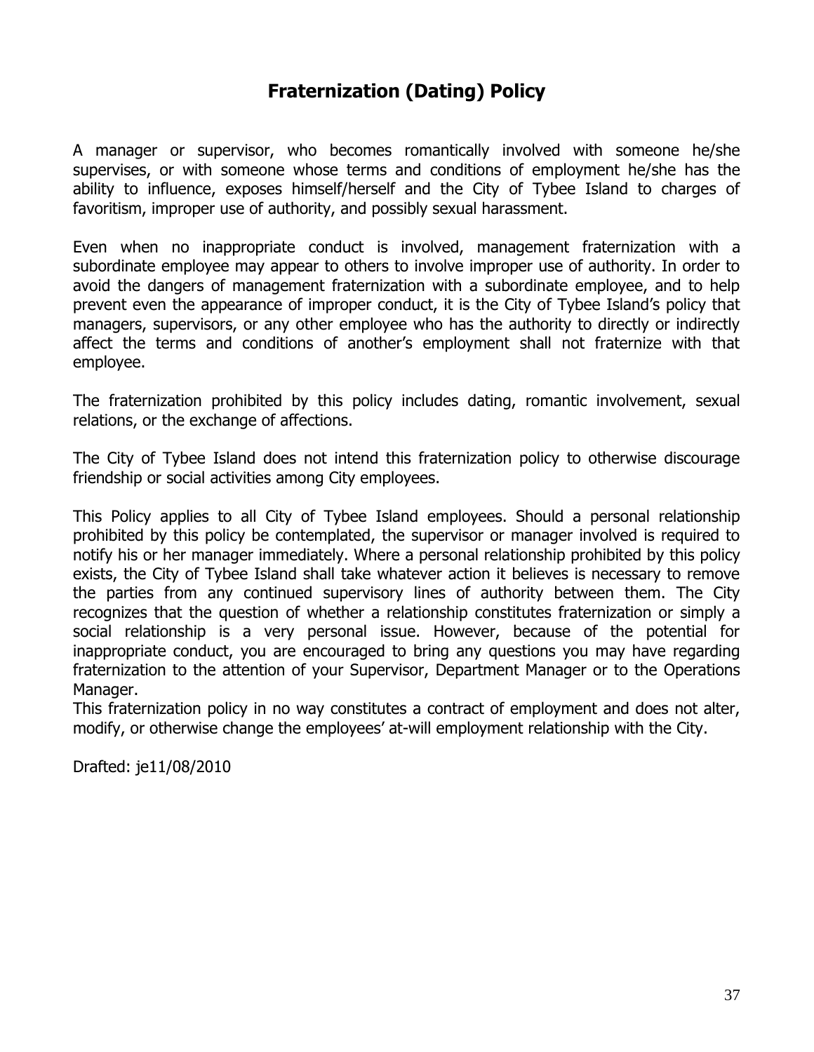# Fraternization (Dating) Policy

A manager or supervisor, who becomes romantically involved with someone he/she supervises, or with someone whose terms and conditions of employment he/she has the ability to influence, exposes himself/herself and the City of Tybee Island to charges of favoritism, improper use of authority, and possibly sexual harassment.

Even when no inappropriate conduct is involved, management fraternization with a subordinate employee may appear to others to involve improper use of authority. In order to avoid the dangers of management fraternization with a subordinate employee, and to help prevent even the appearance of improper conduct, it is the City of Tybee Island's policy that managers, supervisors, or any other employee who has the authority to directly or indirectly affect the terms and conditions of another's employment shall not fraternize with that employee.

The fraternization prohibited by this policy includes dating, romantic involvement, sexual relations, or the exchange of affections.

The City of Tybee Island does not intend this fraternization policy to otherwise discourage friendship or social activities among City employees.

This Policy applies to all City of Tybee Island employees. Should a personal relationship prohibited by this policy be contemplated, the supervisor or manager involved is required to notify his or her manager immediately. Where a personal relationship prohibited by this policy exists, the City of Tybee Island shall take whatever action it believes is necessary to remove the parties from any continued supervisory lines of authority between them. The City recognizes that the question of whether a relationship constitutes fraternization or simply a social relationship is a very personal issue. However, because of the potential for inappropriate conduct, you are encouraged to bring any questions you may have regarding fraternization to the attention of your Supervisor, Department Manager or to the Operations Manager.
This fraternization policy in no way constitutes a contract of employment and does not alter, modify, or otherwise change the employees' at-will employment relationship with the City.

Drafted: je11/08/2010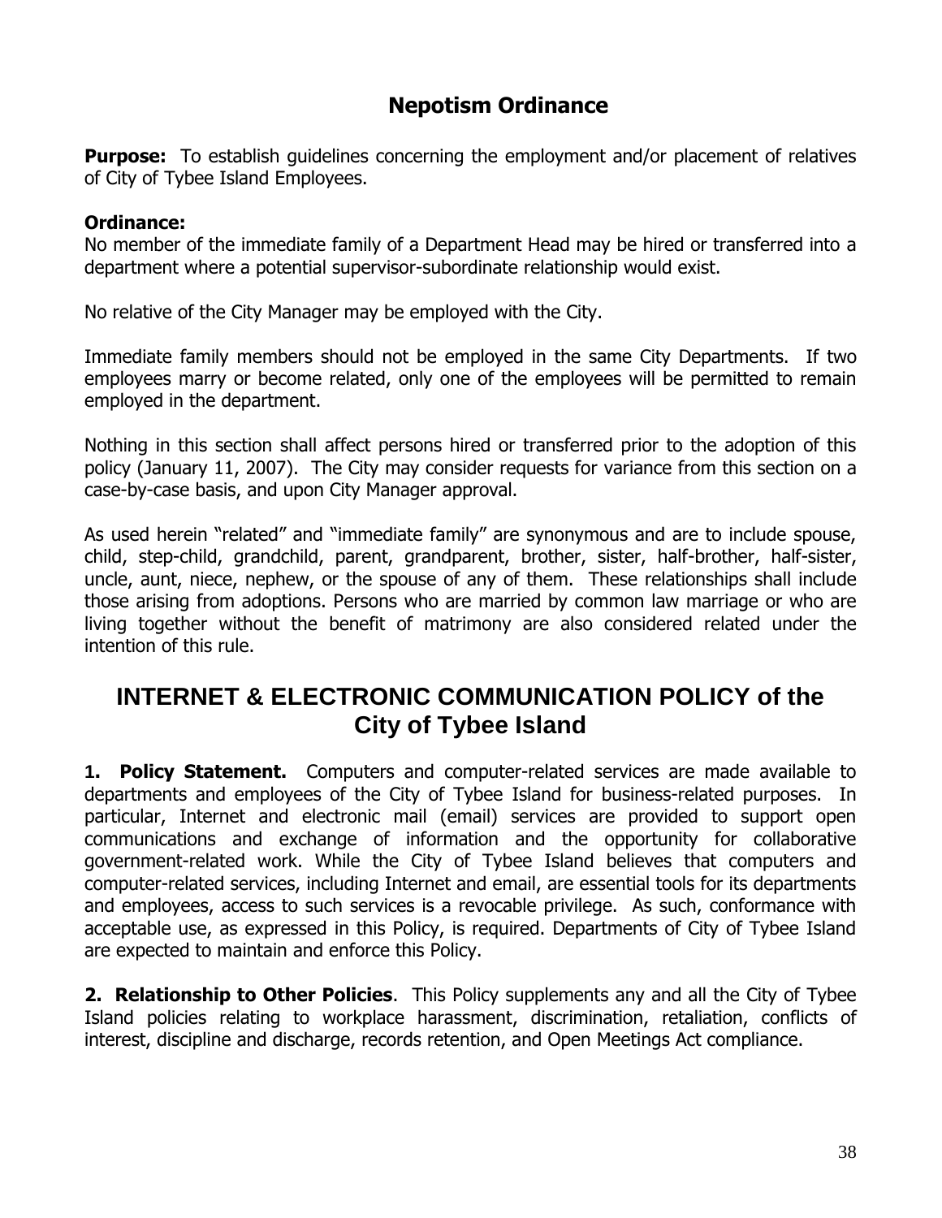## Nepotism Ordinance

**Purpose:** To establish guidelines concerning the employment and/or placement of relatives of City of Tybee Island Employees.

**Ordinance:**
No member of the immediate family of a Department Head may be hired or transferred into a department where a potential supervisor-subordinate relationship would exist.

No relative of the City Manager may be employed with the City.

Immediate family members should not be employed in the same City Departments. If two employees marry or become related, only one of the employees will be permitted to remain employed in the department.

Nothing in this section shall affect persons hired or transferred prior to the adoption of this policy (January 11, 2007). The City may consider requests for variance from this section on a case-by-case basis, and upon City Manager approval.

As used herein "related" and "immediate family" are synonymous and are to include spouse, child, step-child, grandchild, parent, grandparent, brother, sister, half-brother, half-sister, uncle, aunt, niece, nephew, or the spouse of any of them. These relationships shall include those arising from adoptions. Persons who are married by common law marriage or who are living together without the benefit of matrimony are also considered related under the intention of this rule.

# INTERNET & ELECTRONIC COMMUNICATION POLICY of the City of Tybee Island

**1. Policy Statement.** Computers and computer-related services are made available to departments and employees of the City of Tybee Island for business-related purposes. In particular, Internet and electronic mail (email) services are provided to support open communications and exchange of information and the opportunity for collaborative government-related work. While the City of Tybee Island believes that computers and computer-related services, including Internet and email, are essential tools for its departments and employees, access to such services is a revocable privilege. As such, conformance with acceptable use, as expressed in this Policy, is required. Departments of City of Tybee Island are expected to maintain and enforce this Policy.

**2. Relationship to Other Policies**. This Policy supplements any and all the City of Tybee Island policies relating to workplace harassment, discrimination, retaliation, conflicts of interest, discipline and discharge, records retention, and Open Meetings Act compliance.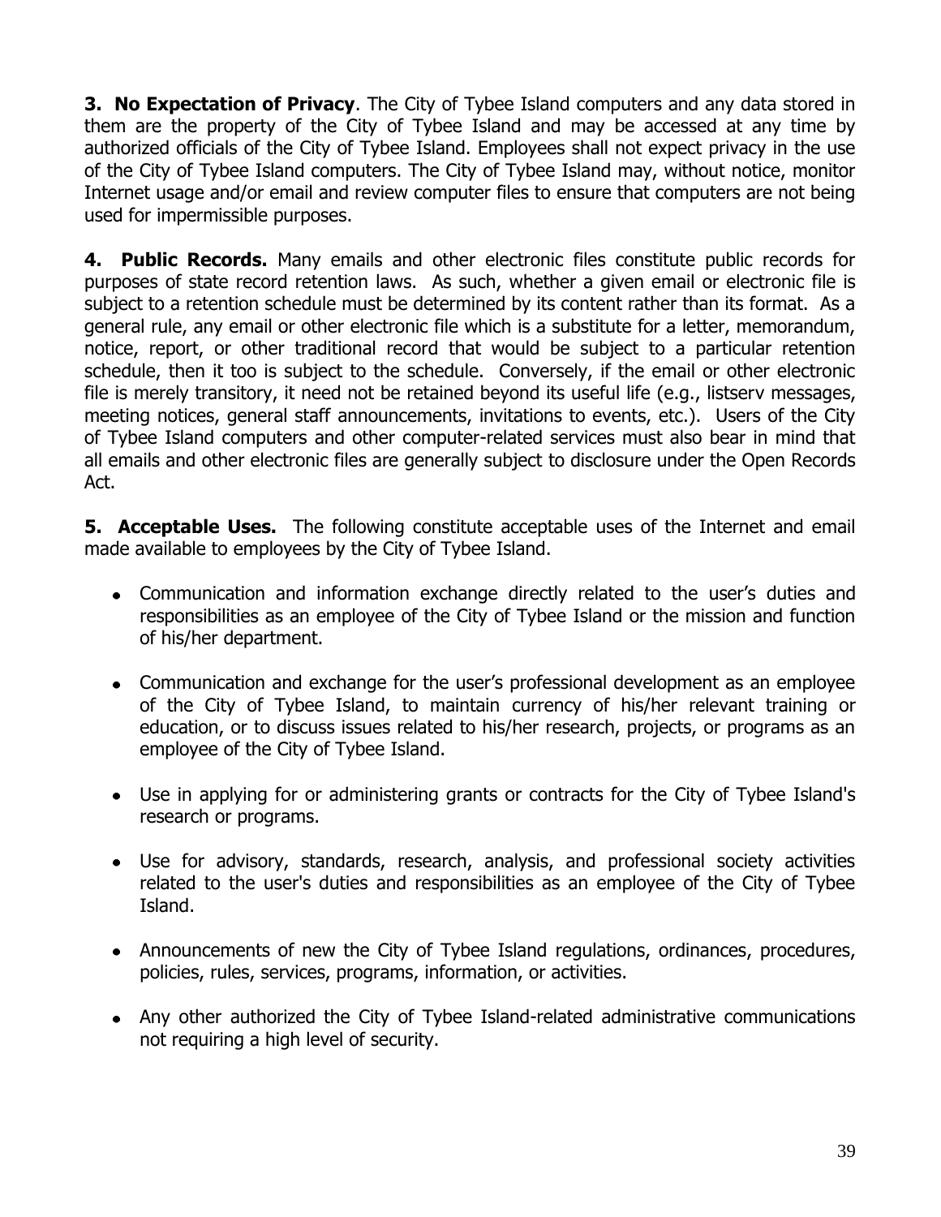**3. No Expectation of Privacy**. The City of Tybee Island computers and any data stored in them are the property of the City of Tybee Island and may be accessed at any time by authorized officials of the City of Tybee Island. Employees shall not expect privacy in the use of the City of Tybee Island computers. The City of Tybee Island may, without notice, monitor Internet usage and/or email and review computer files to ensure that computers are not being used for impermissible purposes.

**4. Public Records.** Many emails and other electronic files constitute public records for purposes of state record retention laws. As such, whether a given email or electronic file is subject to a retention schedule must be determined by its content rather than its format. As a general rule, any email or other electronic file which is a substitute for a letter, memorandum, notice, report, or other traditional record that would be subject to a particular retention schedule, then it too is subject to the schedule. Conversely, if the email or other electronic file is merely transitory, it need not be retained beyond its useful life (e.g., listserv messages, meeting notices, general staff announcements, invitations to events, etc.). Users of the City of Tybee Island computers and other computer-related services must also bear in mind that all emails and other electronic files are generally subject to disclosure under the Open Records Act.

**5. Acceptable Uses.** The following constitute acceptable uses of the Internet and email made available to employees by the City of Tybee Island.

- Communication and information exchange directly related to the user's duties and responsibilities as an employee of the City of Tybee Island or the mission and function of his/her department.

- Communication and exchange for the user's professional development as an employee of the City of Tybee Island, to maintain currency of his/her relevant training or education, or to discuss issues related to his/her research, projects, or programs as an employee of the City of Tybee Island.

- Use in applying for or administering grants or contracts for the City of Tybee Island's research or programs.

- Use for advisory, standards, research, analysis, and professional society activities related to the user's duties and responsibilities as an employee of the City of Tybee Island.

- Announcements of new the City of Tybee Island regulations, ordinances, procedures, policies, rules, services, programs, information, or activities.

- Any other authorized the City of Tybee Island-related administrative communications not requiring a high level of security.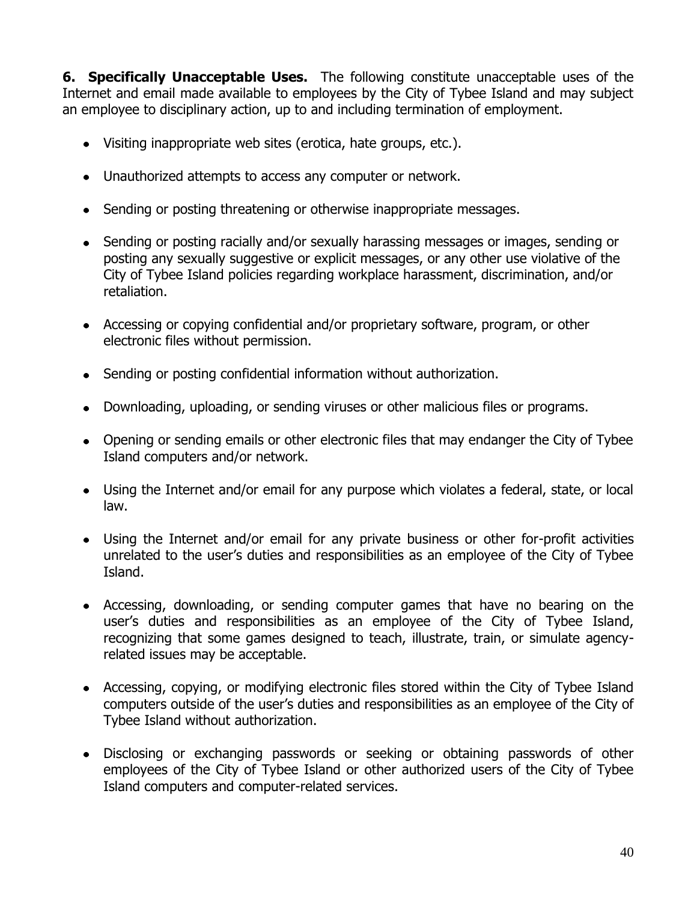**6. Specifically Unacceptable Uses.** The following constitute unacceptable uses of the Internet and email made available to employees by the City of Tybee Island and may subject an employee to disciplinary action, up to and including termination of employment.

- Visiting inappropriate web sites (erotica, hate groups, etc.).
- Unauthorized attempts to access any computer or network.
- Sending or posting threatening or otherwise inappropriate messages.
- Sending or posting racially and/or sexually harassing messages or images, sending or posting any sexually suggestive or explicit messages, or any other use violative of the City of Tybee Island policies regarding workplace harassment, discrimination, and/or retaliation.
- Accessing or copying confidential and/or proprietary software, program, or other electronic files without permission.
- Sending or posting confidential information without authorization.
- Downloading, uploading, or sending viruses or other malicious files or programs.
- Opening or sending emails or other electronic files that may endanger the City of Tybee Island computers and/or network.
- Using the Internet and/or email for any purpose which violates a federal, state, or local law.
- Using the Internet and/or email for any private business or other for-profit activities unrelated to the user's duties and responsibilities as an employee of the City of Tybee Island.
- Accessing, downloading, or sending computer games that have no bearing on the user's duties and responsibilities as an employee of the City of Tybee Island, recognizing that some games designed to teach, illustrate, train, or simulate agency-related issues may be acceptable.
- Accessing, copying, or modifying electronic files stored within the City of Tybee Island computers outside of the user's duties and responsibilities as an employee of the City of Tybee Island without authorization.
- Disclosing or exchanging passwords or seeking or obtaining passwords of other employees of the City of Tybee Island or other authorized users of the City of Tybee Island computers and computer-related services.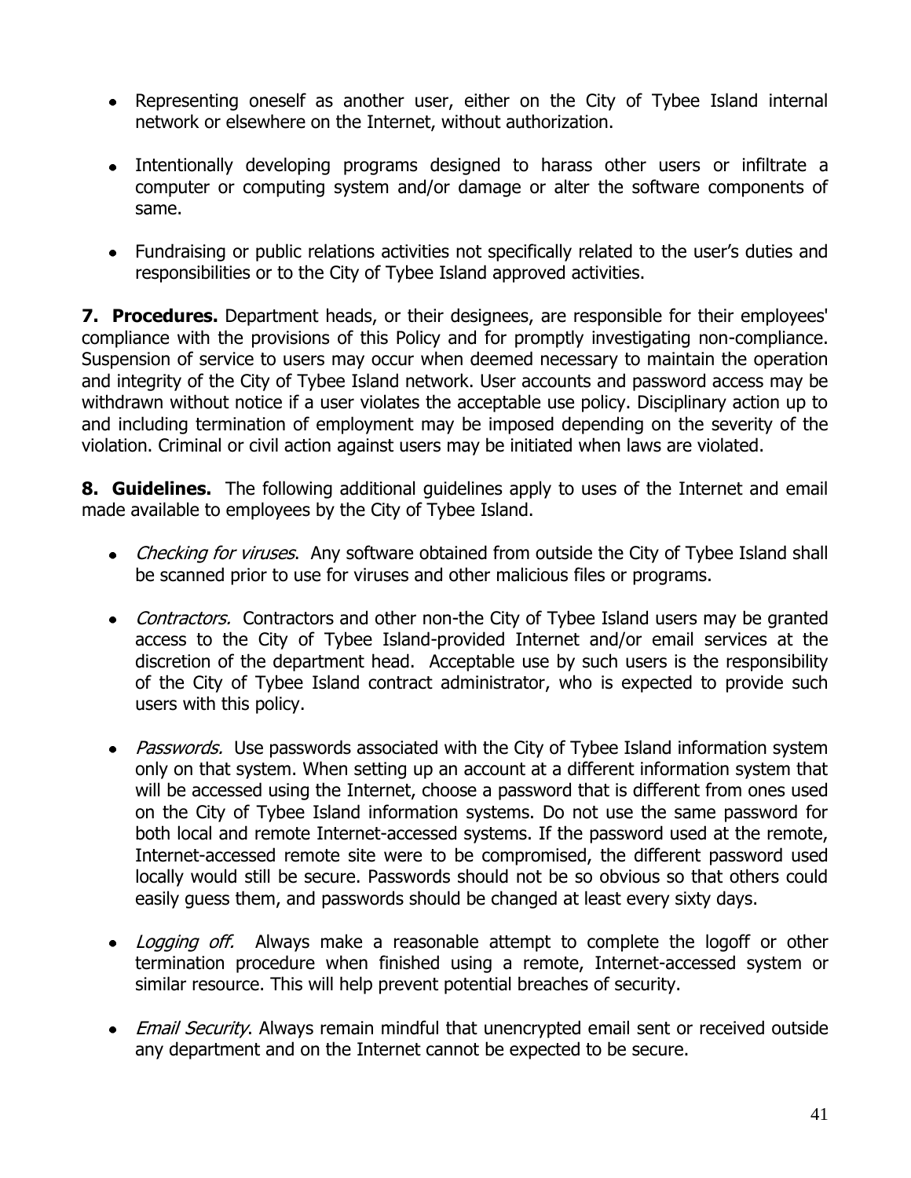- Representing oneself as another user, either on the City of Tybee Island internal network or elsewhere on the Internet, without authorization.

- Intentionally developing programs designed to harass other users or infiltrate a computer or computing system and/or damage or alter the software components of same.

- Fundraising or public relations activities not specifically related to the user's duties and responsibilities or to the City of Tybee Island approved activities.

**7. Procedures.** Department heads, or their designees, are responsible for their employees' compliance with the provisions of this Policy and for promptly investigating non-compliance. Suspension of service to users may occur when deemed necessary to maintain the operation and integrity of the City of Tybee Island network. User accounts and password access may be withdrawn without notice if a user violates the acceptable use policy. Disciplinary action up to and including termination of employment may be imposed depending on the severity of the violation. Criminal or civil action against users may be initiated when laws are violated.

**8. Guidelines.** The following additional guidelines apply to uses of the Internet and email made available to employees by the City of Tybee Island.

- *Checking for viruses*. Any software obtained from outside the City of Tybee Island shall be scanned prior to use for viruses and other malicious files or programs.

- *Contractors.* Contractors and other non-the City of Tybee Island users may be granted access to the City of Tybee Island-provided Internet and/or email services at the discretion of the department head. Acceptable use by such users is the responsibility of the City of Tybee Island contract administrator, who is expected to provide such users with this policy.

- *Passwords.* Use passwords associated with the City of Tybee Island information system only on that system. When setting up an account at a different information system that will be accessed using the Internet, choose a password that is different from ones used on the City of Tybee Island information systems. Do not use the same password for both local and remote Internet-accessed systems. If the password used at the remote, Internet-accessed remote site were to be compromised, the different password used locally would still be secure. Passwords should not be so obvious so that others could easily guess them, and passwords should be changed at least every sixty days.

- *Logging off.* Always make a reasonable attempt to complete the logoff or other termination procedure when finished using a remote, Internet-accessed system or similar resource. This will help prevent potential breaches of security.

- *Email Security*. Always remain mindful that unencrypted email sent or received outside any department and on the Internet cannot be expected to be secure.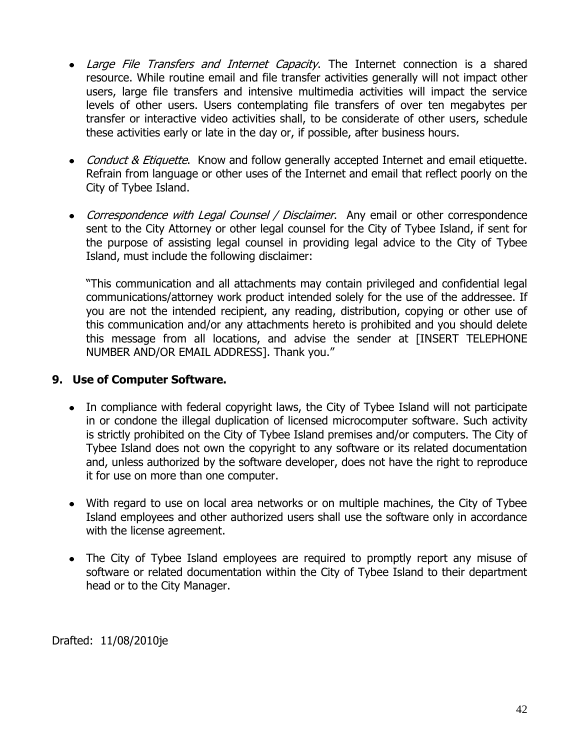- *Large File Transfers and Internet Capacity*. The Internet connection is a shared resource. While routine email and file transfer activities generally will not impact other users, large file transfers and intensive multimedia activities will impact the service levels of other users. Users contemplating file transfers of over ten megabytes per transfer or interactive video activities shall, to be considerate of other users, schedule these activities early or late in the day or, if possible, after business hours.

- *Conduct & Etiquette*. Know and follow generally accepted Internet and email etiquette. Refrain from language or other uses of the Internet and email that reflect poorly on the City of Tybee Island.

- *Correspondence with Legal Counsel / Disclaimer*. Any email or other correspondence sent to the City Attorney or other legal counsel for the City of Tybee Island, if sent for the purpose of assisting legal counsel in providing legal advice to the City of Tybee Island, must include the following disclaimer:

  "This communication and all attachments may contain privileged and confidential legal communications/attorney work product intended solely for the use of the addressee. If you are not the intended recipient, any reading, distribution, copying or other use of this communication and/or any attachments hereto is prohibited and you should delete this message from all locations, and advise the sender at [INSERT TELEPHONE NUMBER AND/OR EMAIL ADDRESS]. Thank you."

**9. Use of Computer Software.**

- In compliance with federal copyright laws, the City of Tybee Island will not participate in or condone the illegal duplication of licensed microcomputer software. Such activity is strictly prohibited on the City of Tybee Island premises and/or computers. The City of Tybee Island does not own the copyright to any software or its related documentation and, unless authorized by the software developer, does not have the right to reproduce it for use on more than one computer.

- With regard to use on local area networks or on multiple machines, the City of Tybee Island employees and other authorized users shall use the software only in accordance with the license agreement.

- The City of Tybee Island employees are required to promptly report any misuse of software or related documentation within the City of Tybee Island to their department head or to the City Manager.

Drafted: 11/08/2010je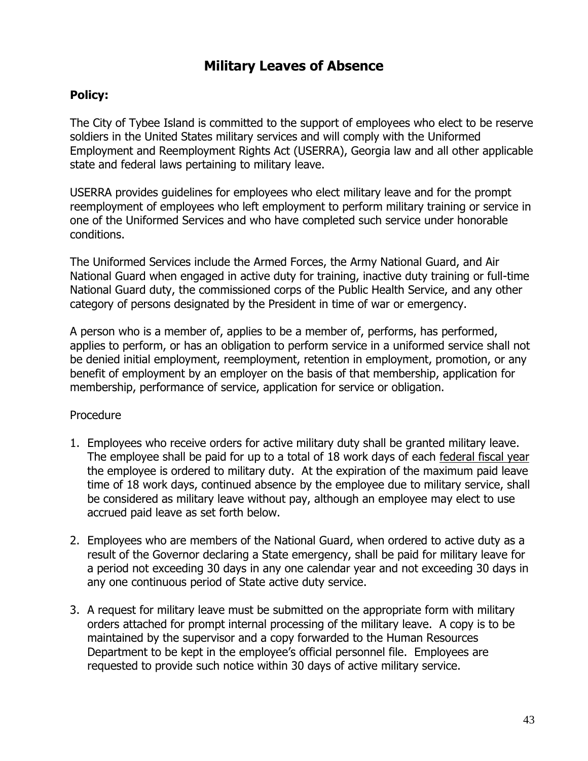# Military Leaves of Absence

**Policy:**

The City of Tybee Island is committed to the support of employees who elect to be reserve soldiers in the United States military services and will comply with the Uniformed Employment and Reemployment Rights Act (USERRA), Georgia law and all other applicable state and federal laws pertaining to military leave.

USERRA provides guidelines for employees who elect military leave and for the prompt reemployment of employees who left employment to perform military training or service in one of the Uniformed Services and who have completed such service under honorable conditions.

The Uniformed Services include the Armed Forces, the Army National Guard, and Air National Guard when engaged in active duty for training, inactive duty training or full-time National Guard duty, the commissioned corps of the Public Health Service, and any other category of persons designated by the President in time of war or emergency.

A person who is a member of, applies to be a member of, performs, has performed, applies to perform, or has an obligation to perform service in a uniformed service shall not be denied initial employment, reemployment, retention in employment, promotion, or any benefit of employment by an employer on the basis of that membership, application for membership, performance of service, application for service or obligation.

Procedure

1. Employees who receive orders for active military duty shall be granted military leave. The employee shall be paid for up to a total of 18 work days of each <u>federal fiscal year</u> the employee is ordered to military duty. At the expiration of the maximum paid leave time of 18 work days, continued absence by the employee due to military service, shall be considered as military leave without pay, although an employee may elect to use accrued paid leave as set forth below.

2. Employees who are members of the National Guard, when ordered to active duty as a result of the Governor declaring a State emergency, shall be paid for military leave for a period not exceeding 30 days in any one calendar year and not exceeding 30 days in any one continuous period of State active duty service.

3. A request for military leave must be submitted on the appropriate form with military orders attached for prompt internal processing of the military leave. A copy is to be maintained by the supervisor and a copy forwarded to the Human Resources Department to be kept in the employee's official personnel file. Employees are requested to provide such notice within 30 days of active military service.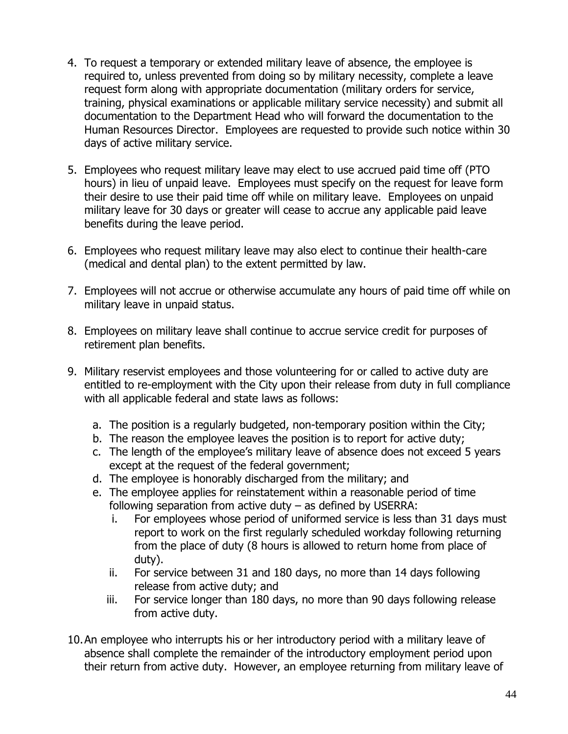4. To request a temporary or extended military leave of absence, the employee is required to, unless prevented from doing so by military necessity, complete a leave request form along with appropriate documentation (military orders for service, training, physical examinations or applicable military service necessity) and submit all documentation to the Department Head who will forward the documentation to the Human Resources Director. Employees are requested to provide such notice within 30 days of active military service.

5. Employees who request military leave may elect to use accrued paid time off (PTO hours) in lieu of unpaid leave. Employees must specify on the request for leave form their desire to use their paid time off while on military leave. Employees on unpaid military leave for 30 days or greater will cease to accrue any applicable paid leave benefits during the leave period.

6. Employees who request military leave may also elect to continue their health-care (medical and dental plan) to the extent permitted by law.

7. Employees will not accrue or otherwise accumulate any hours of paid time off while on military leave in unpaid status.

8. Employees on military leave shall continue to accrue service credit for purposes of retirement plan benefits.

9. Military reservist employees and those volunteering for or called to active duty are entitled to re-employment with the City upon their release from duty in full compliance with all applicable federal and state laws as follows:

   a. The position is a regularly budgeted, non-temporary position within the City;
   b. The reason the employee leaves the position is to report for active duty;
   c. The length of the employee's military leave of absence does not exceed 5 years except at the request of the federal government;
   d. The employee is honorably discharged from the military; and
   e. The employee applies for reinstatement within a reasonable period of time following separation from active duty – as defined by USERRA:
      i. For employees whose period of uniformed service is less than 31 days must report to work on the first regularly scheduled workday following returning from the place of duty (8 hours is allowed to return home from place of duty).
      ii. For service between 31 and 180 days, no more than 14 days following release from active duty; and
      iii. For service longer than 180 days, no more than 90 days following release from active duty.

10. An employee who interrupts his or her introductory period with a military leave of absence shall complete the remainder of the introductory employment period upon their return from active duty. However, an employee returning from military leave of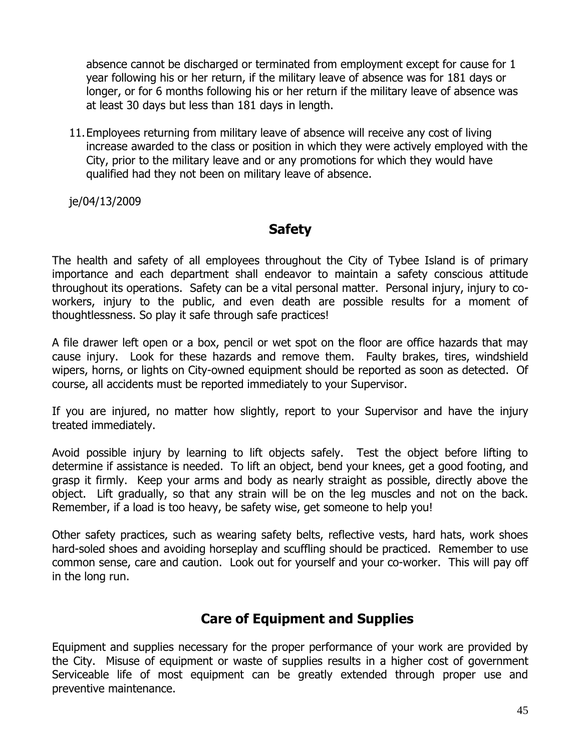absence cannot be discharged or terminated from employment except for cause for 1 year following his or her return, if the military leave of absence was for 181 days or longer, or for 6 months following his or her return if the military leave of absence was at least 30 days but less than 181 days in length.

11. Employees returning from military leave of absence will receive any cost of living increase awarded to the class or position in which they were actively employed with the City, prior to the military leave and or any promotions for which they would have qualified had they not been on military leave of absence.

je/04/13/2009

## Safety

The health and safety of all employees throughout the City of Tybee Island is of primary importance and each department shall endeavor to maintain a safety conscious attitude throughout its operations. Safety can be a vital personal matter. Personal injury, injury to co-workers, injury to the public, and even death are possible results for a moment of thoughtlessness. So play it safe through safe practices!

A file drawer left open or a box, pencil or wet spot on the floor are office hazards that may cause injury. Look for these hazards and remove them. Faulty brakes, tires, windshield wipers, horns, or lights on City-owned equipment should be reported as soon as detected. Of course, all accidents must be reported immediately to your Supervisor.

If you are injured, no matter how slightly, report to your Supervisor and have the injury treated immediately.

Avoid possible injury by learning to lift objects safely. Test the object before lifting to determine if assistance is needed. To lift an object, bend your knees, get a good footing, and grasp it firmly. Keep your arms and body as nearly straight as possible, directly above the object. Lift gradually, so that any strain will be on the leg muscles and not on the back. Remember, if a load is too heavy, be safety wise, get someone to help you!

Other safety practices, such as wearing safety belts, reflective vests, hard hats, work shoes hard-soled shoes and avoiding horseplay and scuffling should be practiced. Remember to use common sense, care and caution. Look out for yourself and your co-worker. This will pay off in the long run.

## Care of Equipment and Supplies

Equipment and supplies necessary for the proper performance of your work are provided by the City. Misuse of equipment or waste of supplies results in a higher cost of government Serviceable life of most equipment can be greatly extended through proper use and preventive maintenance.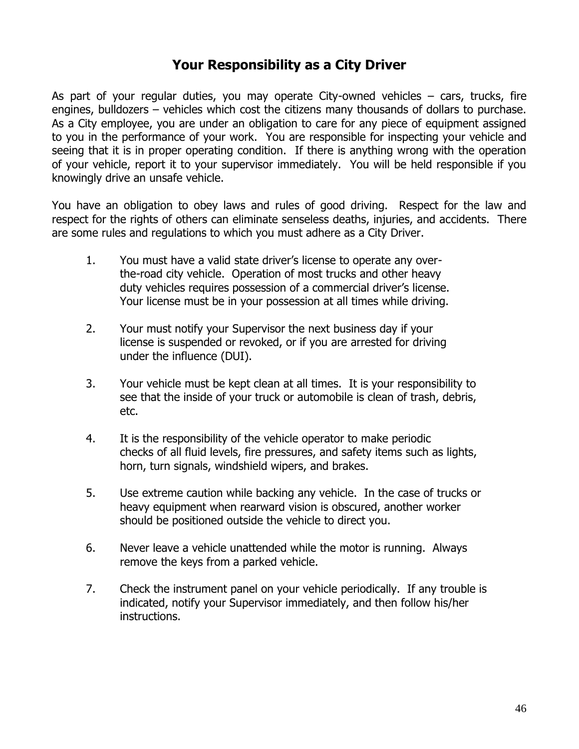## Your Responsibility as a City Driver

As part of your regular duties, you may operate City-owned vehicles – cars, trucks, fire engines, bulldozers – vehicles which cost the citizens many thousands of dollars to purchase. As a City employee, you are under an obligation to care for any piece of equipment assigned to you in the performance of your work. You are responsible for inspecting your vehicle and seeing that it is in proper operating condition. If there is anything wrong with the operation of your vehicle, report it to your supervisor immediately. You will be held responsible if you knowingly drive an unsafe vehicle.

You have an obligation to obey laws and rules of good driving. Respect for the law and respect for the rights of others can eliminate senseless deaths, injuries, and accidents. There are some rules and regulations to which you must adhere as a City Driver.

1. You must have a valid state driver's license to operate any over-the-road city vehicle. Operation of most trucks and other heavy duty vehicles requires possession of a commercial driver's license. Your license must be in your possession at all times while driving.

2. Your must notify your Supervisor the next business day if your license is suspended or revoked, or if you are arrested for driving under the influence (DUI).

3. Your vehicle must be kept clean at all times. It is your responsibility to see that the inside of your truck or automobile is clean of trash, debris, etc.

4. It is the responsibility of the vehicle operator to make periodic checks of all fluid levels, fire pressures, and safety items such as lights, horn, turn signals, windshield wipers, and brakes.

5. Use extreme caution while backing any vehicle. In the case of trucks or heavy equipment when rearward vision is obscured, another worker should be positioned outside the vehicle to direct you.

6. Never leave a vehicle unattended while the motor is running. Always remove the keys from a parked vehicle.

7. Check the instrument panel on your vehicle periodically. If any trouble is indicated, notify your Supervisor immediately, and then follow his/her instructions.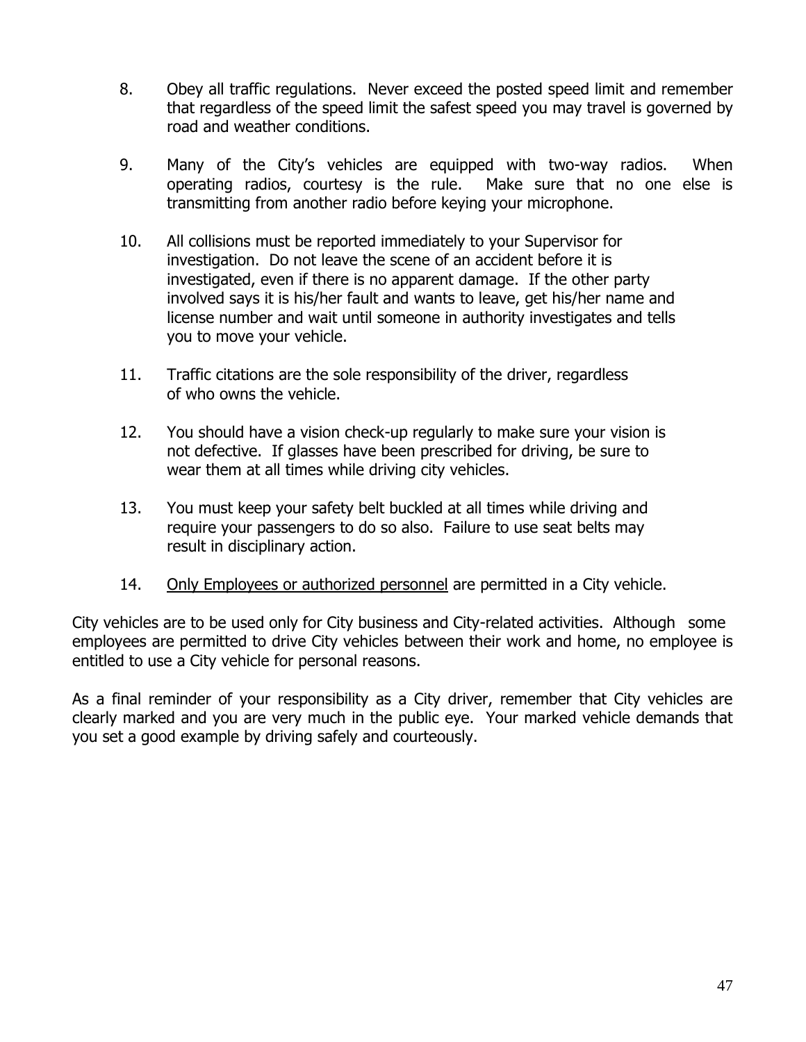8. Obey all traffic regulations. Never exceed the posted speed limit and remember that regardless of the speed limit the safest speed you may travel is governed by road and weather conditions.

9. Many of the City's vehicles are equipped with two-way radios. When operating radios, courtesy is the rule. Make sure that no one else is transmitting from another radio before keying your microphone.

10. All collisions must be reported immediately to your Supervisor for investigation. Do not leave the scene of an accident before it is investigated, even if there is no apparent damage. If the other party involved says it is his/her fault and wants to leave, get his/her name and license number and wait until someone in authority investigates and tells you to move your vehicle.

11. Traffic citations are the sole responsibility of the driver, regardless of who owns the vehicle.

12. You should have a vision check-up regularly to make sure your vision is not defective. If glasses have been prescribed for driving, be sure to wear them at all times while driving city vehicles.

13. You must keep your safety belt buckled at all times while driving and require your passengers to do so also. Failure to use seat belts may result in disciplinary action.

14. <u>Only Employees or authorized personnel</u> are permitted in a City vehicle.

City vehicles are to be used only for City business and City-related activities. Although some employees are permitted to drive City vehicles between their work and home, no employee is entitled to use a City vehicle for personal reasons.

As a final reminder of your responsibility as a City driver, remember that City vehicles are clearly marked and you are very much in the public eye. Your marked vehicle demands that you set a good example by driving safely and courteously.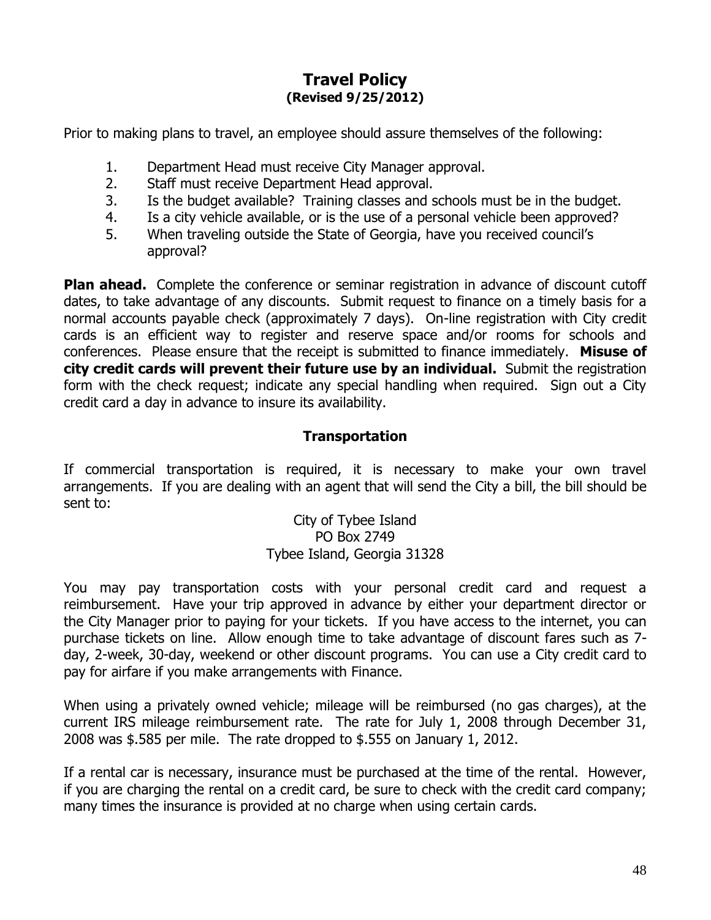# Travel Policy

**(Revised 9/25/2012)**

Prior to making plans to travel, an employee should assure themselves of the following:

1. Department Head must receive City Manager approval.
2. Staff must receive Department Head approval.
3. Is the budget available? Training classes and schools must be in the budget.
4. Is a city vehicle available, or is the use of a personal vehicle been approved?
5. When traveling outside the State of Georgia, have you received council's approval?

**Plan ahead.** Complete the conference or seminar registration in advance of discount cutoff dates, to take advantage of any discounts. Submit request to finance on a timely basis for a normal accounts payable check (approximately 7 days). On-line registration with City credit cards is an efficient way to register and reserve space and/or rooms for schools and conferences. Please ensure that the receipt is submitted to finance immediately. **Misuse of city credit cards will prevent their future use by an individual.** Submit the registration form with the check request; indicate any special handling when required. Sign out a City credit card a day in advance to insure its availability.

## Transportation

If commercial transportation is required, it is necessary to make your own travel arrangements. If you are dealing with an agent that will send the City a bill, the bill should be sent to:

City of Tybee Island
PO Box 2749
Tybee Island, Georgia 31328

You may pay transportation costs with your personal credit card and request a reimbursement. Have your trip approved in advance by either your department director or the City Manager prior to paying for your tickets. If you have access to the internet, you can purchase tickets on line. Allow enough time to take advantage of discount fares such as 7-day, 2-week, 30-day, weekend or other discount programs. You can use a City credit card to pay for airfare if you make arrangements with Finance.

When using a privately owned vehicle; mileage will be reimbursed (no gas charges), at the current IRS mileage reimbursement rate. The rate for July 1, 2008 through December 31, 2008 was $.585 per mile. The rate dropped to $.555 on January 1, 2012.

If a rental car is necessary, insurance must be purchased at the time of the rental. However, if you are charging the rental on a credit card, be sure to check with the credit card company; many times the insurance is provided at no charge when using certain cards.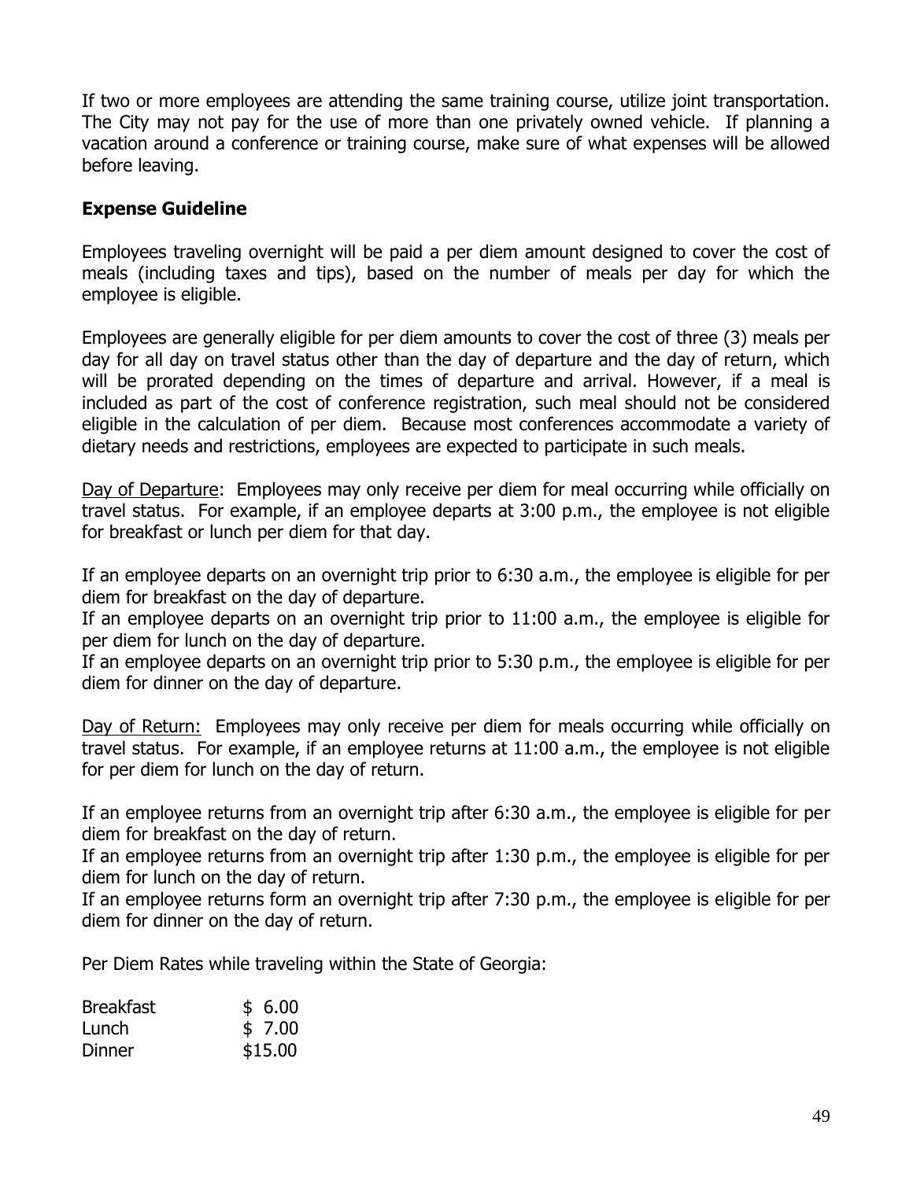If two or more employees are attending the same training course, utilize joint transportation. The City may not pay for the use of more than one privately owned vehicle. If planning a vacation around a conference or training course, make sure of what expenses will be allowed before leaving.

**Expense Guideline**

Employees traveling overnight will be paid a per diem amount designed to cover the cost of meals (including taxes and tips), based on the number of meals per day for which the employee is eligible.

Employees are generally eligible for per diem amounts to cover the cost of three (3) meals per day for all day on travel status other than the day of departure and the day of return, which will be prorated depending on the times of departure and arrival. However, if a meal is included as part of the cost of conference registration, such meal should not be considered eligible in the calculation of per diem. Because most conferences accommodate a variety of dietary needs and restrictions, employees are expected to participate in such meals.

<u>Day of Departure</u>: Employees may only receive per diem for meal occurring while officially on travel status. For example, if an employee departs at 3:00 p.m., the employee is not eligible for breakfast or lunch per diem for that day.

If an employee departs on an overnight trip prior to 6:30 a.m., the employee is eligible for per diem for breakfast on the day of departure.
If an employee departs on an overnight trip prior to 11:00 a.m., the employee is eligible for per diem for lunch on the day of departure.
If an employee departs on an overnight trip prior to 5:30 p.m., the employee is eligible for per diem for dinner on the day of departure.

<u>Day of Return:</u> Employees may only receive per diem for meals occurring while officially on travel status. For example, if an employee returns at 11:00 a.m., the employee is not eligible for per diem for lunch on the day of return.

If an employee returns from an overnight trip after 6:30 a.m., the employee is eligible for per diem for breakfast on the day of return.
If an employee returns from an overnight trip after 1:30 p.m., the employee is eligible for per diem for lunch on the day of return.
If an employee returns form an overnight trip after 7:30 p.m., the employee is eligible for per diem for dinner on the day of return.

Per Diem Rates while traveling within the State of Georgia:

| | |
|---|---|
| Breakfast | $ 6.00 |
| Lunch | $ 7.00 |
| Dinner | $15.00 |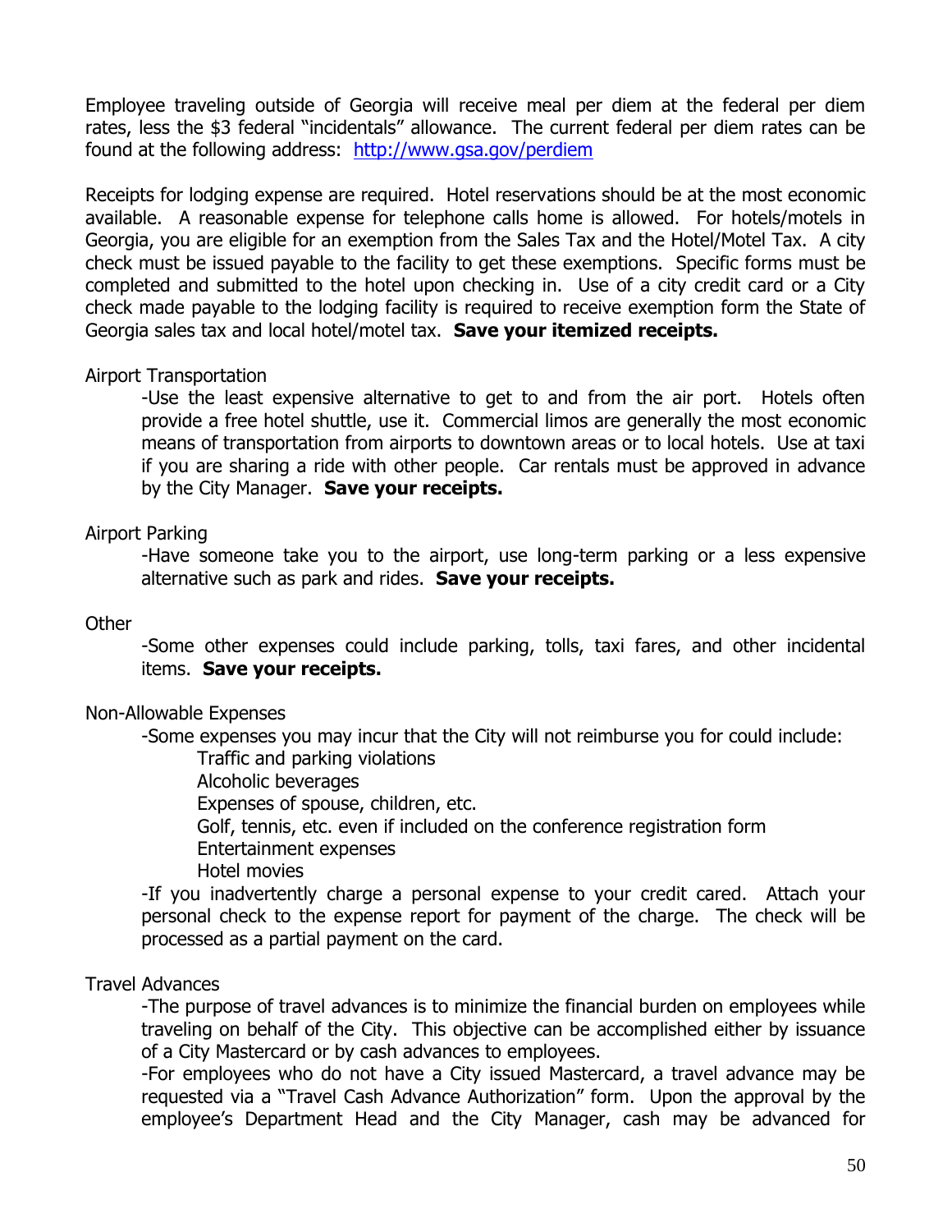Employee traveling outside of Georgia will receive meal per diem at the federal per diem rates, less the $3 federal "incidentals" allowance. The current federal per diem rates can be found at the following address: [http://www.gsa.gov/perdiem](http://www.gsa.gov/perdiem)

Receipts for lodging expense are required. Hotel reservations should be at the most economic available. A reasonable expense for telephone calls home is allowed. For hotels/motels in Georgia, you are eligible for an exemption from the Sales Tax and the Hotel/Motel Tax. A city check must be issued payable to the facility to get these exemptions. Specific forms must be completed and submitted to the hotel upon checking in. Use of a city credit card or a City check made payable to the lodging facility is required to receive exemption form the State of Georgia sales tax and local hotel/motel tax. **Save your itemized receipts.**

Airport Transportation

-Use the least expensive alternative to get to and from the air port. Hotels often provide a free hotel shuttle, use it. Commercial limos are generally the most economic means of transportation from airports to downtown areas or to local hotels. Use at taxi if you are sharing a ride with other people. Car rentals must be approved in advance by the City Manager. **Save your receipts.**

Airport Parking

-Have someone take you to the airport, use long-term parking or a less expensive alternative such as park and rides. **Save your receipts.**

Other

-Some other expenses could include parking, tolls, taxi fares, and other incidental items. **Save your receipts.**

Non-Allowable Expenses

-Some expenses you may incur that the City will not reimburse you for could include:

Traffic and parking violations
Alcoholic beverages
Expenses of spouse, children, etc.
Golf, tennis, etc. even if included on the conference registration form
Entertainment expenses
Hotel movies

-If you inadvertently charge a personal expense to your credit cared. Attach your personal check to the expense report for payment of the charge. The check will be processed as a partial payment on the card.

Travel Advances

-The purpose of travel advances is to minimize the financial burden on employees while traveling on behalf of the City. This objective can be accomplished either by issuance of a City Mastercard or by cash advances to employees.

-For employees who do not have a City issued Mastercard, a travel advance may be requested via a "Travel Cash Advance Authorization" form. Upon the approval by the employee's Department Head and the City Manager, cash may be advanced for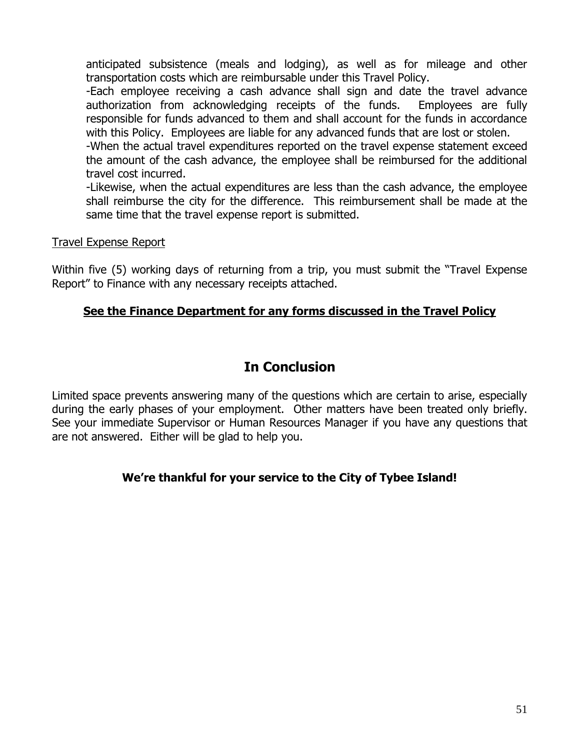anticipated subsistence (meals and lodging), as well as for mileage and other transportation costs which are reimbursable under this Travel Policy.

-Each employee receiving a cash advance shall sign and date the travel advance authorization from acknowledging receipts of the funds. Employees are fully responsible for funds advanced to them and shall account for the funds in accordance with this Policy. Employees are liable for any advanced funds that are lost or stolen.

-When the actual travel expenditures reported on the travel expense statement exceed the amount of the cash advance, the employee shall be reimbursed for the additional travel cost incurred.

-Likewise, when the actual expenditures are less than the cash advance, the employee shall reimburse the city for the difference. This reimbursement shall be made at the same time that the travel expense report is submitted.

Travel Expense Report

Within five (5) working days of returning from a trip, you must submit the "Travel Expense Report" to Finance with any necessary receipts attached.

**See the Finance Department for any forms discussed in the Travel Policy**

## In Conclusion

Limited space prevents answering many of the questions which are certain to arise, especially during the early phases of your employment. Other matters have been treated only briefly. See your immediate Supervisor or Human Resources Manager if you have any questions that are not answered. Either will be glad to help you.

**We're thankful for your service to the City of Tybee Island!**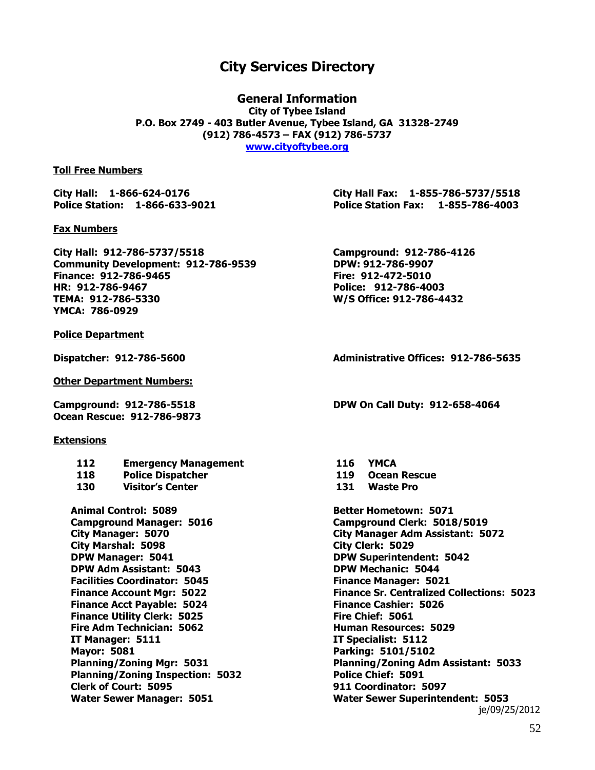# City Services Directory

## General Information

**City of Tybee Island**
**P.O. Box 2749 - 403 Butler Avenue, Tybee Island, GA 31328-2749**
**(912) 786-4573 – FAX (912) 786-5737**
**www.cityoftybee.org**

**Toll Free Numbers**

**City Hall: 1-866-624-0176**
**Police Station: 1-866-633-9021**
**City Hall Fax: 1-855-786-5737/5518**
**Police Station Fax: 1-855-786-4003**

**Fax Numbers**

**City Hall: 912-786-5737/5518**
**Community Development: 912-786-9539**
**Finance: 912-786-9465**
**HR: 912-786-9467**
**TEMA: 912-786-5330**
**YMCA: 786-0929**
**Campground: 912-786-4126**
**DPW: 912-786-9907**
**Fire: 912-472-5010**
**Police: 912-786-4003**
**W/S Office: 912-786-4432**

**Police Department**

**Dispatcher: 912-786-5600**
**Administrative Offices: 912-786-5635**

**Other Department Numbers:**

**Campground: 912-786-5518**
**Ocean Rescue: 912-786-9873**
**DPW On Call Duty: 912-658-4064**

**Extensions**

| | | | |
|---|---|---|---|
| 112 | Emergency Management | 116 | YMCA |
| 118 | Police Dispatcher | 119 | Ocean Rescue |
| 130 | Visitor's Center | 131 | Waste Pro |

**Animal Control: 5089**
**Campground Manager: 5016**
**City Manager: 5070**
**City Marshal: 5098**
**DPW Manager: 5041**
**DPW Adm Assistant: 5043**
**Facilities Coordinator: 5045**
**Finance Account Mgr: 5022**
**Finance Acct Payable: 5024**
**Finance Utility Clerk: 5025**
**Fire Adm Technician: 5062**
**IT Manager: 5111**
**Mayor: 5081**
**Planning/Zoning Mgr: 5031**
**Planning/Zoning Inspection: 5032**
**Clerk of Court: 5095**
**Water Sewer Manager: 5051**
**Better Hometown: 5071**
**Campground Clerk: 5018/5019**
**City Manager Adm Assistant: 5072**
**City Clerk: 5029**
**DPW Superintendent: 5042**
**DPW Mechanic: 5044**
**Finance Manager: 5021**
**Finance Sr. Centralized Collections: 5023**
**Finance Cashier: 5026**
**Fire Chief: 5061**
**Human Resources: 5029**
**IT Specialist: 5112**
**Parking: 5101/5102**
**Planning/Zoning Adm Assistant: 5033**
**Police Chief: 5091**
**911 Coordinator: 5097**
**Water Sewer Superintendent: 5053**

je/09/25/2012